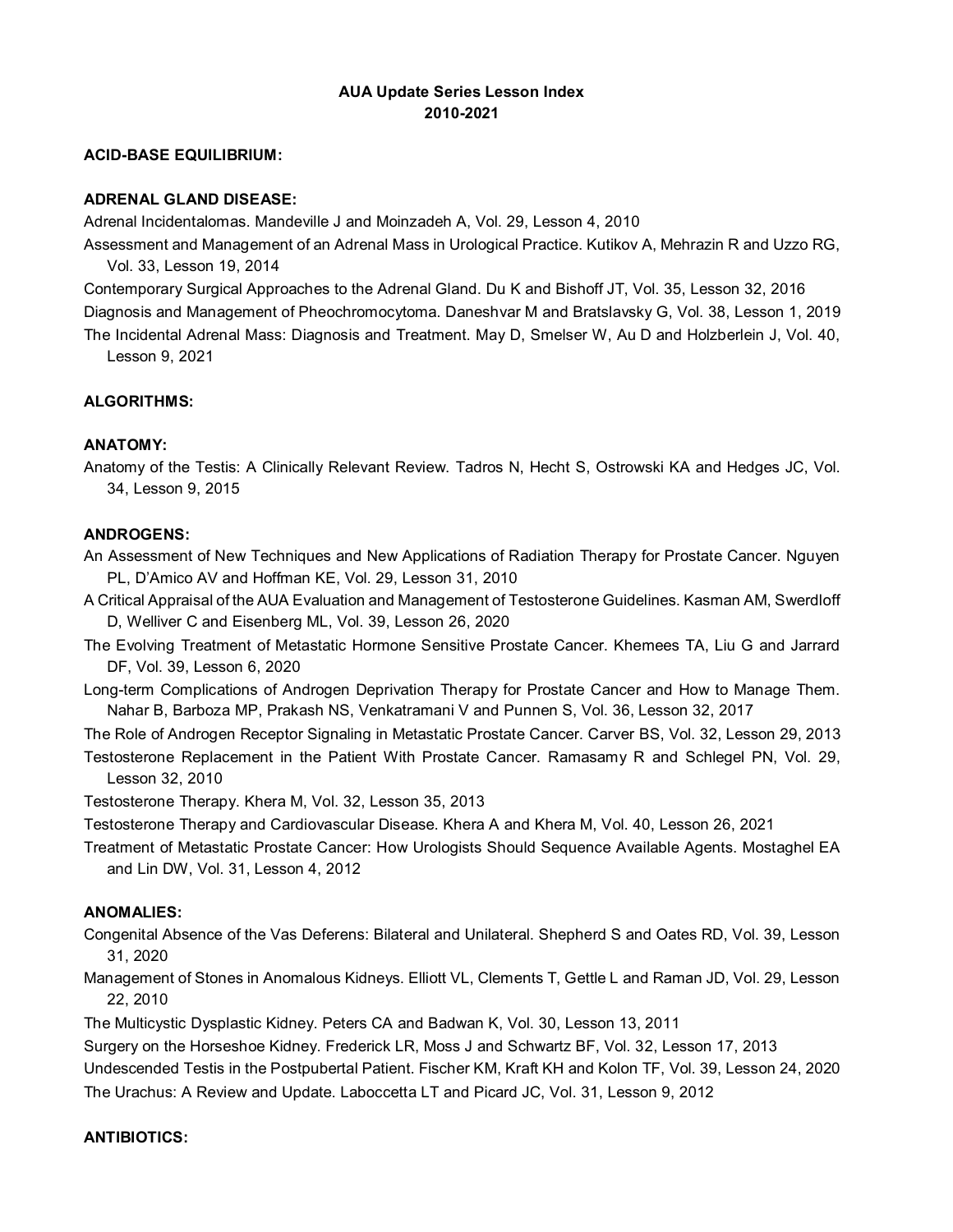# AUA Update Series Lesson Index
# 2010-2021

**ACID-BASE EQUILIBRIUM:**

**ADRENAL GLAND DISEASE:**

Adrenal Incidentalomas. Mandeville J and Moinzadeh A, Vol. 29, Lesson 4, 2010

Assessment and Management of an Adrenal Mass in Urological Practice. Kutikov A, Mehrazin R and Uzzo RG, Vol. 33, Lesson 19, 2014

Contemporary Surgical Approaches to the Adrenal Gland. Du K and Bishoff JT, Vol. 35, Lesson 32, 2016

Diagnosis and Management of Pheochromocytoma. Daneshvar M and Bratslavsky G, Vol. 38, Lesson 1, 2019

The Incidental Adrenal Mass: Diagnosis and Treatment. May D, Smelser W, Au D and Holzberlein J, Vol. 40, Lesson 9, 2021

**ALGORITHMS:**

**ANATOMY:**

Anatomy of the Testis: A Clinically Relevant Review. Tadros N, Hecht S, Ostrowski KA and Hedges JC, Vol. 34, Lesson 9, 2015

**ANDROGENS:**

An Assessment of New Techniques and New Applications of Radiation Therapy for Prostate Cancer. Nguyen PL, D'Amico AV and Hoffman KE, Vol. 29, Lesson 31, 2010

A Critical Appraisal of the AUA Evaluation and Management of Testosterone Guidelines. Kasman AM, Swerdloff D, Welliver C and Eisenberg ML, Vol. 39, Lesson 26, 2020

The Evolving Treatment of Metastatic Hormone Sensitive Prostate Cancer. Khemees TA, Liu G and Jarrard DF, Vol. 39, Lesson 6, 2020

Long-term Complications of Androgen Deprivation Therapy for Prostate Cancer and How to Manage Them. Nahar B, Barboza MP, Prakash NS, Venkatramani V and Punnen S, Vol. 36, Lesson 32, 2017

The Role of Androgen Receptor Signaling in Metastatic Prostate Cancer. Carver BS, Vol. 32, Lesson 29, 2013

Testosterone Replacement in the Patient With Prostate Cancer. Ramasamy R and Schlegel PN, Vol. 29, Lesson 32, 2010

Testosterone Therapy. Khera M, Vol. 32, Lesson 35, 2013

Testosterone Therapy and Cardiovascular Disease. Khera A and Khera M, Vol. 40, Lesson 26, 2021

Treatment of Metastatic Prostate Cancer: How Urologists Should Sequence Available Agents. Mostaghel EA and Lin DW, Vol. 31, Lesson 4, 2012

**ANOMALIES:**

Congenital Absence of the Vas Deferens: Bilateral and Unilateral. Shepherd S and Oates RD, Vol. 39, Lesson 31, 2020

Management of Stones in Anomalous Kidneys. Elliott VL, Clements T, Gettle L and Raman JD, Vol. 29, Lesson 22, 2010

The Multicystic Dysplastic Kidney. Peters CA and Badwan K, Vol. 30, Lesson 13, 2011

Surgery on the Horseshoe Kidney. Frederick LR, Moss J and Schwartz BF, Vol. 32, Lesson 17, 2013

Undescended Testis in the Postpubertal Patient. Fischer KM, Kraft KH and Kolon TF, Vol. 39, Lesson 24, 2020

The Urachus: A Review and Update. Laboccetta LT and Picard JC, Vol. 31, Lesson 9, 2012

**ANTIBIOTICS:**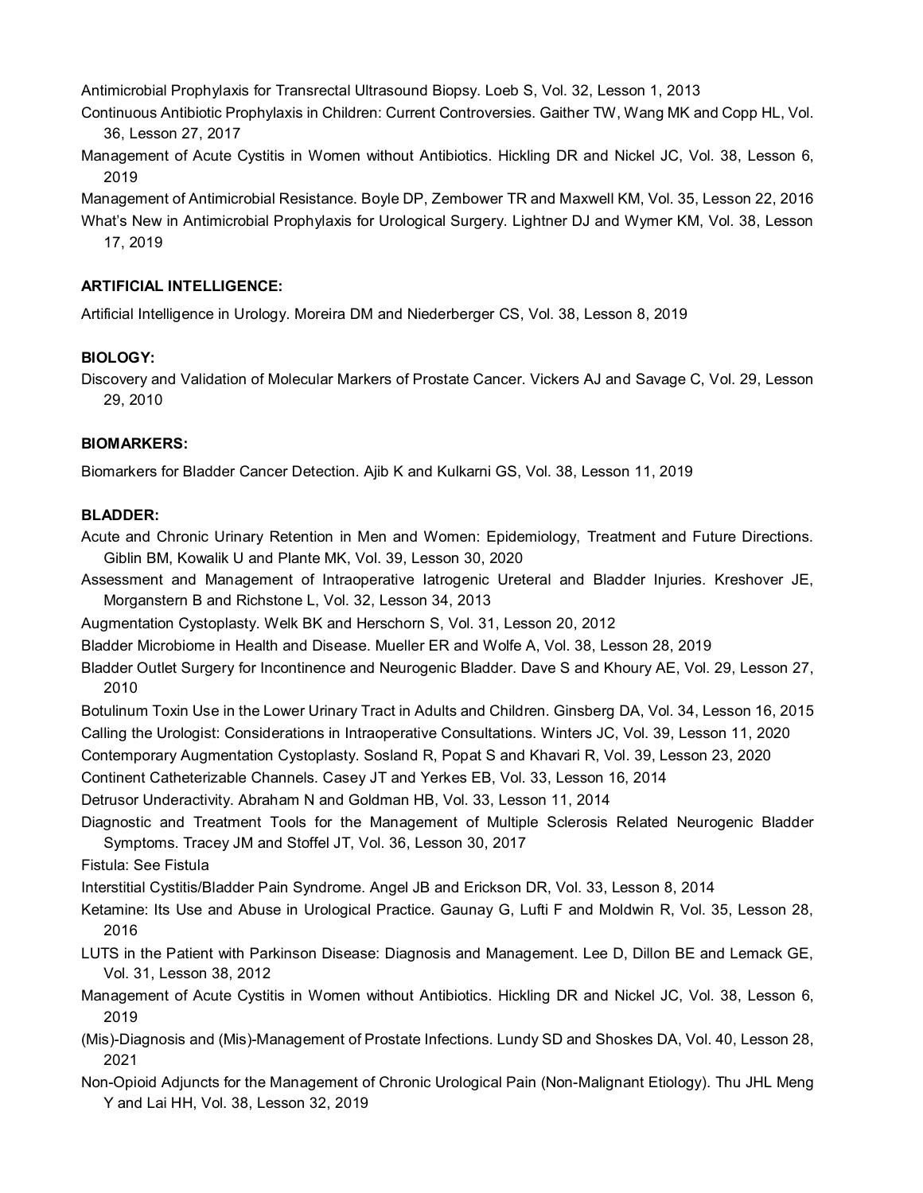Antimicrobial Prophylaxis for Transrectal Ultrasound Biopsy. Loeb S, Vol. 32, Lesson 1, 2013

Continuous Antibiotic Prophylaxis in Children: Current Controversies. Gaither TW, Wang MK and Copp HL, Vol. 36, Lesson 27, 2017

Management of Acute Cystitis in Women without Antibiotics. Hickling DR and Nickel JC, Vol. 38, Lesson 6, 2019

Management of Antimicrobial Resistance. Boyle DP, Zembower TR and Maxwell KM, Vol. 35, Lesson 22, 2016

What's New in Antimicrobial Prophylaxis for Urological Surgery. Lightner DJ and Wymer KM, Vol. 38, Lesson 17, 2019

**ARTIFICIAL INTELLIGENCE:**

Artificial Intelligence in Urology. Moreira DM and Niederberger CS, Vol. 38, Lesson 8, 2019

**BIOLOGY:**

Discovery and Validation of Molecular Markers of Prostate Cancer. Vickers AJ and Savage C, Vol. 29, Lesson 29, 2010

**BIOMARKERS:**

Biomarkers for Bladder Cancer Detection. Ajib K and Kulkarni GS, Vol. 38, Lesson 11, 2019

**BLADDER:**

Acute and Chronic Urinary Retention in Men and Women: Epidemiology, Treatment and Future Directions. Giblin BM, Kowalik U and Plante MK, Vol. 39, Lesson 30, 2020

Assessment and Management of Intraoperative Iatrogenic Ureteral and Bladder Injuries. Kreshover JE, Morganstern B and Richstone L, Vol. 32, Lesson 34, 2013

Augmentation Cystoplasty. Welk BK and Herschorn S, Vol. 31, Lesson 20, 2012

Bladder Microbiome in Health and Disease. Mueller ER and Wolfe A, Vol. 38, Lesson 28, 2019

Bladder Outlet Surgery for Incontinence and Neurogenic Bladder. Dave S and Khoury AE, Vol. 29, Lesson 27, 2010

Botulinum Toxin Use in the Lower Urinary Tract in Adults and Children. Ginsberg DA, Vol. 34, Lesson 16, 2015

Calling the Urologist: Considerations in Intraoperative Consultations. Winters JC, Vol. 39, Lesson 11, 2020

Contemporary Augmentation Cystoplasty. Sosland R, Popat S and Khavari R, Vol. 39, Lesson 23, 2020

Continent Catheterizable Channels. Casey JT and Yerkes EB, Vol. 33, Lesson 16, 2014

Detrusor Underactivity. Abraham N and Goldman HB, Vol. 33, Lesson 11, 2014

Diagnostic and Treatment Tools for the Management of Multiple Sclerosis Related Neurogenic Bladder Symptoms. Tracey JM and Stoffel JT, Vol. 36, Lesson 30, 2017

Fistula: See Fistula

Interstitial Cystitis/Bladder Pain Syndrome. Angel JB and Erickson DR, Vol. 33, Lesson 8, 2014

Ketamine: Its Use and Abuse in Urological Practice. Gaunay G, Lufti F and Moldwin R, Vol. 35, Lesson 28, 2016

LUTS in the Patient with Parkinson Disease: Diagnosis and Management. Lee D, Dillon BE and Lemack GE, Vol. 31, Lesson 38, 2012

Management of Acute Cystitis in Women without Antibiotics. Hickling DR and Nickel JC, Vol. 38, Lesson 6, 2019

(Mis)-Diagnosis and (Mis)-Management of Prostate Infections. Lundy SD and Shoskes DA, Vol. 40, Lesson 28, 2021

Non-Opioid Adjuncts for the Management of Chronic Urological Pain (Non-Malignant Etiology). Thu JHL Meng Y and Lai HH, Vol. 38, Lesson 32, 2019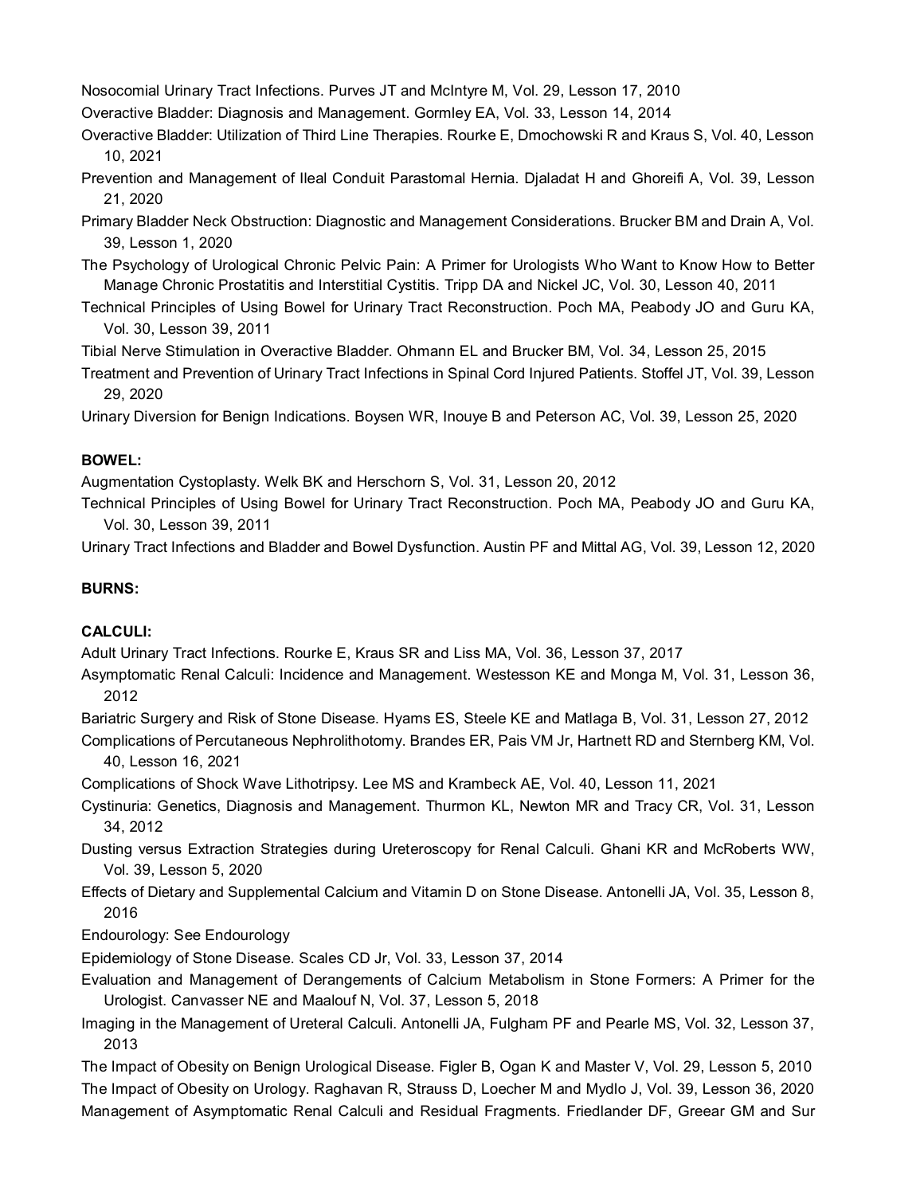Nosocomial Urinary Tract Infections. Purves JT and McIntyre M, Vol. 29, Lesson 17, 2010

Overactive Bladder: Diagnosis and Management. Gormley EA, Vol. 33, Lesson 14, 2014

Overactive Bladder: Utilization of Third Line Therapies. Rourke E, Dmochowski R and Kraus S, Vol. 40, Lesson 10, 2021

Prevention and Management of Ileal Conduit Parastomal Hernia. Djaladat H and Ghoreifi A, Vol. 39, Lesson 21, 2020

Primary Bladder Neck Obstruction: Diagnostic and Management Considerations. Brucker BM and Drain A, Vol. 39, Lesson 1, 2020

The Psychology of Urological Chronic Pelvic Pain: A Primer for Urologists Who Want to Know How to Better Manage Chronic Prostatitis and Interstitial Cystitis. Tripp DA and Nickel JC, Vol. 30, Lesson 40, 2011

Technical Principles of Using Bowel for Urinary Tract Reconstruction. Poch MA, Peabody JO and Guru KA, Vol. 30, Lesson 39, 2011

Tibial Nerve Stimulation in Overactive Bladder. Ohmann EL and Brucker BM, Vol. 34, Lesson 25, 2015

Treatment and Prevention of Urinary Tract Infections in Spinal Cord Injured Patients. Stoffel JT, Vol. 39, Lesson 29, 2020

Urinary Diversion for Benign Indications. Boysen WR, Inouye B and Peterson AC, Vol. 39, Lesson 25, 2020

**BOWEL:**

Augmentation Cystoplasty. Welk BK and Herschorn S, Vol. 31, Lesson 20, 2012

Technical Principles of Using Bowel for Urinary Tract Reconstruction. Poch MA, Peabody JO and Guru KA, Vol. 30, Lesson 39, 2011

Urinary Tract Infections and Bladder and Bowel Dysfunction. Austin PF and Mittal AG, Vol. 39, Lesson 12, 2020

**BURNS:**

**CALCULI:**

Adult Urinary Tract Infections. Rourke E, Kraus SR and Liss MA, Vol. 36, Lesson 37, 2017

Asymptomatic Renal Calculi: Incidence and Management. Westesson KE and Monga M, Vol. 31, Lesson 36, 2012

Bariatric Surgery and Risk of Stone Disease. Hyams ES, Steele KE and Matlaga B, Vol. 31, Lesson 27, 2012

Complications of Percutaneous Nephrolithotomy. Brandes ER, Pais VM Jr, Hartnett RD and Sternberg KM, Vol. 40, Lesson 16, 2021

Complications of Shock Wave Lithotripsy. Lee MS and Krambeck AE, Vol. 40, Lesson 11, 2021

Cystinuria: Genetics, Diagnosis and Management. Thurmon KL, Newton MR and Tracy CR, Vol. 31, Lesson 34, 2012

Dusting versus Extraction Strategies during Ureteroscopy for Renal Calculi. Ghani KR and McRoberts WW, Vol. 39, Lesson 5, 2020

Effects of Dietary and Supplemental Calcium and Vitamin D on Stone Disease. Antonelli JA, Vol. 35, Lesson 8, 2016

Endourology: See Endourology

Epidemiology of Stone Disease. Scales CD Jr, Vol. 33, Lesson 37, 2014

Evaluation and Management of Derangements of Calcium Metabolism in Stone Formers: A Primer for the Urologist. Canvasser NE and Maalouf N, Vol. 37, Lesson 5, 2018

Imaging in the Management of Ureteral Calculi. Antonelli JA, Fulgham PF and Pearle MS, Vol. 32, Lesson 37, 2013

The Impact of Obesity on Benign Urological Disease. Figler B, Ogan K and Master V, Vol. 29, Lesson 5, 2010

The Impact of Obesity on Urology. Raghavan R, Strauss D, Loecher M and Mydlo J, Vol. 39, Lesson 36, 2020

Management of Asymptomatic Renal Calculi and Residual Fragments. Friedlander DF, Greear GM and Sur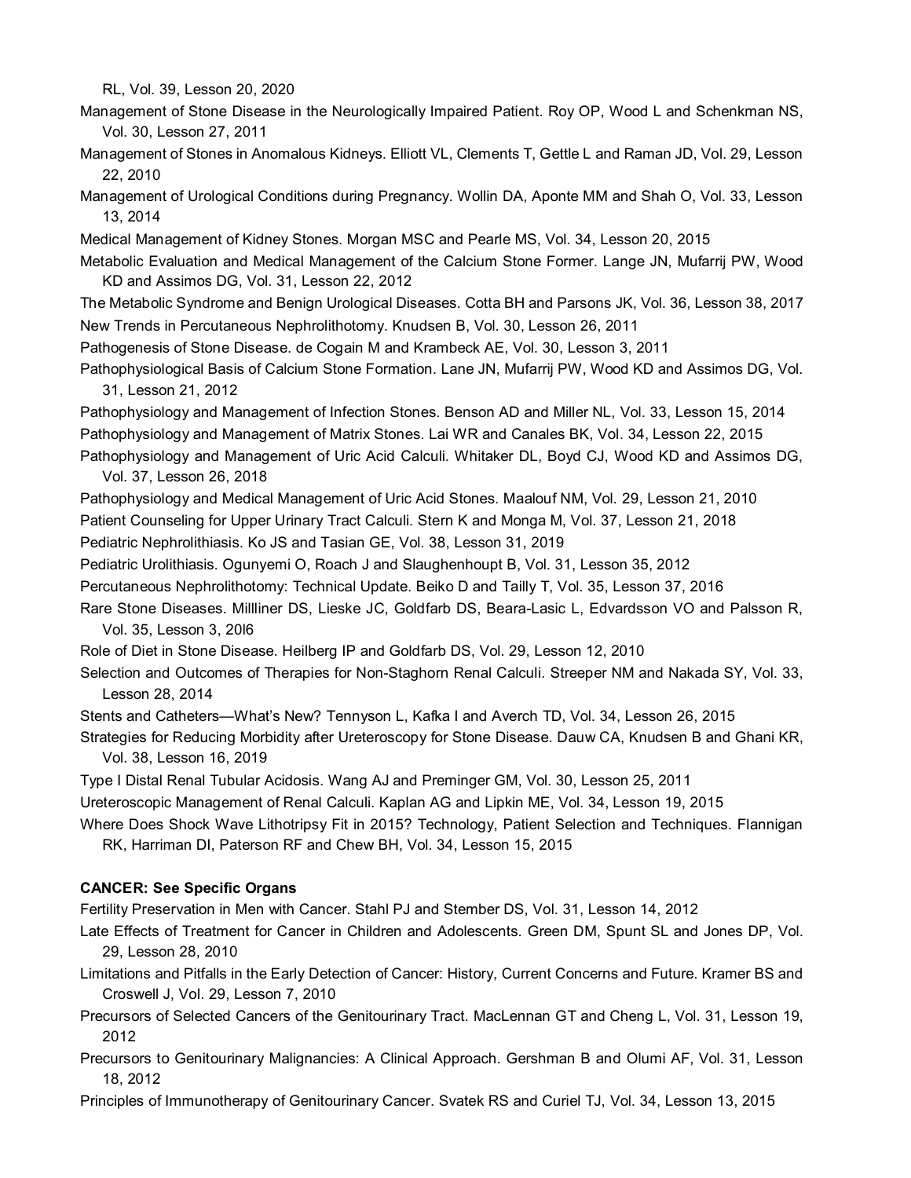RL, Vol. 39, Lesson 20, 2020

Management of Stone Disease in the Neurologically Impaired Patient. Roy OP, Wood L and Schenkman NS, Vol. 30, Lesson 27, 2011

Management of Stones in Anomalous Kidneys. Elliott VL, Clements T, Gettle L and Raman JD, Vol. 29, Lesson 22, 2010

Management of Urological Conditions during Pregnancy. Wollin DA, Aponte MM and Shah O, Vol. 33, Lesson 13, 2014

Medical Management of Kidney Stones. Morgan MSC and Pearle MS, Vol. 34, Lesson 20, 2015

Metabolic Evaluation and Medical Management of the Calcium Stone Former. Lange JN, Mufarrij PW, Wood KD and Assimos DG, Vol. 31, Lesson 22, 2012

The Metabolic Syndrome and Benign Urological Diseases. Cotta BH and Parsons JK, Vol. 36, Lesson 38, 2017

New Trends in Percutaneous Nephrolithotomy. Knudsen B, Vol. 30, Lesson 26, 2011

Pathogenesis of Stone Disease. de Cogain M and Krambeck AE, Vol. 30, Lesson 3, 2011

Pathophysiological Basis of Calcium Stone Formation. Lane JN, Mufarrij PW, Wood KD and Assimos DG, Vol. 31, Lesson 21, 2012

Pathophysiology and Management of Infection Stones. Benson AD and Miller NL, Vol. 33, Lesson 15, 2014

Pathophysiology and Management of Matrix Stones. Lai WR and Canales BK, Vol. 34, Lesson 22, 2015

Pathophysiology and Management of Uric Acid Calculi. Whitaker DL, Boyd CJ, Wood KD and Assimos DG, Vol. 37, Lesson 26, 2018

Pathophysiology and Medical Management of Uric Acid Stones. Maalouf NM, Vol. 29, Lesson 21, 2010

Patient Counseling for Upper Urinary Tract Calculi. Stern K and Monga M, Vol. 37, Lesson 21, 2018

Pediatric Nephrolithiasis. Ko JS and Tasian GE, Vol. 38, Lesson 31, 2019

Pediatric Urolithiasis. Ogunyemi O, Roach J and Slaughenhoupt B, Vol. 31, Lesson 35, 2012

Percutaneous Nephrolithotomy: Technical Update. Beiko D and Tailly T, Vol. 35, Lesson 37, 2016

Rare Stone Diseases. Millliner DS, Lieske JC, Goldfarb DS, Beara-Lasic L, Edvardsson VO and Palsson R, Vol. 35, Lesson 3, 20l6

Role of Diet in Stone Disease. Heilberg IP and Goldfarb DS, Vol. 29, Lesson 12, 2010

Selection and Outcomes of Therapies for Non-Staghorn Renal Calculi. Streeper NM and Nakada SY, Vol. 33, Lesson 28, 2014

Stents and Catheters—What's New? Tennyson L, Kafka I and Averch TD, Vol. 34, Lesson 26, 2015

Strategies for Reducing Morbidity after Ureteroscopy for Stone Disease. Dauw CA, Knudsen B and Ghani KR, Vol. 38, Lesson 16, 2019

Type I Distal Renal Tubular Acidosis. Wang AJ and Preminger GM, Vol. 30, Lesson 25, 2011

Ureteroscopic Management of Renal Calculi. Kaplan AG and Lipkin ME, Vol. 34, Lesson 19, 2015

Where Does Shock Wave Lithotripsy Fit in 2015? Technology, Patient Selection and Techniques. Flannigan RK, Harriman DI, Paterson RF and Chew BH, Vol. 34, Lesson 15, 2015

**CANCER: See Specific Organs**

Fertility Preservation in Men with Cancer. Stahl PJ and Stember DS, Vol. 31, Lesson 14, 2012

Late Effects of Treatment for Cancer in Children and Adolescents. Green DM, Spunt SL and Jones DP, Vol. 29, Lesson 28, 2010

Limitations and Pitfalls in the Early Detection of Cancer: History, Current Concerns and Future. Kramer BS and Croswell J, Vol. 29, Lesson 7, 2010

Precursors of Selected Cancers of the Genitourinary Tract. MacLennan GT and Cheng L, Vol. 31, Lesson 19, 2012

Precursors to Genitourinary Malignancies: A Clinical Approach. Gershman B and Olumi AF, Vol. 31, Lesson 18, 2012

Principles of Immunotherapy of Genitourinary Cancer. Svatek RS and Curiel TJ, Vol. 34, Lesson 13, 2015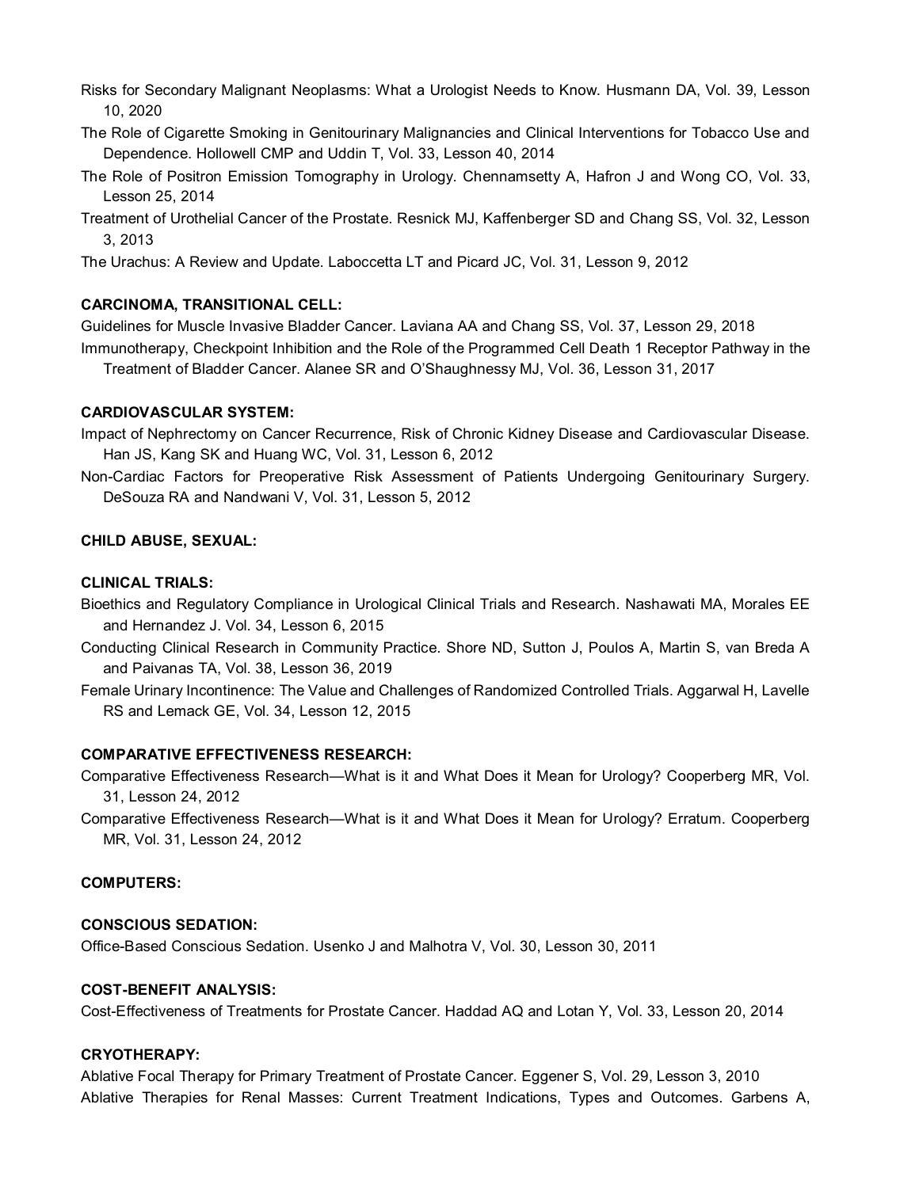Risks for Secondary Malignant Neoplasms: What a Urologist Needs to Know. Husmann DA, Vol. 39, Lesson 10, 2020

The Role of Cigarette Smoking in Genitourinary Malignancies and Clinical Interventions for Tobacco Use and Dependence. Hollowell CMP and Uddin T, Vol. 33, Lesson 40, 2014

The Role of Positron Emission Tomography in Urology. Chennamsetty A, Hafron J and Wong CO, Vol. 33, Lesson 25, 2014

Treatment of Urothelial Cancer of the Prostate. Resnick MJ, Kaffenberger SD and Chang SS, Vol. 32, Lesson 3, 2013

The Urachus: A Review and Update. Laboccetta LT and Picard JC, Vol. 31, Lesson 9, 2012

**CARCINOMA, TRANSITIONAL CELL:**

Guidelines for Muscle Invasive Bladder Cancer. Laviana AA and Chang SS, Vol. 37, Lesson 29, 2018

Immunotherapy, Checkpoint Inhibition and the Role of the Programmed Cell Death 1 Receptor Pathway in the Treatment of Bladder Cancer. Alanee SR and O'Shaughnessy MJ, Vol. 36, Lesson 31, 2017

**CARDIOVASCULAR SYSTEM:**

Impact of Nephrectomy on Cancer Recurrence, Risk of Chronic Kidney Disease and Cardiovascular Disease. Han JS, Kang SK and Huang WC, Vol. 31, Lesson 6, 2012

Non-Cardiac Factors for Preoperative Risk Assessment of Patients Undergoing Genitourinary Surgery. DeSouza RA and Nandwani V, Vol. 31, Lesson 5, 2012

**CHILD ABUSE, SEXUAL:**

**CLINICAL TRIALS:**

Bioethics and Regulatory Compliance in Urological Clinical Trials and Research. Nashawati MA, Morales EE and Hernandez J. Vol. 34, Lesson 6, 2015

Conducting Clinical Research in Community Practice. Shore ND, Sutton J, Poulos A, Martin S, van Breda A and Paivanas TA, Vol. 38, Lesson 36, 2019

Female Urinary Incontinence: The Value and Challenges of Randomized Controlled Trials. Aggarwal H, Lavelle RS and Lemack GE, Vol. 34, Lesson 12, 2015

**COMPARATIVE EFFECTIVENESS RESEARCH:**

Comparative Effectiveness Research—What is it and What Does it Mean for Urology? Cooperberg MR, Vol. 31, Lesson 24, 2012

Comparative Effectiveness Research—What is it and What Does it Mean for Urology? Erratum. Cooperberg MR, Vol. 31, Lesson 24, 2012

**COMPUTERS:**

**CONSCIOUS SEDATION:**

Office-Based Conscious Sedation. Usenko J and Malhotra V, Vol. 30, Lesson 30, 2011

**COST-BENEFIT ANALYSIS:**

Cost-Effectiveness of Treatments for Prostate Cancer. Haddad AQ and Lotan Y, Vol. 33, Lesson 20, 2014

**CRYOTHERAPY:**

Ablative Focal Therapy for Primary Treatment of Prostate Cancer. Eggener S, Vol. 29, Lesson 3, 2010

Ablative Therapies for Renal Masses: Current Treatment Indications, Types and Outcomes. Garbens A,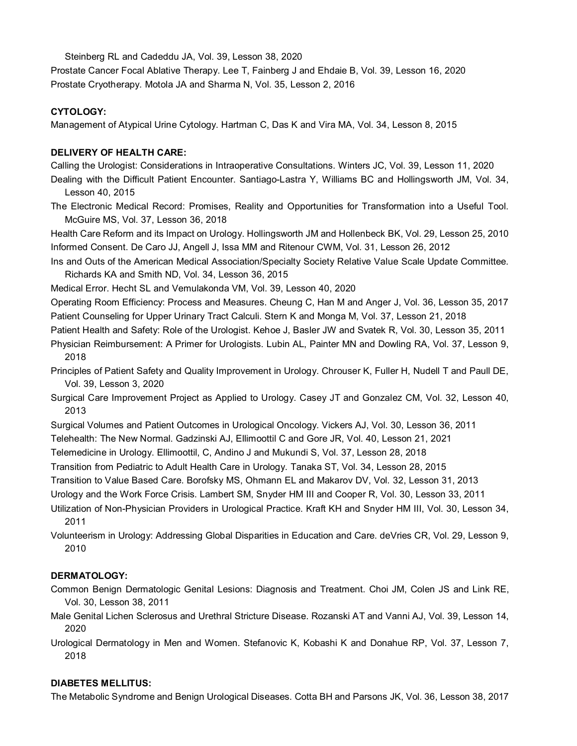Steinberg RL and Cadeddu JA, Vol. 39, Lesson 38, 2020

Prostate Cancer Focal Ablative Therapy. Lee T, Fainberg J and Ehdaie B, Vol. 39, Lesson 16, 2020

Prostate Cryotherapy. Motola JA and Sharma N, Vol. 35, Lesson 2, 2016

**CYTOLOGY:**

Management of Atypical Urine Cytology. Hartman C, Das K and Vira MA, Vol. 34, Lesson 8, 2015

**DELIVERY OF HEALTH CARE:**

Calling the Urologist: Considerations in Intraoperative Consultations. Winters JC, Vol. 39, Lesson 11, 2020

Dealing with the Difficult Patient Encounter. Santiago-Lastra Y, Williams BC and Hollingsworth JM, Vol. 34, Lesson 40, 2015

The Electronic Medical Record: Promises, Reality and Opportunities for Transformation into a Useful Tool. McGuire MS, Vol. 37, Lesson 36, 2018

Health Care Reform and its Impact on Urology. Hollingsworth JM and Hollenbeck BK, Vol. 29, Lesson 25, 2010

Informed Consent. De Caro JJ, Angell J, Issa MM and Ritenour CWM, Vol. 31, Lesson 26, 2012

Ins and Outs of the American Medical Association/Specialty Society Relative Value Scale Update Committee. Richards KA and Smith ND, Vol. 34, Lesson 36, 2015

Medical Error. Hecht SL and Vemulakonda VM, Vol. 39, Lesson 40, 2020

Operating Room Efficiency: Process and Measures. Cheung C, Han M and Anger J, Vol. 36, Lesson 35, 2017

Patient Counseling for Upper Urinary Tract Calculi. Stern K and Monga M, Vol. 37, Lesson 21, 2018

Patient Health and Safety: Role of the Urologist. Kehoe J, Basler JW and Svatek R, Vol. 30, Lesson 35, 2011

Physician Reimbursement: A Primer for Urologists. Lubin AL, Painter MN and Dowling RA, Vol. 37, Lesson 9, 2018

Principles of Patient Safety and Quality Improvement in Urology. Chrouser K, Fuller H, Nudell T and Paull DE, Vol. 39, Lesson 3, 2020

Surgical Care Improvement Project as Applied to Urology. Casey JT and Gonzalez CM, Vol. 32, Lesson 40, 2013

Surgical Volumes and Patient Outcomes in Urological Oncology. Vickers AJ, Vol. 30, Lesson 36, 2011

Telehealth: The New Normal. Gadzinski AJ, Ellimoottil C and Gore JR, Vol. 40, Lesson 21, 2021

Telemedicine in Urology. Ellimoottil, C, Andino J and Mukundi S, Vol. 37, Lesson 28, 2018

Transition from Pediatric to Adult Health Care in Urology. Tanaka ST, Vol. 34, Lesson 28, 2015

Transition to Value Based Care. Borofsky MS, Ohmann EL and Makarov DV, Vol. 32, Lesson 31, 2013

Urology and the Work Force Crisis. Lambert SM, Snyder HM III and Cooper R, Vol. 30, Lesson 33, 2011

Utilization of Non-Physician Providers in Urological Practice. Kraft KH and Snyder HM III, Vol. 30, Lesson 34, 2011

Volunteerism in Urology: Addressing Global Disparities in Education and Care. deVries CR, Vol. 29, Lesson 9, 2010

**DERMATOLOGY:**

Common Benign Dermatologic Genital Lesions: Diagnosis and Treatment. Choi JM, Colen JS and Link RE, Vol. 30, Lesson 38, 2011

Male Genital Lichen Sclerosus and Urethral Stricture Disease. Rozanski AT and Vanni AJ, Vol. 39, Lesson 14, 2020

Urological Dermatology in Men and Women. Stefanovic K, Kobashi K and Donahue RP, Vol. 37, Lesson 7, 2018

**DIABETES MELLITUS:**

The Metabolic Syndrome and Benign Urological Diseases. Cotta BH and Parsons JK, Vol. 36, Lesson 38, 2017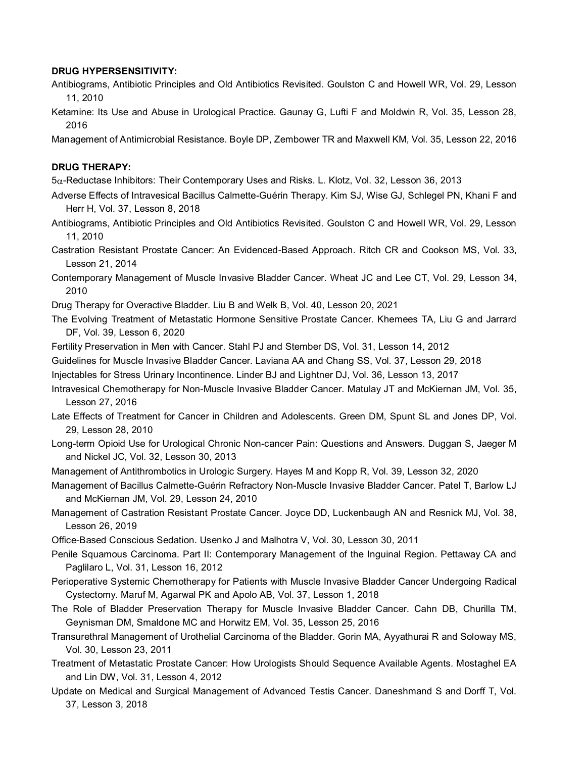**DRUG HYPERSENSITIVITY:**

Antibiograms, Antibiotic Principles and Old Antibiotics Revisited. Goulston C and Howell WR, Vol. 29, Lesson 11, 2010

Ketamine: Its Use and Abuse in Urological Practice. Gaunay G, Lufti F and Moldwin R, Vol. 35, Lesson 28, 2016

Management of Antimicrobial Resistance. Boyle DP, Zembower TR and Maxwell KM, Vol. 35, Lesson 22, 2016

**DRUG THERAPY:**

5$\alpha$-Reductase Inhibitors: Their Contemporary Uses and Risks. L. Klotz, Vol. 32, Lesson 36, 2013

Adverse Effects of Intravesical Bacillus Calmette-Guérin Therapy. Kim SJ, Wise GJ, Schlegel PN, Khani F and Herr H, Vol. 37, Lesson 8, 2018

Antibiograms, Antibiotic Principles and Old Antibiotics Revisited. Goulston C and Howell WR, Vol. 29, Lesson 11, 2010

Castration Resistant Prostate Cancer: An Evidenced-Based Approach. Ritch CR and Cookson MS, Vol. 33, Lesson 21, 2014

Contemporary Management of Muscle Invasive Bladder Cancer. Wheat JC and Lee CT, Vol. 29, Lesson 34, 2010

Drug Therapy for Overactive Bladder. Liu B and Welk B, Vol. 40, Lesson 20, 2021

The Evolving Treatment of Metastatic Hormone Sensitive Prostate Cancer. Khemees TA, Liu G and Jarrard DF, Vol. 39, Lesson 6, 2020

Fertility Preservation in Men with Cancer. Stahl PJ and Stember DS, Vol. 31, Lesson 14, 2012

Guidelines for Muscle Invasive Bladder Cancer. Laviana AA and Chang SS, Vol. 37, Lesson 29, 2018

Injectables for Stress Urinary Incontinence. Linder BJ and Lightner DJ, Vol. 36, Lesson 13, 2017

Intravesical Chemotherapy for Non-Muscle Invasive Bladder Cancer. Matulay JT and McKiernan JM, Vol. 35, Lesson 27, 2016

Late Effects of Treatment for Cancer in Children and Adolescents. Green DM, Spunt SL and Jones DP, Vol. 29, Lesson 28, 2010

Long-term Opioid Use for Urological Chronic Non-cancer Pain: Questions and Answers. Duggan S, Jaeger M and Nickel JC, Vol. 32, Lesson 30, 2013

Management of Antithrombotics in Urologic Surgery. Hayes M and Kopp R, Vol. 39, Lesson 32, 2020

Management of Bacillus Calmette-Guérin Refractory Non-Muscle Invasive Bladder Cancer. Patel T, Barlow LJ and McKiernan JM, Vol. 29, Lesson 24, 2010

Management of Castration Resistant Prostate Cancer. Joyce DD, Luckenbaugh AN and Resnick MJ, Vol. 38, Lesson 26, 2019

Office-Based Conscious Sedation. Usenko J and Malhotra V, Vol. 30, Lesson 30, 2011

Penile Squamous Carcinoma. Part II: Contemporary Management of the Inguinal Region. Pettaway CA and Paglilaro L, Vol. 31, Lesson 16, 2012

Perioperative Systemic Chemotherapy for Patients with Muscle Invasive Bladder Cancer Undergoing Radical Cystectomy. Maruf M, Agarwal PK and Apolo AB, Vol. 37, Lesson 1, 2018

The Role of Bladder Preservation Therapy for Muscle Invasive Bladder Cancer. Cahn DB, Churilla TM, Geynisman DM, Smaldone MC and Horwitz EM, Vol. 35, Lesson 25, 2016

Transurethral Management of Urothelial Carcinoma of the Bladder. Gorin MA, Ayyathurai R and Soloway MS, Vol. 30, Lesson 23, 2011

Treatment of Metastatic Prostate Cancer: How Urologists Should Sequence Available Agents. Mostaghel EA and Lin DW, Vol. 31, Lesson 4, 2012

Update on Medical and Surgical Management of Advanced Testis Cancer. Daneshmand S and Dorff T, Vol. 37, Lesson 3, 2018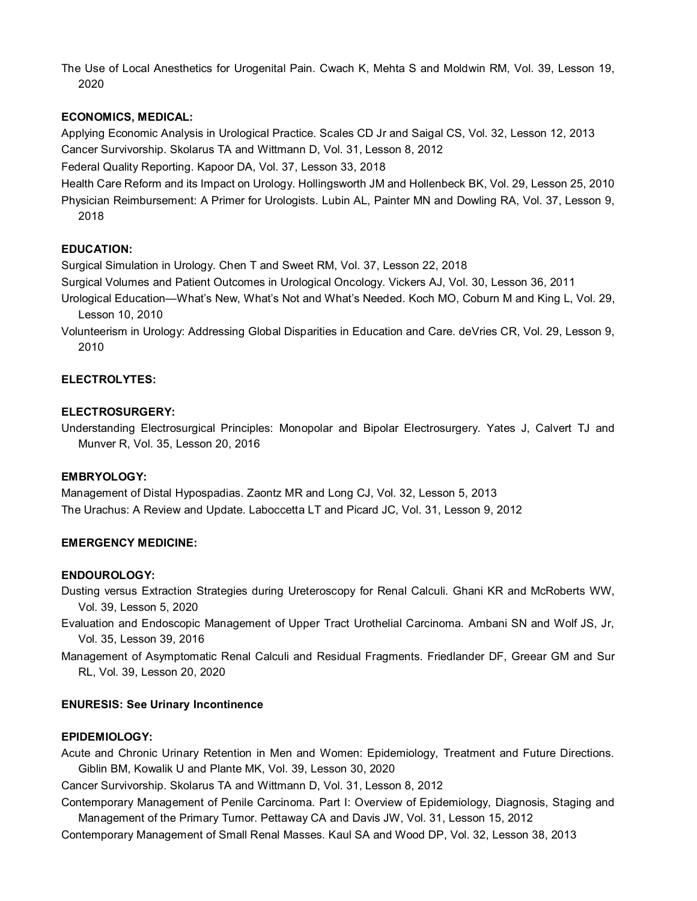The Use of Local Anesthetics for Urogenital Pain. Cwach K, Mehta S and Moldwin RM, Vol. 39, Lesson 19, 2020

**ECONOMICS, MEDICAL:**

Applying Economic Analysis in Urological Practice. Scales CD Jr and Saigal CS, Vol. 32, Lesson 12, 2013

Cancer Survivorship. Skolarus TA and Wittmann D, Vol. 31, Lesson 8, 2012

Federal Quality Reporting. Kapoor DA, Vol. 37, Lesson 33, 2018

Health Care Reform and its Impact on Urology. Hollingsworth JM and Hollenbeck BK, Vol. 29, Lesson 25, 2010

Physician Reimbursement: A Primer for Urologists. Lubin AL, Painter MN and Dowling RA, Vol. 37, Lesson 9, 2018

**EDUCATION:**

Surgical Simulation in Urology. Chen T and Sweet RM, Vol. 37, Lesson 22, 2018

Surgical Volumes and Patient Outcomes in Urological Oncology. Vickers AJ, Vol. 30, Lesson 36, 2011

Urological Education—What's New, What's Not and What's Needed. Koch MO, Coburn M and King L, Vol. 29, Lesson 10, 2010

Volunteerism in Urology: Addressing Global Disparities in Education and Care. deVries CR, Vol. 29, Lesson 9, 2010

**ELECTROLYTES:**

**ELECTROSURGERY:**

Understanding Electrosurgical Principles: Monopolar and Bipolar Electrosurgery. Yates J, Calvert TJ and Munver R, Vol. 35, Lesson 20, 2016

**EMBRYOLOGY:**

Management of Distal Hypospadias. Zaontz MR and Long CJ, Vol. 32, Lesson 5, 2013

The Urachus: A Review and Update. Laboccetta LT and Picard JC, Vol. 31, Lesson 9, 2012

**EMERGENCY MEDICINE:**

**ENDOUROLOGY:**

Dusting versus Extraction Strategies during Ureteroscopy for Renal Calculi. Ghani KR and McRoberts WW, Vol. 39, Lesson 5, 2020

Evaluation and Endoscopic Management of Upper Tract Urothelial Carcinoma. Ambani SN and Wolf JS, Jr, Vol. 35, Lesson 39, 2016

Management of Asymptomatic Renal Calculi and Residual Fragments. Friedlander DF, Greear GM and Sur RL, Vol. 39, Lesson 20, 2020

**ENURESIS: See Urinary Incontinence**

**EPIDEMIOLOGY:**

Acute and Chronic Urinary Retention in Men and Women: Epidemiology, Treatment and Future Directions. Giblin BM, Kowalik U and Plante MK, Vol. 39, Lesson 30, 2020

Cancer Survivorship. Skolarus TA and Wittmann D, Vol. 31, Lesson 8, 2012

Contemporary Management of Penile Carcinoma. Part I: Overview of Epidemiology, Diagnosis, Staging and Management of the Primary Tumor. Pettaway CA and Davis JW, Vol. 31, Lesson 15, 2012

Contemporary Management of Small Renal Masses. Kaul SA and Wood DP, Vol. 32, Lesson 38, 2013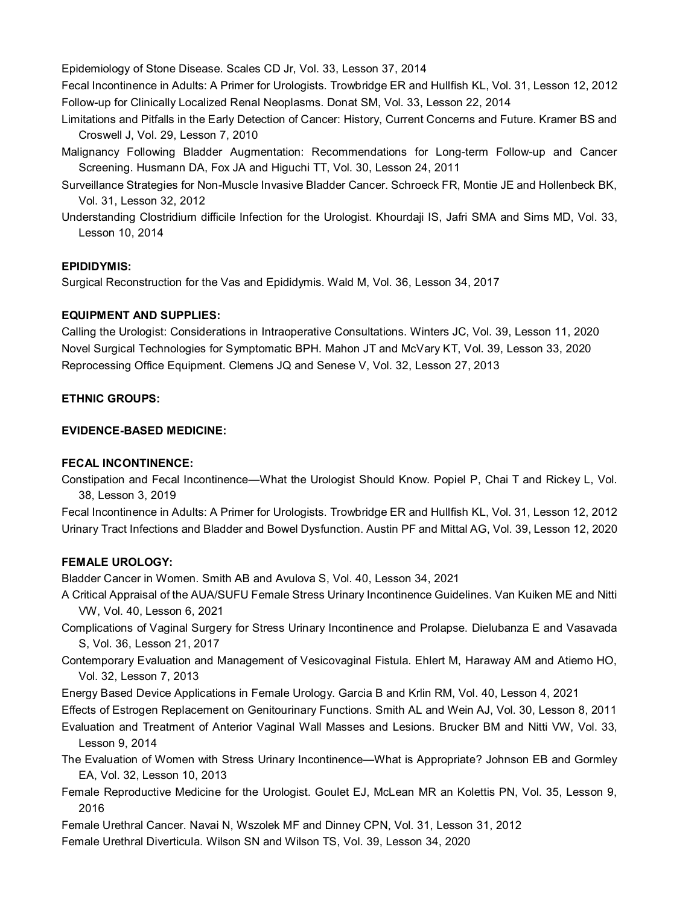Epidemiology of Stone Disease. Scales CD Jr, Vol. 33, Lesson 37, 2014

Fecal Incontinence in Adults: A Primer for Urologists. Trowbridge ER and Hullfish KL, Vol. 31, Lesson 12, 2012

Follow-up for Clinically Localized Renal Neoplasms. Donat SM, Vol. 33, Lesson 22, 2014

Limitations and Pitfalls in the Early Detection of Cancer: History, Current Concerns and Future. Kramer BS and Croswell J, Vol. 29, Lesson 7, 2010

Malignancy Following Bladder Augmentation: Recommendations for Long-term Follow-up and Cancer Screening. Husmann DA, Fox JA and Higuchi TT, Vol. 30, Lesson 24, 2011

Surveillance Strategies for Non-Muscle Invasive Bladder Cancer. Schroeck FR, Montie JE and Hollenbeck BK, Vol. 31, Lesson 32, 2012

Understanding Clostridium difficile Infection for the Urologist. Khourdaji IS, Jafri SMA and Sims MD, Vol. 33, Lesson 10, 2014

**EPIDIDYMIS:**

Surgical Reconstruction for the Vas and Epididymis. Wald M, Vol. 36, Lesson 34, 2017

**EQUIPMENT AND SUPPLIES:**

Calling the Urologist: Considerations in Intraoperative Consultations. Winters JC, Vol. 39, Lesson 11, 2020

Novel Surgical Technologies for Symptomatic BPH. Mahon JT and McVary KT, Vol. 39, Lesson 33, 2020

Reprocessing Office Equipment. Clemens JQ and Senese V, Vol. 32, Lesson 27, 2013

**ETHNIC GROUPS:**

**EVIDENCE-BASED MEDICINE:**

**FECAL INCONTINENCE:**

Constipation and Fecal Incontinence—What the Urologist Should Know. Popiel P, Chai T and Rickey L, Vol. 38, Lesson 3, 2019

Fecal Incontinence in Adults: A Primer for Urologists. Trowbridge ER and Hullfish KL, Vol. 31, Lesson 12, 2012

Urinary Tract Infections and Bladder and Bowel Dysfunction. Austin PF and Mittal AG, Vol. 39, Lesson 12, 2020

**FEMALE UROLOGY:**

Bladder Cancer in Women. Smith AB and Avulova S, Vol. 40, Lesson 34, 2021

A Critical Appraisal of the AUA/SUFU Female Stress Urinary Incontinence Guidelines. Van Kuiken ME and Nitti VW, Vol. 40, Lesson 6, 2021

Complications of Vaginal Surgery for Stress Urinary Incontinence and Prolapse. Dielubanza E and Vasavada S, Vol. 36, Lesson 21, 2017

Contemporary Evaluation and Management of Vesicovaginal Fistula. Ehlert M, Haraway AM and Atiemo HO, Vol. 32, Lesson 7, 2013

Energy Based Device Applications in Female Urology. Garcia B and Krlin RM, Vol. 40, Lesson 4, 2021

Effects of Estrogen Replacement on Genitourinary Functions. Smith AL and Wein AJ, Vol. 30, Lesson 8, 2011

Evaluation and Treatment of Anterior Vaginal Wall Masses and Lesions. Brucker BM and Nitti VW, Vol. 33, Lesson 9, 2014

The Evaluation of Women with Stress Urinary Incontinence—What is Appropriate? Johnson EB and Gormley EA, Vol. 32, Lesson 10, 2013

Female Reproductive Medicine for the Urologist. Goulet EJ, McLean MR an Kolettis PN, Vol. 35, Lesson 9, 2016

Female Urethral Cancer. Navai N, Wszolek MF and Dinney CPN, Vol. 31, Lesson 31, 2012

Female Urethral Diverticula. Wilson SN and Wilson TS, Vol. 39, Lesson 34, 2020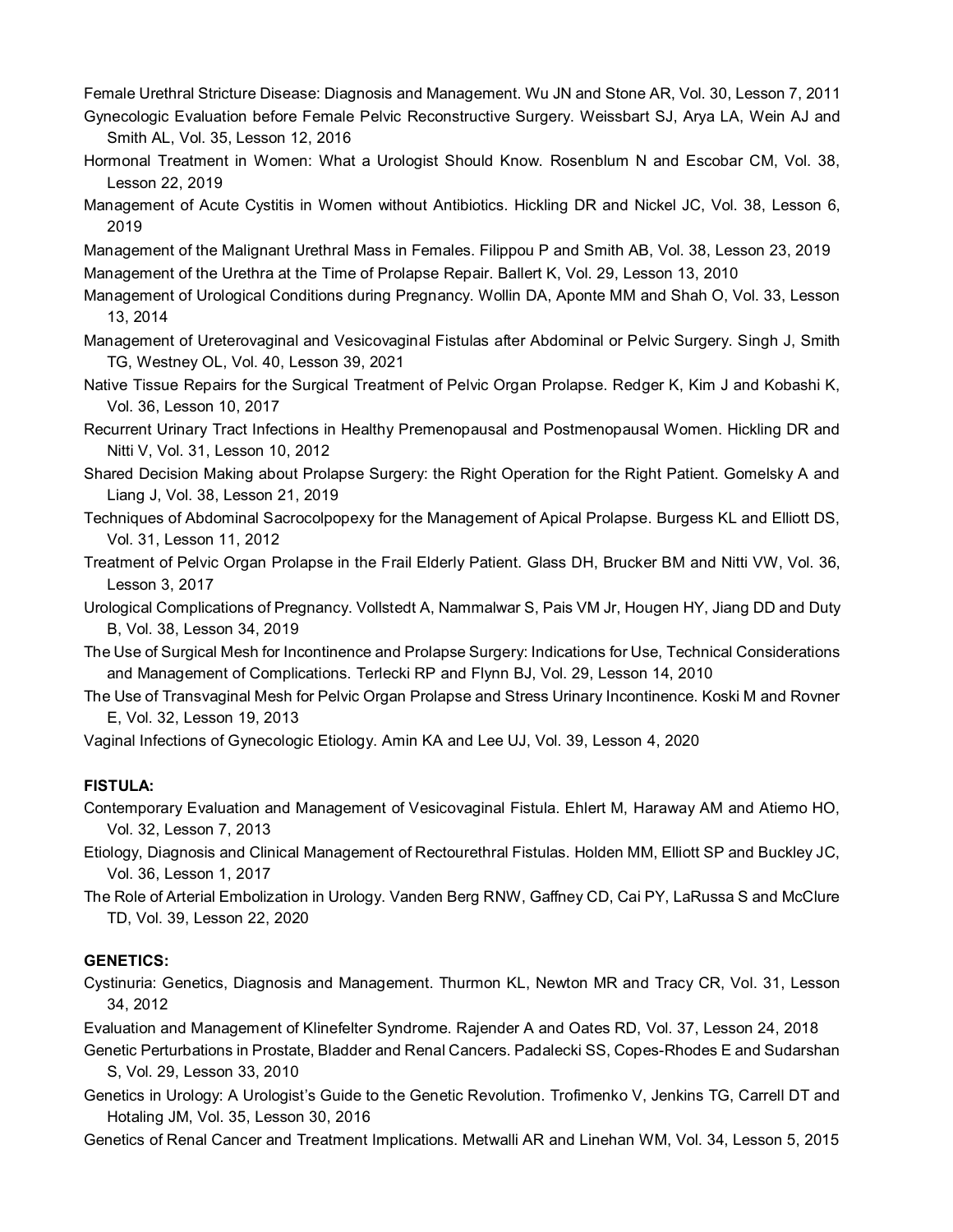Female Urethral Stricture Disease: Diagnosis and Management. Wu JN and Stone AR, Vol. 30, Lesson 7, 2011

Gynecologic Evaluation before Female Pelvic Reconstructive Surgery. Weissbart SJ, Arya LA, Wein AJ and Smith AL, Vol. 35, Lesson 12, 2016

Hormonal Treatment in Women: What a Urologist Should Know. Rosenblum N and Escobar CM, Vol. 38, Lesson 22, 2019

Management of Acute Cystitis in Women without Antibiotics. Hickling DR and Nickel JC, Vol. 38, Lesson 6, 2019

Management of the Malignant Urethral Mass in Females. Filippou P and Smith AB, Vol. 38, Lesson 23, 2019

Management of the Urethra at the Time of Prolapse Repair. Ballert K, Vol. 29, Lesson 13, 2010

Management of Urological Conditions during Pregnancy. Wollin DA, Aponte MM and Shah O, Vol. 33, Lesson 13, 2014

Management of Ureterovaginal and Vesicovaginal Fistulas after Abdominal or Pelvic Surgery. Singh J, Smith TG, Westney OL, Vol. 40, Lesson 39, 2021

Native Tissue Repairs for the Surgical Treatment of Pelvic Organ Prolapse. Redger K, Kim J and Kobashi K, Vol. 36, Lesson 10, 2017

Recurrent Urinary Tract Infections in Healthy Premenopausal and Postmenopausal Women. Hickling DR and Nitti V, Vol. 31, Lesson 10, 2012

Shared Decision Making about Prolapse Surgery: the Right Operation for the Right Patient. Gomelsky A and Liang J, Vol. 38, Lesson 21, 2019

Techniques of Abdominal Sacrocolpopexy for the Management of Apical Prolapse. Burgess KL and Elliott DS, Vol. 31, Lesson 11, 2012

Treatment of Pelvic Organ Prolapse in the Frail Elderly Patient. Glass DH, Brucker BM and Nitti VW, Vol. 36, Lesson 3, 2017

Urological Complications of Pregnancy. Vollstedt A, Nammalwar S, Pais VM Jr, Hougen HY, Jiang DD and Duty B, Vol. 38, Lesson 34, 2019

The Use of Surgical Mesh for Incontinence and Prolapse Surgery: Indications for Use, Technical Considerations and Management of Complications. Terlecki RP and Flynn BJ, Vol. 29, Lesson 14, 2010

The Use of Transvaginal Mesh for Pelvic Organ Prolapse and Stress Urinary Incontinence. Koski M and Rovner E, Vol. 32, Lesson 19, 2013

Vaginal Infections of Gynecologic Etiology. Amin KA and Lee UJ, Vol. 39, Lesson 4, 2020

**FISTULA:**

Contemporary Evaluation and Management of Vesicovaginal Fistula. Ehlert M, Haraway AM and Atiemo HO, Vol. 32, Lesson 7, 2013

Etiology, Diagnosis and Clinical Management of Rectourethral Fistulas. Holden MM, Elliott SP and Buckley JC, Vol. 36, Lesson 1, 2017

The Role of Arterial Embolization in Urology. Vanden Berg RNW, Gaffney CD, Cai PY, LaRussa S and McClure TD, Vol. 39, Lesson 22, 2020

**GENETICS:**

Cystinuria: Genetics, Diagnosis and Management. Thurmon KL, Newton MR and Tracy CR, Vol. 31, Lesson 34, 2012

Evaluation and Management of Klinefelter Syndrome. Rajender A and Oates RD, Vol. 37, Lesson 24, 2018

Genetic Perturbations in Prostate, Bladder and Renal Cancers. Padalecki SS, Copes-Rhodes E and Sudarshan S, Vol. 29, Lesson 33, 2010

Genetics in Urology: A Urologist's Guide to the Genetic Revolution. Trofimenko V, Jenkins TG, Carrell DT and Hotaling JM, Vol. 35, Lesson 30, 2016

Genetics of Renal Cancer and Treatment Implications. Metwalli AR and Linehan WM, Vol. 34, Lesson 5, 2015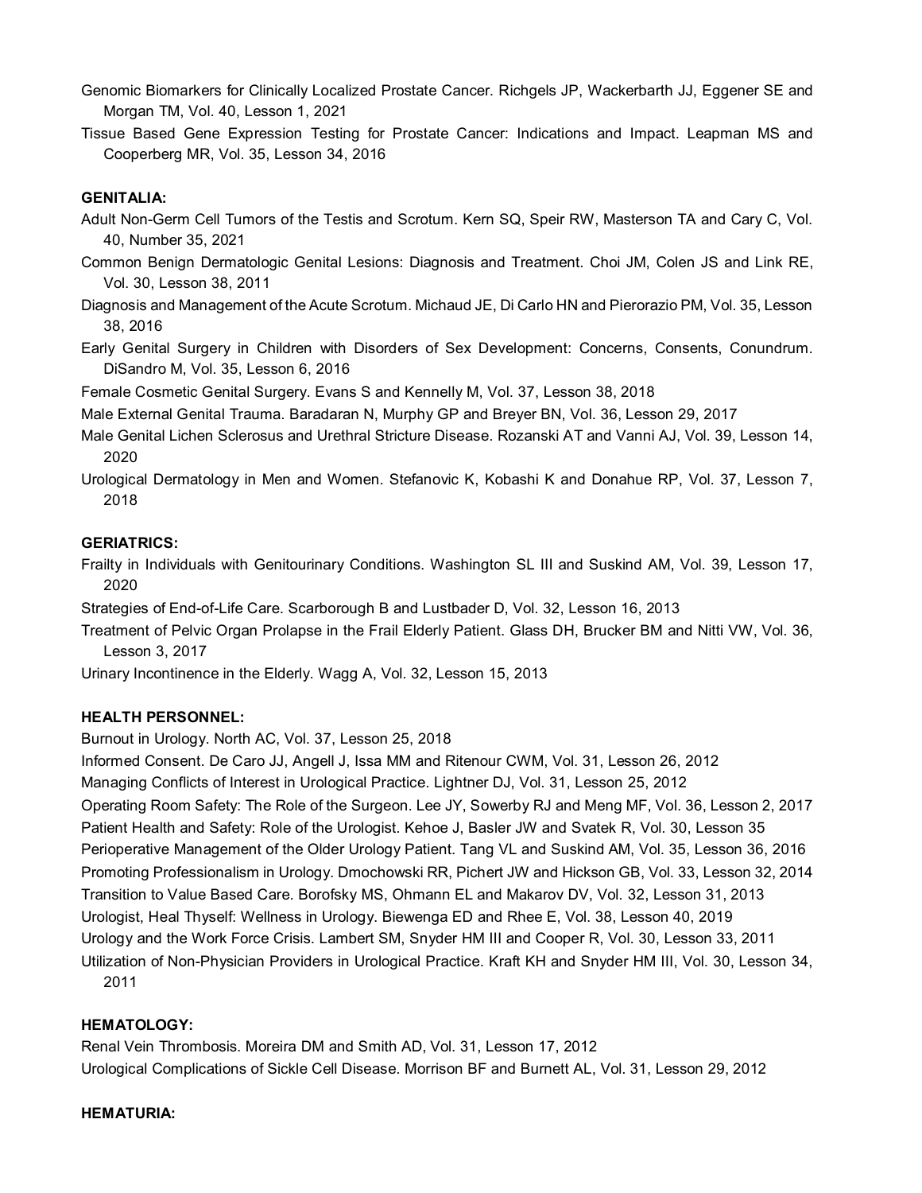Genomic Biomarkers for Clinically Localized Prostate Cancer. Richgels JP, Wackerbarth JJ, Eggener SE and Morgan TM, Vol. 40, Lesson 1, 2021

Tissue Based Gene Expression Testing for Prostate Cancer: Indications and Impact. Leapman MS and Cooperberg MR, Vol. 35, Lesson 34, 2016

**GENITALIA:**

Adult Non-Germ Cell Tumors of the Testis and Scrotum. Kern SQ, Speir RW, Masterson TA and Cary C, Vol. 40, Number 35, 2021

Common Benign Dermatologic Genital Lesions: Diagnosis and Treatment. Choi JM, Colen JS and Link RE, Vol. 30, Lesson 38, 2011

Diagnosis and Management of the Acute Scrotum. Michaud JE, Di Carlo HN and Pierorazio PM, Vol. 35, Lesson 38, 2016

Early Genital Surgery in Children with Disorders of Sex Development: Concerns, Consents, Conundrum. DiSandro M, Vol. 35, Lesson 6, 2016

Female Cosmetic Genital Surgery. Evans S and Kennelly M, Vol. 37, Lesson 38, 2018

Male External Genital Trauma. Baradaran N, Murphy GP and Breyer BN, Vol. 36, Lesson 29, 2017

Male Genital Lichen Sclerosus and Urethral Stricture Disease. Rozanski AT and Vanni AJ, Vol. 39, Lesson 14, 2020

Urological Dermatology in Men and Women. Stefanovic K, Kobashi K and Donahue RP, Vol. 37, Lesson 7, 2018

**GERIATRICS:**

Frailty in Individuals with Genitourinary Conditions. Washington SL III and Suskind AM, Vol. 39, Lesson 17, 2020

Strategies of End-of-Life Care. Scarborough B and Lustbader D, Vol. 32, Lesson 16, 2013

Treatment of Pelvic Organ Prolapse in the Frail Elderly Patient. Glass DH, Brucker BM and Nitti VW, Vol. 36, Lesson 3, 2017

Urinary Incontinence in the Elderly. Wagg A, Vol. 32, Lesson 15, 2013

**HEALTH PERSONNEL:**

Burnout in Urology. North AC, Vol. 37, Lesson 25, 2018

Informed Consent. De Caro JJ, Angell J, Issa MM and Ritenour CWM, Vol. 31, Lesson 26, 2012

Managing Conflicts of Interest in Urological Practice. Lightner DJ, Vol. 31, Lesson 25, 2012

Operating Room Safety: The Role of the Surgeon. Lee JY, Sowerby RJ and Meng MF, Vol. 36, Lesson 2, 2017

Patient Health and Safety: Role of the Urologist. Kehoe J, Basler JW and Svatek R, Vol. 30, Lesson 35

Perioperative Management of the Older Urology Patient. Tang VL and Suskind AM, Vol. 35, Lesson 36, 2016

Promoting Professionalism in Urology. Dmochowski RR, Pichert JW and Hickson GB, Vol. 33, Lesson 32, 2014

Transition to Value Based Care. Borofsky MS, Ohmann EL and Makarov DV, Vol. 32, Lesson 31, 2013

Urologist, Heal Thyself: Wellness in Urology. Biewenga ED and Rhee E, Vol. 38, Lesson 40, 2019

Urology and the Work Force Crisis. Lambert SM, Snyder HM III and Cooper R, Vol. 30, Lesson 33, 2011

Utilization of Non-Physician Providers in Urological Practice. Kraft KH and Snyder HM III, Vol. 30, Lesson 34, 2011

**HEMATOLOGY:**

Renal Vein Thrombosis. Moreira DM and Smith AD, Vol. 31, Lesson 17, 2012

Urological Complications of Sickle Cell Disease. Morrison BF and Burnett AL, Vol. 31, Lesson 29, 2012

**HEMATURIA:**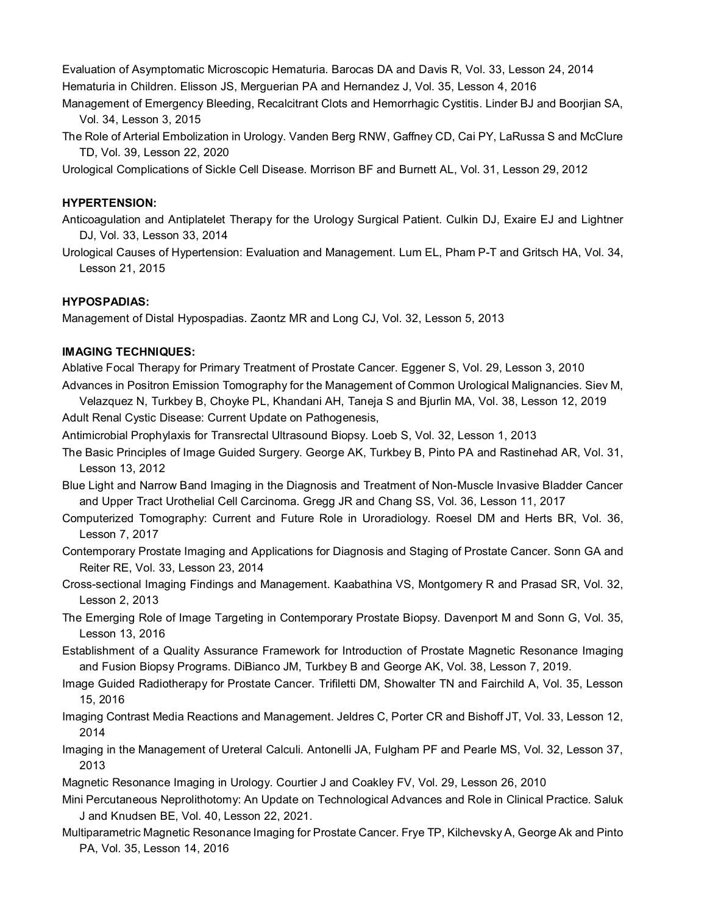Evaluation of Asymptomatic Microscopic Hematuria. Barocas DA and Davis R, Vol. 33, Lesson 24, 2014

Hematuria in Children. Elisson JS, Merguerian PA and Hernandez J, Vol. 35, Lesson 4, 2016

Management of Emergency Bleeding, Recalcitrant Clots and Hemorrhagic Cystitis. Linder BJ and Boorjian SA, Vol. 34, Lesson 3, 2015

The Role of Arterial Embolization in Urology. Vanden Berg RNW, Gaffney CD, Cai PY, LaRussa S and McClure TD, Vol. 39, Lesson 22, 2020

Urological Complications of Sickle Cell Disease. Morrison BF and Burnett AL, Vol. 31, Lesson 29, 2012

**HYPERTENSION:**

Anticoagulation and Antiplatelet Therapy for the Urology Surgical Patient. Culkin DJ, Exaire EJ and Lightner DJ, Vol. 33, Lesson 33, 2014

Urological Causes of Hypertension: Evaluation and Management. Lum EL, Pham P-T and Gritsch HA, Vol. 34, Lesson 21, 2015

**HYPOSPADIAS:**

Management of Distal Hypospadias. Zaontz MR and Long CJ, Vol. 32, Lesson 5, 2013

**IMAGING TECHNIQUES:**

Ablative Focal Therapy for Primary Treatment of Prostate Cancer. Eggener S, Vol. 29, Lesson 3, 2010

Advances in Positron Emission Tomography for the Management of Common Urological Malignancies. Siev M, Velazquez N, Turkbey B, Choyke PL, Khandani AH, Taneja S and Bjurlin MA, Vol. 38, Lesson 12, 2019

Adult Renal Cystic Disease: Current Update on Pathogenesis,

Antimicrobial Prophylaxis for Transrectal Ultrasound Biopsy. Loeb S, Vol. 32, Lesson 1, 2013

The Basic Principles of Image Guided Surgery. George AK, Turkbey B, Pinto PA and Rastinehad AR, Vol. 31, Lesson 13, 2012

Blue Light and Narrow Band Imaging in the Diagnosis and Treatment of Non-Muscle Invasive Bladder Cancer and Upper Tract Urothelial Cell Carcinoma. Gregg JR and Chang SS, Vol. 36, Lesson 11, 2017

Computerized Tomography: Current and Future Role in Uroradiology. Roesel DM and Herts BR, Vol. 36, Lesson 7, 2017

Contemporary Prostate Imaging and Applications for Diagnosis and Staging of Prostate Cancer. Sonn GA and Reiter RE, Vol. 33, Lesson 23, 2014

Cross-sectional Imaging Findings and Management. Kaabathina VS, Montgomery R and Prasad SR, Vol. 32, Lesson 2, 2013

The Emerging Role of Image Targeting in Contemporary Prostate Biopsy. Davenport M and Sonn G, Vol. 35, Lesson 13, 2016

Establishment of a Quality Assurance Framework for Introduction of Prostate Magnetic Resonance Imaging and Fusion Biopsy Programs. DiBianco JM, Turkbey B and George AK, Vol. 38, Lesson 7, 2019.

Image Guided Radiotherapy for Prostate Cancer. Trifiletti DM, Showalter TN and Fairchild A, Vol. 35, Lesson 15, 2016

Imaging Contrast Media Reactions and Management. Jeldres C, Porter CR and Bishoff JT, Vol. 33, Lesson 12, 2014

Imaging in the Management of Ureteral Calculi. Antonelli JA, Fulgham PF and Pearle MS, Vol. 32, Lesson 37, 2013

Magnetic Resonance Imaging in Urology. Courtier J and Coakley FV, Vol. 29, Lesson 26, 2010

Mini Percutaneous Neprolithotomy: An Update on Technological Advances and Role in Clinical Practice. Saluk J and Knudsen BE, Vol. 40, Lesson 22, 2021.

Multiparametric Magnetic Resonance Imaging for Prostate Cancer. Frye TP, Kilchevsky A, George Ak and Pinto PA, Vol. 35, Lesson 14, 2016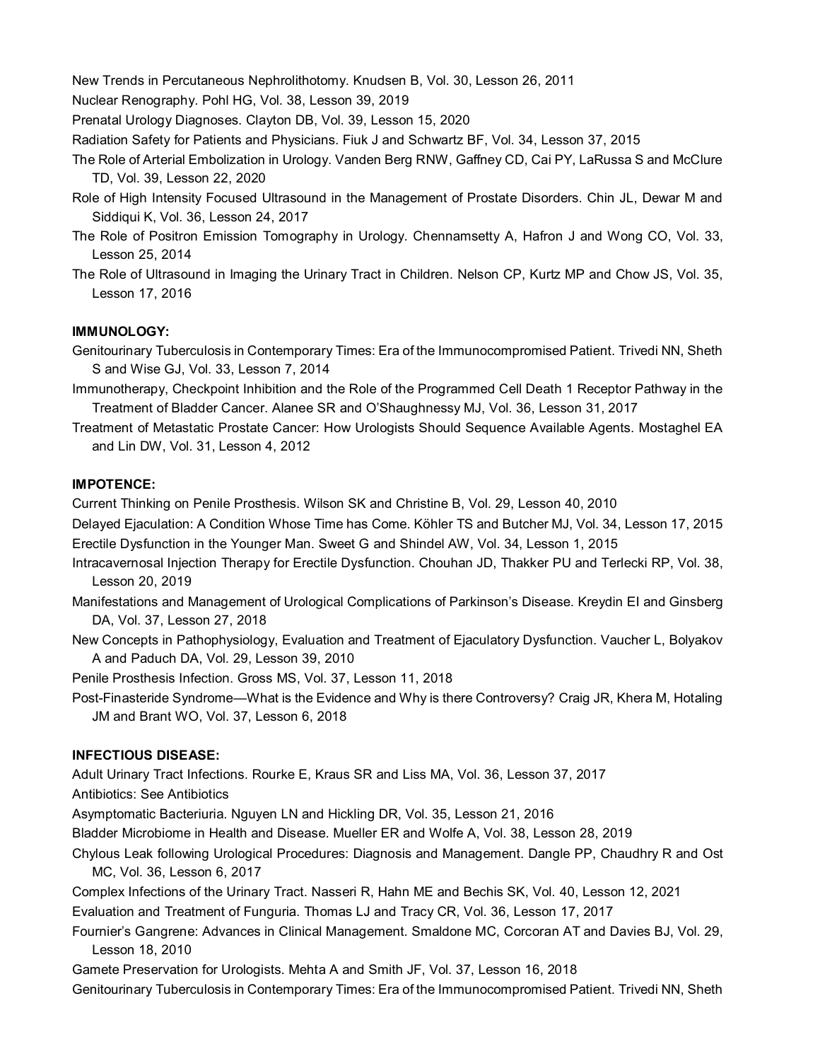New Trends in Percutaneous Nephrolithotomy. Knudsen B, Vol. 30, Lesson 26, 2011

Nuclear Renography. Pohl HG, Vol. 38, Lesson 39, 2019

Prenatal Urology Diagnoses. Clayton DB, Vol. 39, Lesson 15, 2020

Radiation Safety for Patients and Physicians. Fiuk J and Schwartz BF, Vol. 34, Lesson 37, 2015

The Role of Arterial Embolization in Urology. Vanden Berg RNW, Gaffney CD, Cai PY, LaRussa S and McClure TD, Vol. 39, Lesson 22, 2020

Role of High Intensity Focused Ultrasound in the Management of Prostate Disorders. Chin JL, Dewar M and Siddiqui K, Vol. 36, Lesson 24, 2017

The Role of Positron Emission Tomography in Urology. Chennamsetty A, Hafron J and Wong CO, Vol. 33, Lesson 25, 2014

The Role of Ultrasound in Imaging the Urinary Tract in Children. Nelson CP, Kurtz MP and Chow JS, Vol. 35, Lesson 17, 2016

**IMMUNOLOGY:**

Genitourinary Tuberculosis in Contemporary Times: Era of the Immunocompromised Patient. Trivedi NN, Sheth S and Wise GJ, Vol. 33, Lesson 7, 2014

Immunotherapy, Checkpoint Inhibition and the Role of the Programmed Cell Death 1 Receptor Pathway in the Treatment of Bladder Cancer. Alanee SR and O'Shaughnessy MJ, Vol. 36, Lesson 31, 2017

Treatment of Metastatic Prostate Cancer: How Urologists Should Sequence Available Agents. Mostaghel EA and Lin DW, Vol. 31, Lesson 4, 2012

**IMPOTENCE:**

Current Thinking on Penile Prosthesis. Wilson SK and Christine B, Vol. 29, Lesson 40, 2010

Delayed Ejaculation: A Condition Whose Time has Come. Köhler TS and Butcher MJ, Vol. 34, Lesson 17, 2015

Erectile Dysfunction in the Younger Man. Sweet G and Shindel AW, Vol. 34, Lesson 1, 2015

Intracavernosal Injection Therapy for Erectile Dysfunction. Chouhan JD, Thakker PU and Terlecki RP, Vol. 38, Lesson 20, 2019

Manifestations and Management of Urological Complications of Parkinson's Disease. Kreydin EI and Ginsberg DA, Vol. 37, Lesson 27, 2018

New Concepts in Pathophysiology, Evaluation and Treatment of Ejaculatory Dysfunction. Vaucher L, Bolyakov A and Paduch DA, Vol. 29, Lesson 39, 2010

Penile Prosthesis Infection. Gross MS, Vol. 37, Lesson 11, 2018

Post-Finasteride Syndrome—What is the Evidence and Why is there Controversy? Craig JR, Khera M, Hotaling JM and Brant WO, Vol. 37, Lesson 6, 2018

**INFECTIOUS DISEASE:**

Adult Urinary Tract Infections. Rourke E, Kraus SR and Liss MA, Vol. 36, Lesson 37, 2017

Antibiotics: See Antibiotics

Asymptomatic Bacteriuria. Nguyen LN and Hickling DR, Vol. 35, Lesson 21, 2016

Bladder Microbiome in Health and Disease. Mueller ER and Wolfe A, Vol. 38, Lesson 28, 2019

Chylous Leak following Urological Procedures: Diagnosis and Management. Dangle PP, Chaudhry R and Ost MC, Vol. 36, Lesson 6, 2017

Complex Infections of the Urinary Tract. Nasseri R, Hahn ME and Bechis SK, Vol. 40, Lesson 12, 2021

Evaluation and Treatment of Funguria. Thomas LJ and Tracy CR, Vol. 36, Lesson 17, 2017

Fournier's Gangrene: Advances in Clinical Management. Smaldone MC, Corcoran AT and Davies BJ, Vol. 29, Lesson 18, 2010

Gamete Preservation for Urologists. Mehta A and Smith JF, Vol. 37, Lesson 16, 2018

Genitourinary Tuberculosis in Contemporary Times: Era of the Immunocompromised Patient. Trivedi NN, Sheth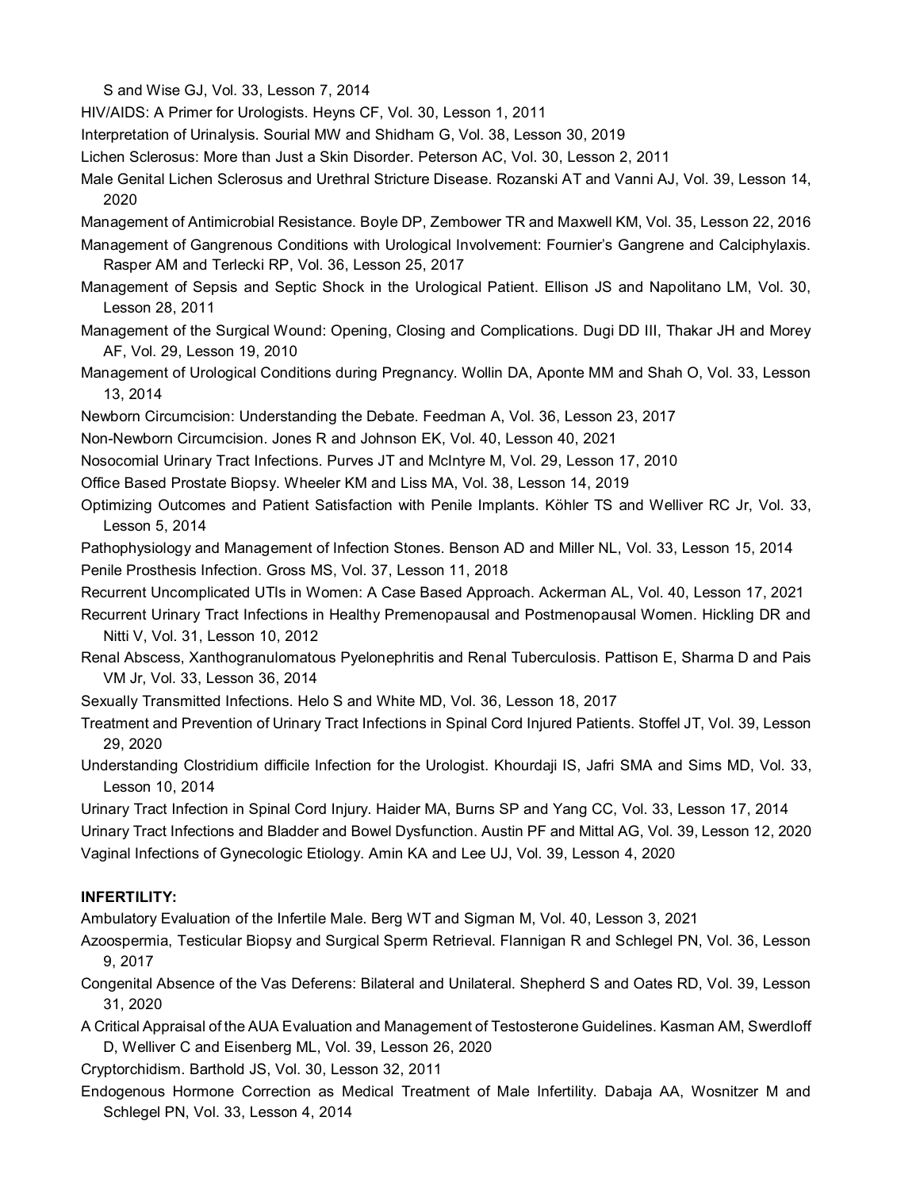S and Wise GJ, Vol. 33, Lesson 7, 2014

HIV/AIDS: A Primer for Urologists. Heyns CF, Vol. 30, Lesson 1, 2011

Interpretation of Urinalysis. Sourial MW and Shidham G, Vol. 38, Lesson 30, 2019

Lichen Sclerosus: More than Just a Skin Disorder. Peterson AC, Vol. 30, Lesson 2, 2011

Male Genital Lichen Sclerosus and Urethral Stricture Disease. Rozanski AT and Vanni AJ, Vol. 39, Lesson 14, 2020

Management of Antimicrobial Resistance. Boyle DP, Zembower TR and Maxwell KM, Vol. 35, Lesson 22, 2016

Management of Gangrenous Conditions with Urological Involvement: Fournier's Gangrene and Calciphylaxis. Rasper AM and Terlecki RP, Vol. 36, Lesson 25, 2017

Management of Sepsis and Septic Shock in the Urological Patient. Ellison JS and Napolitano LM, Vol. 30, Lesson 28, 2011

Management of the Surgical Wound: Opening, Closing and Complications. Dugi DD III, Thakar JH and Morey AF, Vol. 29, Lesson 19, 2010

Management of Urological Conditions during Pregnancy. Wollin DA, Aponte MM and Shah O, Vol. 33, Lesson 13, 2014

Newborn Circumcision: Understanding the Debate. Feedman A, Vol. 36, Lesson 23, 2017

Non-Newborn Circumcision. Jones R and Johnson EK, Vol. 40, Lesson 40, 2021

Nosocomial Urinary Tract Infections. Purves JT and McIntyre M, Vol. 29, Lesson 17, 2010

Office Based Prostate Biopsy. Wheeler KM and Liss MA, Vol. 38, Lesson 14, 2019

Optimizing Outcomes and Patient Satisfaction with Penile Implants. Köhler TS and Welliver RC Jr, Vol. 33, Lesson 5, 2014

Pathophysiology and Management of Infection Stones. Benson AD and Miller NL, Vol. 33, Lesson 15, 2014

Penile Prosthesis Infection. Gross MS, Vol. 37, Lesson 11, 2018

Recurrent Uncomplicated UTIs in Women: A Case Based Approach. Ackerman AL, Vol. 40, Lesson 17, 2021

Recurrent Urinary Tract Infections in Healthy Premenopausal and Postmenopausal Women. Hickling DR and Nitti V, Vol. 31, Lesson 10, 2012

Renal Abscess, Xanthogranulomatous Pyelonephritis and Renal Tuberculosis. Pattison E, Sharma D and Pais VM Jr, Vol. 33, Lesson 36, 2014

Sexually Transmitted Infections. Helo S and White MD, Vol. 36, Lesson 18, 2017

Treatment and Prevention of Urinary Tract Infections in Spinal Cord Injured Patients. Stoffel JT, Vol. 39, Lesson 29, 2020

Understanding Clostridium difficile Infection for the Urologist. Khourdaji IS, Jafri SMA and Sims MD, Vol. 33, Lesson 10, 2014

Urinary Tract Infection in Spinal Cord Injury. Haider MA, Burns SP and Yang CC, Vol. 33, Lesson 17, 2014

Urinary Tract Infections and Bladder and Bowel Dysfunction. Austin PF and Mittal AG, Vol. 39, Lesson 12, 2020

Vaginal Infections of Gynecologic Etiology. Amin KA and Lee UJ, Vol. 39, Lesson 4, 2020

**INFERTILITY:**

Ambulatory Evaluation of the Infertile Male. Berg WT and Sigman M, Vol. 40, Lesson 3, 2021

Azoospermia, Testicular Biopsy and Surgical Sperm Retrieval. Flannigan R and Schlegel PN, Vol. 36, Lesson 9, 2017

Congenital Absence of the Vas Deferens: Bilateral and Unilateral. Shepherd S and Oates RD, Vol. 39, Lesson 31, 2020

A Critical Appraisal of the AUA Evaluation and Management of Testosterone Guidelines. Kasman AM, Swerdloff D, Welliver C and Eisenberg ML, Vol. 39, Lesson 26, 2020

Cryptorchidism. Barthold JS, Vol. 30, Lesson 32, 2011

Endogenous Hormone Correction as Medical Treatment of Male Infertility. Dabaja AA, Wosnitzer M and Schlegel PN, Vol. 33, Lesson 4, 2014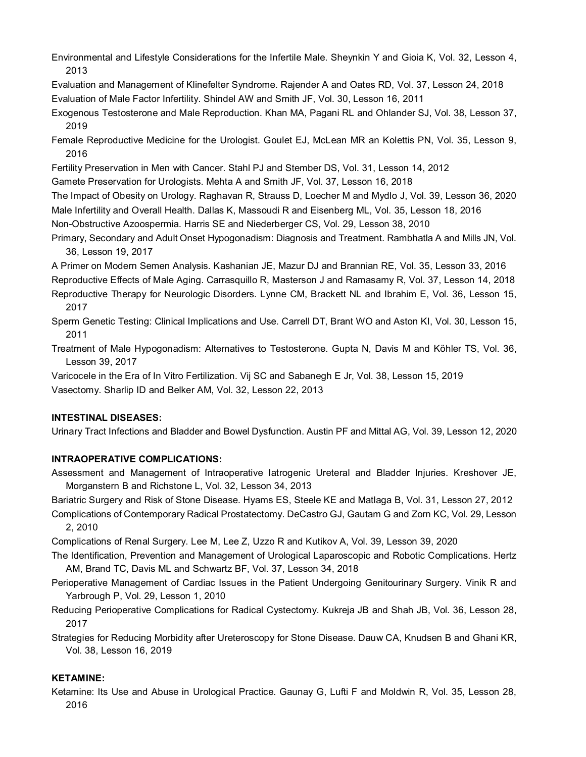Environmental and Lifestyle Considerations for the Infertile Male. Sheynkin Y and Gioia K, Vol. 32, Lesson 4, 2013

Evaluation and Management of Klinefelter Syndrome. Rajender A and Oates RD, Vol. 37, Lesson 24, 2018

Evaluation of Male Factor Infertility. Shindel AW and Smith JF, Vol. 30, Lesson 16, 2011

Exogenous Testosterone and Male Reproduction. Khan MA, Pagani RL and Ohlander SJ, Vol. 38, Lesson 37, 2019

Female Reproductive Medicine for the Urologist. Goulet EJ, McLean MR an Kolettis PN, Vol. 35, Lesson 9, 2016

Fertility Preservation in Men with Cancer. Stahl PJ and Stember DS, Vol. 31, Lesson 14, 2012

Gamete Preservation for Urologists. Mehta A and Smith JF, Vol. 37, Lesson 16, 2018

The Impact of Obesity on Urology. Raghavan R, Strauss D, Loecher M and Mydlo J, Vol. 39, Lesson 36, 2020

Male Infertility and Overall Health. Dallas K, Massoudi R and Eisenberg ML, Vol. 35, Lesson 18, 2016

Non-Obstructive Azoospermia. Harris SE and Niederberger CS, Vol. 29, Lesson 38, 2010

Primary, Secondary and Adult Onset Hypogonadism: Diagnosis and Treatment. Rambhatla A and Mills JN, Vol. 36, Lesson 19, 2017

A Primer on Modern Semen Analysis. Kashanian JE, Mazur DJ and Brannian RE, Vol. 35, Lesson 33, 2016

Reproductive Effects of Male Aging. Carrasquillo R, Masterson J and Ramasamy R, Vol. 37, Lesson 14, 2018

Reproductive Therapy for Neurologic Disorders. Lynne CM, Brackett NL and Ibrahim E, Vol. 36, Lesson 15, 2017

Sperm Genetic Testing: Clinical Implications and Use. Carrell DT, Brant WO and Aston KI, Vol. 30, Lesson 15, 2011

Treatment of Male Hypogonadism: Alternatives to Testosterone. Gupta N, Davis M and Köhler TS, Vol. 36, Lesson 39, 2017

Varicocele in the Era of In Vitro Fertilization. Vij SC and Sabanegh E Jr, Vol. 38, Lesson 15, 2019

Vasectomy. Sharlip ID and Belker AM, Vol. 32, Lesson 22, 2013

**INTESTINAL DISEASES:**

Urinary Tract Infections and Bladder and Bowel Dysfunction. Austin PF and Mittal AG, Vol. 39, Lesson 12, 2020

**INTRAOPERATIVE COMPLICATIONS:**

Assessment and Management of Intraoperative Iatrogenic Ureteral and Bladder Injuries. Kreshover JE, Morganstern B and Richstone L, Vol. 32, Lesson 34, 2013

Bariatric Surgery and Risk of Stone Disease. Hyams ES, Steele KE and Matlaga B, Vol. 31, Lesson 27, 2012

Complications of Contemporary Radical Prostatectomy. DeCastro GJ, Gautam G and Zorn KC, Vol. 29, Lesson 2, 2010

Complications of Renal Surgery. Lee M, Lee Z, Uzzo R and Kutikov A, Vol. 39, Lesson 39, 2020

The Identification, Prevention and Management of Urological Laparoscopic and Robotic Complications. Hertz AM, Brand TC, Davis ML and Schwartz BF, Vol. 37, Lesson 34, 2018

Perioperative Management of Cardiac Issues in the Patient Undergoing Genitourinary Surgery. Vinik R and Yarbrough P, Vol. 29, Lesson 1, 2010

Reducing Perioperative Complications for Radical Cystectomy. Kukreja JB and Shah JB, Vol. 36, Lesson 28, 2017

Strategies for Reducing Morbidity after Ureteroscopy for Stone Disease. Dauw CA, Knudsen B and Ghani KR, Vol. 38, Lesson 16, 2019

**KETAMINE:**

Ketamine: Its Use and Abuse in Urological Practice. Gaunay G, Lufti F and Moldwin R, Vol. 35, Lesson 28, 2016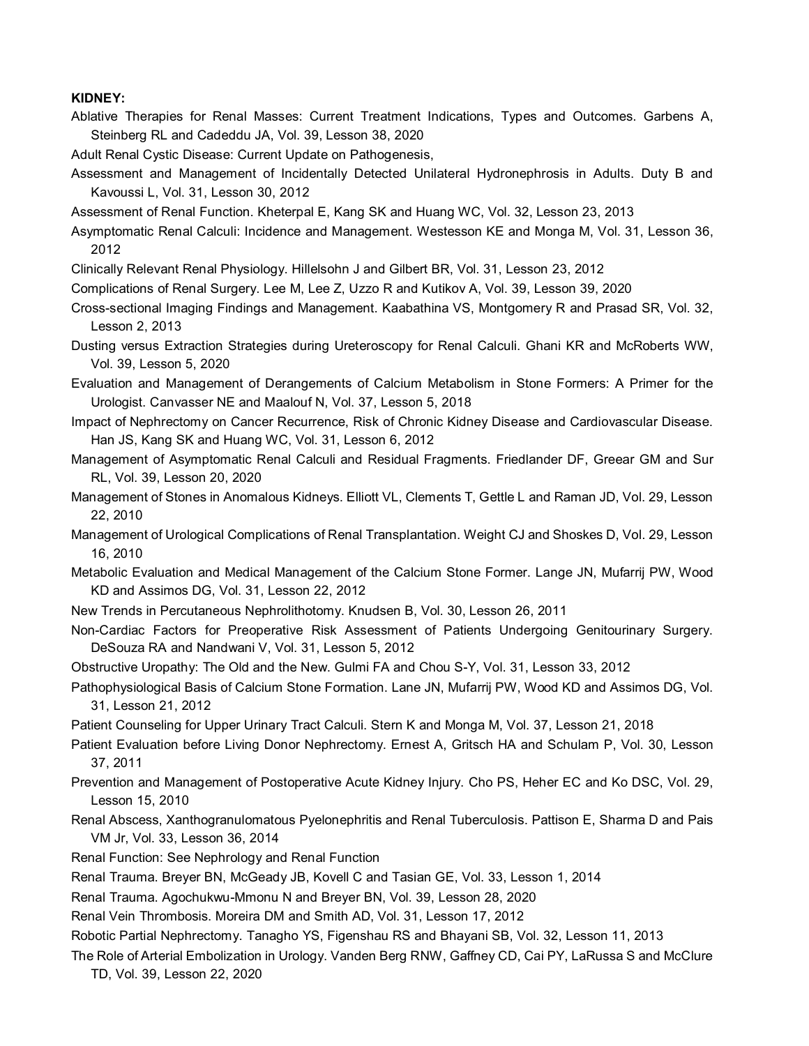**KIDNEY:**

Ablative Therapies for Renal Masses: Current Treatment Indications, Types and Outcomes. Garbens A, Steinberg RL and Cadeddu JA, Vol. 39, Lesson 38, 2020

Adult Renal Cystic Disease: Current Update on Pathogenesis,

Assessment and Management of Incidentally Detected Unilateral Hydronephrosis in Adults. Duty B and Kavoussi L, Vol. 31, Lesson 30, 2012

Assessment of Renal Function. Kheterpal E, Kang SK and Huang WC, Vol. 32, Lesson 23, 2013

Asymptomatic Renal Calculi: Incidence and Management. Westesson KE and Monga M, Vol. 31, Lesson 36, 2012

Clinically Relevant Renal Physiology. Hillelsohn J and Gilbert BR, Vol. 31, Lesson 23, 2012

Complications of Renal Surgery. Lee M, Lee Z, Uzzo R and Kutikov A, Vol. 39, Lesson 39, 2020

Cross-sectional Imaging Findings and Management. Kaabathina VS, Montgomery R and Prasad SR, Vol. 32, Lesson 2, 2013

Dusting versus Extraction Strategies during Ureteroscopy for Renal Calculi. Ghani KR and McRoberts WW, Vol. 39, Lesson 5, 2020

Evaluation and Management of Derangements of Calcium Metabolism in Stone Formers: A Primer for the Urologist. Canvasser NE and Maalouf N, Vol. 37, Lesson 5, 2018

Impact of Nephrectomy on Cancer Recurrence, Risk of Chronic Kidney Disease and Cardiovascular Disease. Han JS, Kang SK and Huang WC, Vol. 31, Lesson 6, 2012

Management of Asymptomatic Renal Calculi and Residual Fragments. Friedlander DF, Greear GM and Sur RL, Vol. 39, Lesson 20, 2020

Management of Stones in Anomalous Kidneys. Elliott VL, Clements T, Gettle L and Raman JD, Vol. 29, Lesson 22, 2010

Management of Urological Complications of Renal Transplantation. Weight CJ and Shoskes D, Vol. 29, Lesson 16, 2010

Metabolic Evaluation and Medical Management of the Calcium Stone Former. Lange JN, Mufarrij PW, Wood KD and Assimos DG, Vol. 31, Lesson 22, 2012

New Trends in Percutaneous Nephrolithotomy. Knudsen B, Vol. 30, Lesson 26, 2011

Non-Cardiac Factors for Preoperative Risk Assessment of Patients Undergoing Genitourinary Surgery. DeSouza RA and Nandwani V, Vol. 31, Lesson 5, 2012

Obstructive Uropathy: The Old and the New. Gulmi FA and Chou S-Y, Vol. 31, Lesson 33, 2012

Pathophysiological Basis of Calcium Stone Formation. Lane JN, Mufarrij PW, Wood KD and Assimos DG, Vol. 31, Lesson 21, 2012

Patient Counseling for Upper Urinary Tract Calculi. Stern K and Monga M, Vol. 37, Lesson 21, 2018

Patient Evaluation before Living Donor Nephrectomy. Ernest A, Gritsch HA and Schulam P, Vol. 30, Lesson 37, 2011

Prevention and Management of Postoperative Acute Kidney Injury. Cho PS, Heher EC and Ko DSC, Vol. 29, Lesson 15, 2010

Renal Abscess, Xanthogranulomatous Pyelonephritis and Renal Tuberculosis. Pattison E, Sharma D and Pais VM Jr, Vol. 33, Lesson 36, 2014

Renal Function: See Nephrology and Renal Function

Renal Trauma. Breyer BN, McGeady JB, Kovell C and Tasian GE, Vol. 33, Lesson 1, 2014

Renal Trauma. Agochukwu-Mmonu N and Breyer BN, Vol. 39, Lesson 28, 2020

Renal Vein Thrombosis. Moreira DM and Smith AD, Vol. 31, Lesson 17, 2012

Robotic Partial Nephrectomy. Tanagho YS, Figenshau RS and Bhayani SB, Vol. 32, Lesson 11, 2013

The Role of Arterial Embolization in Urology. Vanden Berg RNW, Gaffney CD, Cai PY, LaRussa S and McClure TD, Vol. 39, Lesson 22, 2020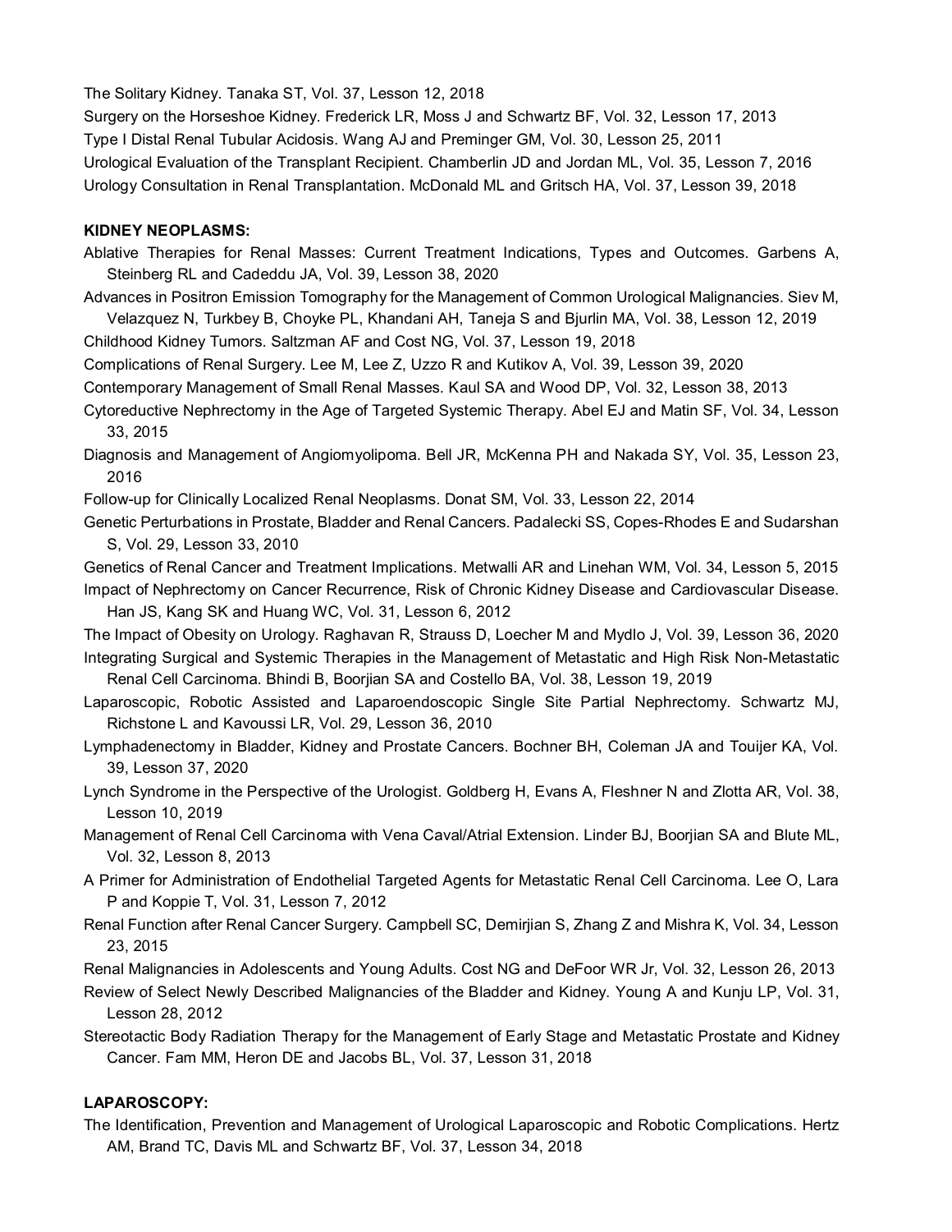The Solitary Kidney. Tanaka ST, Vol. 37, Lesson 12, 2018

Surgery on the Horseshoe Kidney. Frederick LR, Moss J and Schwartz BF, Vol. 32, Lesson 17, 2013

Type I Distal Renal Tubular Acidosis. Wang AJ and Preminger GM, Vol. 30, Lesson 25, 2011

Urological Evaluation of the Transplant Recipient. Chamberlin JD and Jordan ML, Vol. 35, Lesson 7, 2016

Urology Consultation in Renal Transplantation. McDonald ML and Gritsch HA, Vol. 37, Lesson 39, 2018

**KIDNEY NEOPLASMS:**

Ablative Therapies for Renal Masses: Current Treatment Indications, Types and Outcomes. Garbens A, Steinberg RL and Cadeddu JA, Vol. 39, Lesson 38, 2020

Advances in Positron Emission Tomography for the Management of Common Urological Malignancies. Siev M, Velazquez N, Turkbey B, Choyke PL, Khandani AH, Taneja S and Bjurlin MA, Vol. 38, Lesson 12, 2019

Childhood Kidney Tumors. Saltzman AF and Cost NG, Vol. 37, Lesson 19, 2018

Complications of Renal Surgery. Lee M, Lee Z, Uzzo R and Kutikov A, Vol. 39, Lesson 39, 2020

Contemporary Management of Small Renal Masses. Kaul SA and Wood DP, Vol. 32, Lesson 38, 2013

Cytoreductive Nephrectomy in the Age of Targeted Systemic Therapy. Abel EJ and Matin SF, Vol. 34, Lesson 33, 2015

Diagnosis and Management of Angiomyolipoma. Bell JR, McKenna PH and Nakada SY, Vol. 35, Lesson 23, 2016

Follow-up for Clinically Localized Renal Neoplasms. Donat SM, Vol. 33, Lesson 22, 2014

Genetic Perturbations in Prostate, Bladder and Renal Cancers. Padalecki SS, Copes-Rhodes E and Sudarshan S, Vol. 29, Lesson 33, 2010

Genetics of Renal Cancer and Treatment Implications. Metwalli AR and Linehan WM, Vol. 34, Lesson 5, 2015

Impact of Nephrectomy on Cancer Recurrence, Risk of Chronic Kidney Disease and Cardiovascular Disease. Han JS, Kang SK and Huang WC, Vol. 31, Lesson 6, 2012

The Impact of Obesity on Urology. Raghavan R, Strauss D, Loecher M and Mydlo J, Vol. 39, Lesson 36, 2020

Integrating Surgical and Systemic Therapies in the Management of Metastatic and High Risk Non-Metastatic Renal Cell Carcinoma. Bhindi B, Boorjian SA and Costello BA, Vol. 38, Lesson 19, 2019

Laparoscopic, Robotic Assisted and Laparoendoscopic Single Site Partial Nephrectomy. Schwartz MJ, Richstone L and Kavoussi LR, Vol. 29, Lesson 36, 2010

Lymphadenectomy in Bladder, Kidney and Prostate Cancers. Bochner BH, Coleman JA and Touijer KA, Vol. 39, Lesson 37, 2020

Lynch Syndrome in the Perspective of the Urologist. Goldberg H, Evans A, Fleshner N and Zlotta AR, Vol. 38, Lesson 10, 2019

Management of Renal Cell Carcinoma with Vena Caval/Atrial Extension. Linder BJ, Boorjian SA and Blute ML, Vol. 32, Lesson 8, 2013

A Primer for Administration of Endothelial Targeted Agents for Metastatic Renal Cell Carcinoma. Lee O, Lara P and Koppie T, Vol. 31, Lesson 7, 2012

Renal Function after Renal Cancer Surgery. Campbell SC, Demirjian S, Zhang Z and Mishra K, Vol. 34, Lesson 23, 2015

Renal Malignancies in Adolescents and Young Adults. Cost NG and DeFoor WR Jr, Vol. 32, Lesson 26, 2013

Review of Select Newly Described Malignancies of the Bladder and Kidney. Young A and Kunju LP, Vol. 31, Lesson 28, 2012

Stereotactic Body Radiation Therapy for the Management of Early Stage and Metastatic Prostate and Kidney Cancer. Fam MM, Heron DE and Jacobs BL, Vol. 37, Lesson 31, 2018

**LAPAROSCOPY:**

The Identification, Prevention and Management of Urological Laparoscopic and Robotic Complications. Hertz AM, Brand TC, Davis ML and Schwartz BF, Vol. 37, Lesson 34, 2018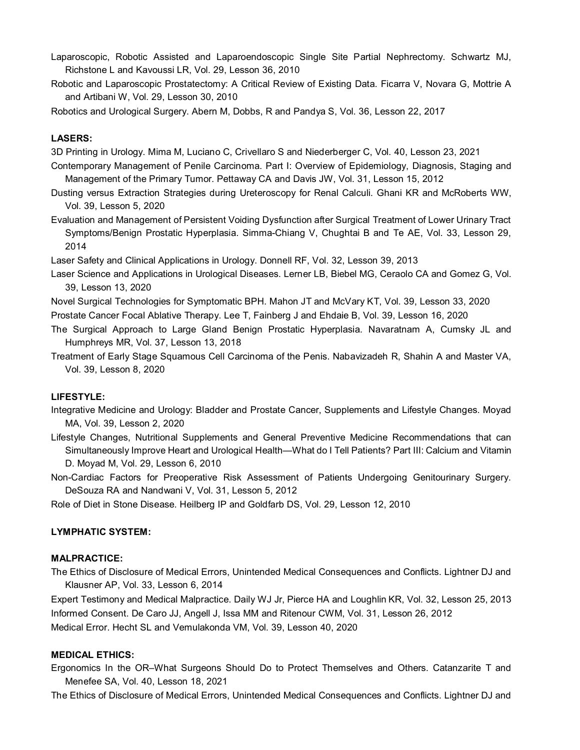Laparoscopic, Robotic Assisted and Laparoendoscopic Single Site Partial Nephrectomy. Schwartz MJ, Richstone L and Kavoussi LR, Vol. 29, Lesson 36, 2010

Robotic and Laparoscopic Prostatectomy: A Critical Review of Existing Data. Ficarra V, Novara G, Mottrie A and Artibani W, Vol. 29, Lesson 30, 2010

Robotics and Urological Surgery. Abern M, Dobbs, R and Pandya S, Vol. 36, Lesson 22, 2017

**LASERS:**

3D Printing in Urology. Mima M, Luciano C, Crivellaro S and Niederberger C, Vol. 40, Lesson 23, 2021

Contemporary Management of Penile Carcinoma. Part I: Overview of Epidemiology, Diagnosis, Staging and Management of the Primary Tumor. Pettaway CA and Davis JW, Vol. 31, Lesson 15, 2012

Dusting versus Extraction Strategies during Ureteroscopy for Renal Calculi. Ghani KR and McRoberts WW, Vol. 39, Lesson 5, 2020

Evaluation and Management of Persistent Voiding Dysfunction after Surgical Treatment of Lower Urinary Tract Symptoms/Benign Prostatic Hyperplasia. Simma-Chiang V, Chughtai B and Te AE, Vol. 33, Lesson 29, 2014

Laser Safety and Clinical Applications in Urology. Donnell RF, Vol. 32, Lesson 39, 2013

Laser Science and Applications in Urological Diseases. Lerner LB, Biebel MG, Ceraolo CA and Gomez G, Vol. 39, Lesson 13, 2020

Novel Surgical Technologies for Symptomatic BPH. Mahon JT and McVary KT, Vol. 39, Lesson 33, 2020

Prostate Cancer Focal Ablative Therapy. Lee T, Fainberg J and Ehdaie B, Vol. 39, Lesson 16, 2020

The Surgical Approach to Large Gland Benign Prostatic Hyperplasia. Navaratnam A, Cumsky JL and Humphreys MR, Vol. 37, Lesson 13, 2018

Treatment of Early Stage Squamous Cell Carcinoma of the Penis. Nabavizadeh R, Shahin A and Master VA, Vol. 39, Lesson 8, 2020

**LIFESTYLE:**

Integrative Medicine and Urology: Bladder and Prostate Cancer, Supplements and Lifestyle Changes. Moyad MA, Vol. 39, Lesson 2, 2020

Lifestyle Changes, Nutritional Supplements and General Preventive Medicine Recommendations that can Simultaneously Improve Heart and Urological Health—What do I Tell Patients? Part III: Calcium and Vitamin D. Moyad M, Vol. 29, Lesson 6, 2010

Non-Cardiac Factors for Preoperative Risk Assessment of Patients Undergoing Genitourinary Surgery. DeSouza RA and Nandwani V, Vol. 31, Lesson 5, 2012

Role of Diet in Stone Disease. Heilberg IP and Goldfarb DS, Vol. 29, Lesson 12, 2010

**LYMPHATIC SYSTEM:**

**MALPRACTICE:**

The Ethics of Disclosure of Medical Errors, Unintended Medical Consequences and Conflicts. Lightner DJ and Klausner AP, Vol. 33, Lesson 6, 2014

Expert Testimony and Medical Malpractice. Daily WJ Jr, Pierce HA and Loughlin KR, Vol. 32, Lesson 25, 2013

Informed Consent. De Caro JJ, Angell J, Issa MM and Ritenour CWM, Vol. 31, Lesson 26, 2012

Medical Error. Hecht SL and Vemulakonda VM, Vol. 39, Lesson 40, 2020

**MEDICAL ETHICS:**

Ergonomics In the OR–What Surgeons Should Do to Protect Themselves and Others. Catanzarite T and Menefee SA, Vol. 40, Lesson 18, 2021

The Ethics of Disclosure of Medical Errors, Unintended Medical Consequences and Conflicts. Lightner DJ and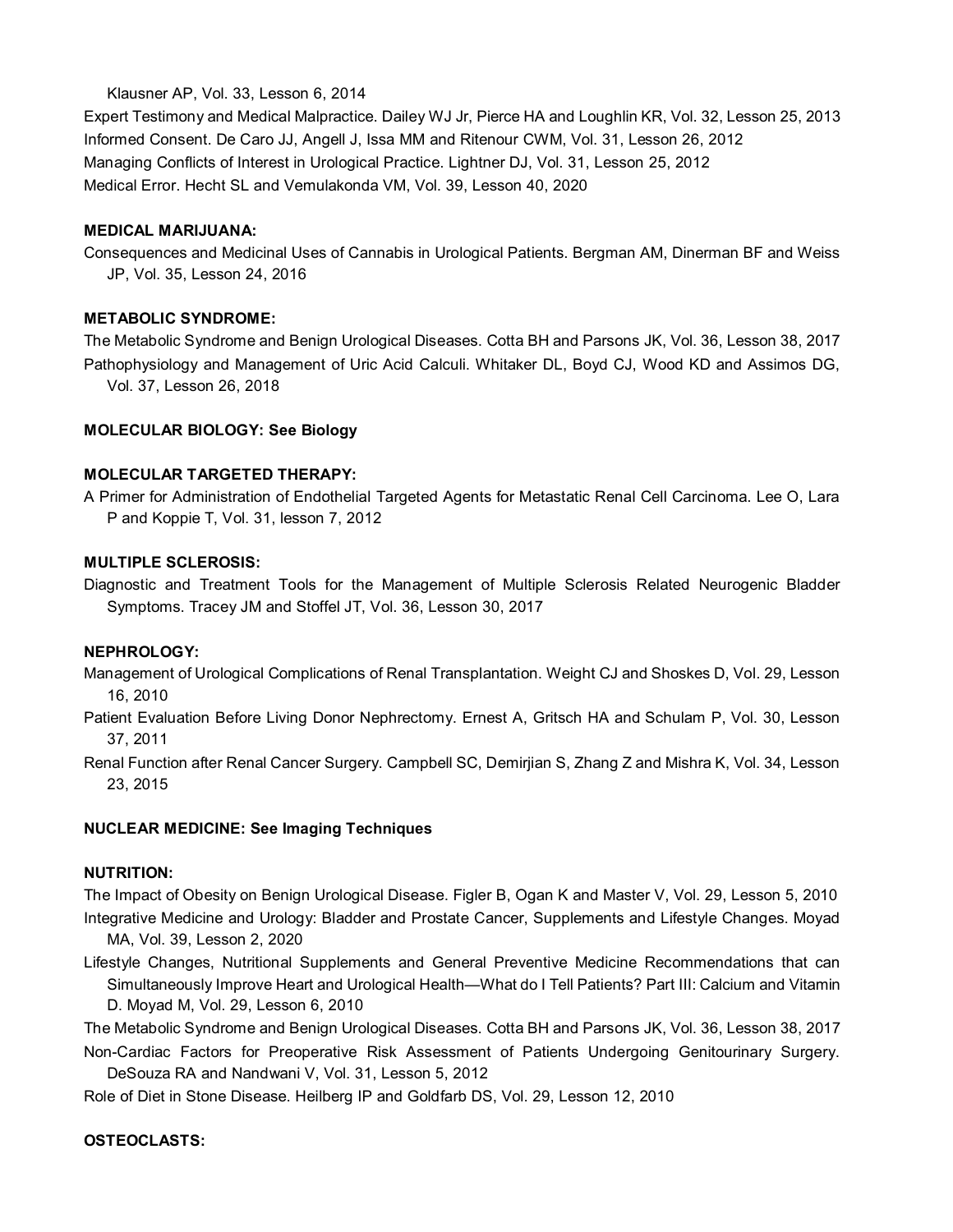Klausner AP, Vol. 33, Lesson 6, 2014

Expert Testimony and Medical Malpractice. Dailey WJ Jr, Pierce HA and Loughlin KR, Vol. 32, Lesson 25, 2013

Informed Consent. De Caro JJ, Angell J, Issa MM and Ritenour CWM, Vol. 31, Lesson 26, 2012

Managing Conflicts of Interest in Urological Practice. Lightner DJ, Vol. 31, Lesson 25, 2012

Medical Error. Hecht SL and Vemulakonda VM, Vol. 39, Lesson 40, 2020

**MEDICAL MARIJUANA:**

Consequences and Medicinal Uses of Cannabis in Urological Patients. Bergman AM, Dinerman BF and Weiss JP, Vol. 35, Lesson 24, 2016

**METABOLIC SYNDROME:**

The Metabolic Syndrome and Benign Urological Diseases. Cotta BH and Parsons JK, Vol. 36, Lesson 38, 2017

Pathophysiology and Management of Uric Acid Calculi. Whitaker DL, Boyd CJ, Wood KD and Assimos DG, Vol. 37, Lesson 26, 2018

**MOLECULAR BIOLOGY: See Biology**

**MOLECULAR TARGETED THERAPY:**

A Primer for Administration of Endothelial Targeted Agents for Metastatic Renal Cell Carcinoma. Lee O, Lara P and Koppie T, Vol. 31, lesson 7, 2012

**MULTIPLE SCLEROSIS:**

Diagnostic and Treatment Tools for the Management of Multiple Sclerosis Related Neurogenic Bladder Symptoms. Tracey JM and Stoffel JT, Vol. 36, Lesson 30, 2017

**NEPHROLOGY:**

Management of Urological Complications of Renal Transplantation. Weight CJ and Shoskes D, Vol. 29, Lesson 16, 2010

Patient Evaluation Before Living Donor Nephrectomy. Ernest A, Gritsch HA and Schulam P, Vol. 30, Lesson 37, 2011

Renal Function after Renal Cancer Surgery. Campbell SC, Demirjian S, Zhang Z and Mishra K, Vol. 34, Lesson 23, 2015

**NUCLEAR MEDICINE: See Imaging Techniques**

**NUTRITION:**

The Impact of Obesity on Benign Urological Disease. Figler B, Ogan K and Master V, Vol. 29, Lesson 5, 2010

Integrative Medicine and Urology: Bladder and Prostate Cancer, Supplements and Lifestyle Changes. Moyad MA, Vol. 39, Lesson 2, 2020

Lifestyle Changes, Nutritional Supplements and General Preventive Medicine Recommendations that can Simultaneously Improve Heart and Urological Health—What do I Tell Patients? Part III: Calcium and Vitamin D. Moyad M, Vol. 29, Lesson 6, 2010

The Metabolic Syndrome and Benign Urological Diseases. Cotta BH and Parsons JK, Vol. 36, Lesson 38, 2017

Non-Cardiac Factors for Preoperative Risk Assessment of Patients Undergoing Genitourinary Surgery. DeSouza RA and Nandwani V, Vol. 31, Lesson 5, 2012

Role of Diet in Stone Disease. Heilberg IP and Goldfarb DS, Vol. 29, Lesson 12, 2010

**OSTEOCLASTS:**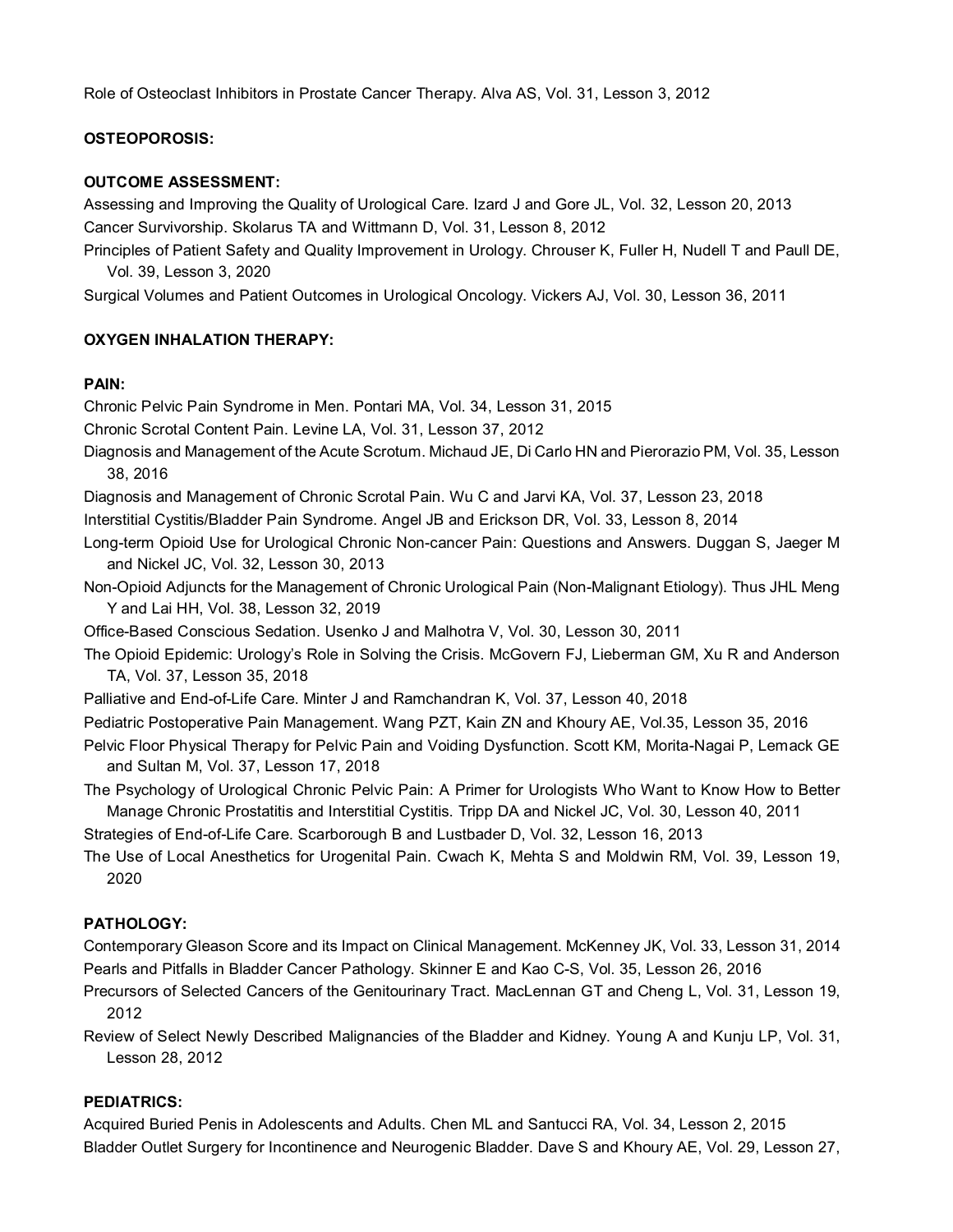Role of Osteoclast Inhibitors in Prostate Cancer Therapy. Alva AS, Vol. 31, Lesson 3, 2012

**OSTEOPOROSIS:**

**OUTCOME ASSESSMENT:**

Assessing and Improving the Quality of Urological Care. Izard J and Gore JL, Vol. 32, Lesson 20, 2013

Cancer Survivorship. Skolarus TA and Wittmann D, Vol. 31, Lesson 8, 2012

Principles of Patient Safety and Quality Improvement in Urology. Chrouser K, Fuller H, Nudell T and Paull DE, Vol. 39, Lesson 3, 2020

Surgical Volumes and Patient Outcomes in Urological Oncology. Vickers AJ, Vol. 30, Lesson 36, 2011

**OXYGEN INHALATION THERAPY:**

**PAIN:**

Chronic Pelvic Pain Syndrome in Men. Pontari MA, Vol. 34, Lesson 31, 2015

Chronic Scrotal Content Pain. Levine LA, Vol. 31, Lesson 37, 2012

Diagnosis and Management of the Acute Scrotum. Michaud JE, Di Carlo HN and Pierorazio PM, Vol. 35, Lesson 38, 2016

Diagnosis and Management of Chronic Scrotal Pain. Wu C and Jarvi KA, Vol. 37, Lesson 23, 2018

Interstitial Cystitis/Bladder Pain Syndrome. Angel JB and Erickson DR, Vol. 33, Lesson 8, 2014

Long-term Opioid Use for Urological Chronic Non-cancer Pain: Questions and Answers. Duggan S, Jaeger M and Nickel JC, Vol. 32, Lesson 30, 2013

Non-Opioid Adjuncts for the Management of Chronic Urological Pain (Non-Malignant Etiology). Thus JHL Meng Y and Lai HH, Vol. 38, Lesson 32, 2019

Office-Based Conscious Sedation. Usenko J and Malhotra V, Vol. 30, Lesson 30, 2011

The Opioid Epidemic: Urology's Role in Solving the Crisis. McGovern FJ, Lieberman GM, Xu R and Anderson TA, Vol. 37, Lesson 35, 2018

Palliative and End-of-Life Care. Minter J and Ramchandran K, Vol. 37, Lesson 40, 2018

Pediatric Postoperative Pain Management. Wang PZT, Kain ZN and Khoury AE, Vol.35, Lesson 35, 2016

Pelvic Floor Physical Therapy for Pelvic Pain and Voiding Dysfunction. Scott KM, Morita-Nagai P, Lemack GE and Sultan M, Vol. 37, Lesson 17, 2018

The Psychology of Urological Chronic Pelvic Pain: A Primer for Urologists Who Want to Know How to Better Manage Chronic Prostatitis and Interstitial Cystitis. Tripp DA and Nickel JC, Vol. 30, Lesson 40, 2011

Strategies of End-of-Life Care. Scarborough B and Lustbader D, Vol. 32, Lesson 16, 2013

The Use of Local Anesthetics for Urogenital Pain. Cwach K, Mehta S and Moldwin RM, Vol. 39, Lesson 19, 2020

**PATHOLOGY:**

Contemporary Gleason Score and its Impact on Clinical Management. McKenney JK, Vol. 33, Lesson 31, 2014

Pearls and Pitfalls in Bladder Cancer Pathology. Skinner E and Kao C-S, Vol. 35, Lesson 26, 2016

Precursors of Selected Cancers of the Genitourinary Tract. MacLennan GT and Cheng L, Vol. 31, Lesson 19, 2012

Review of Select Newly Described Malignancies of the Bladder and Kidney. Young A and Kunju LP, Vol. 31, Lesson 28, 2012

**PEDIATRICS:**

Acquired Buried Penis in Adolescents and Adults. Chen ML and Santucci RA, Vol. 34, Lesson 2, 2015

Bladder Outlet Surgery for Incontinence and Neurogenic Bladder. Dave S and Khoury AE, Vol. 29, Lesson 27,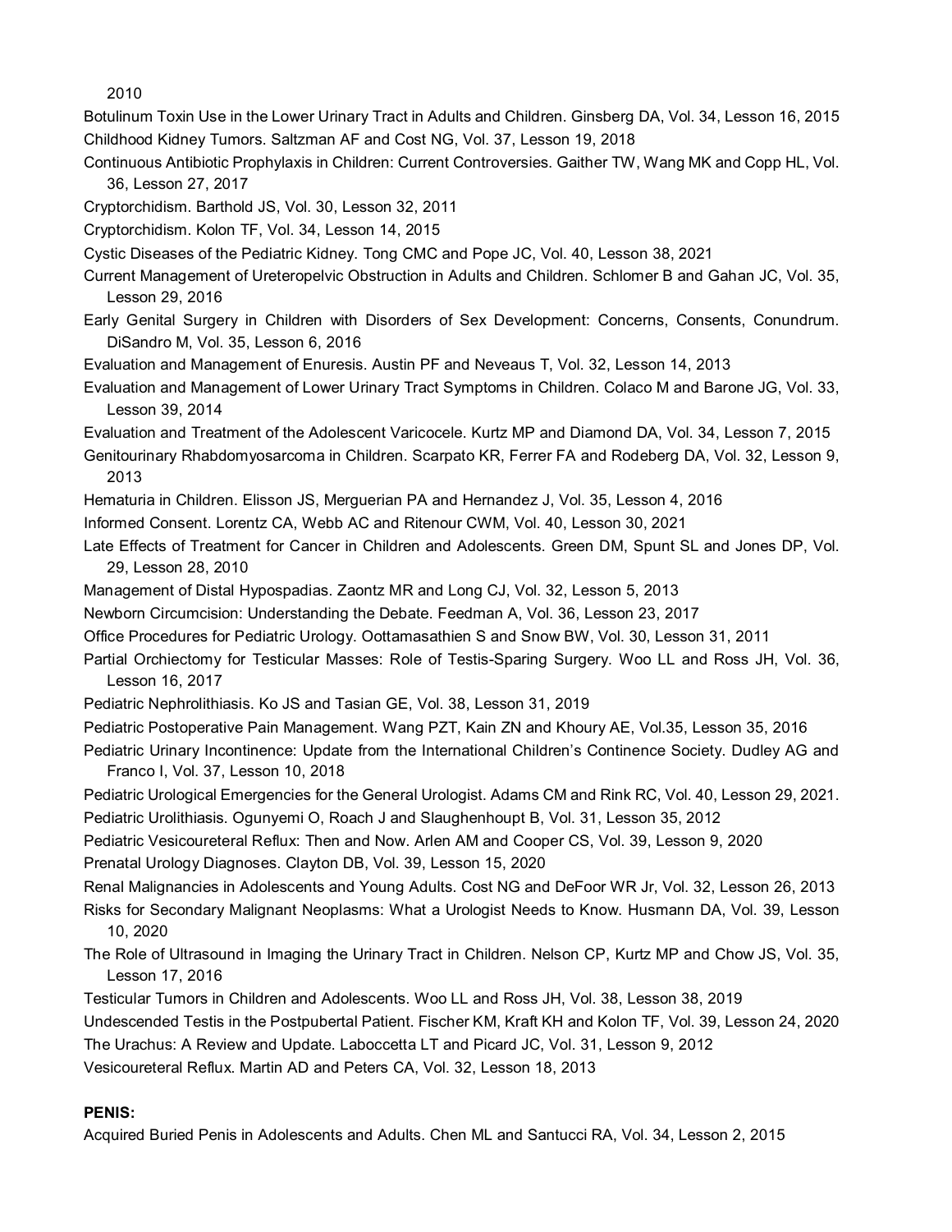2010

Botulinum Toxin Use in the Lower Urinary Tract in Adults and Children. Ginsberg DA, Vol. 34, Lesson 16, 2015

Childhood Kidney Tumors. Saltzman AF and Cost NG, Vol. 37, Lesson 19, 2018

Continuous Antibiotic Prophylaxis in Children: Current Controversies. Gaither TW, Wang MK and Copp HL, Vol. 36, Lesson 27, 2017

Cryptorchidism. Barthold JS, Vol. 30, Lesson 32, 2011

Cryptorchidism. Kolon TF, Vol. 34, Lesson 14, 2015

Cystic Diseases of the Pediatric Kidney. Tong CMC and Pope JC, Vol. 40, Lesson 38, 2021

Current Management of Ureteropelvic Obstruction in Adults and Children. Schlomer B and Gahan JC, Vol. 35, Lesson 29, 2016

Early Genital Surgery in Children with Disorders of Sex Development: Concerns, Consents, Conundrum. DiSandro M, Vol. 35, Lesson 6, 2016

Evaluation and Management of Enuresis. Austin PF and Neveaus T, Vol. 32, Lesson 14, 2013

Evaluation and Management of Lower Urinary Tract Symptoms in Children. Colaco M and Barone JG, Vol. 33, Lesson 39, 2014

Evaluation and Treatment of the Adolescent Varicocele. Kurtz MP and Diamond DA, Vol. 34, Lesson 7, 2015

Genitourinary Rhabdomyosarcoma in Children. Scarpato KR, Ferrer FA and Rodeberg DA, Vol. 32, Lesson 9, 2013

Hematuria in Children. Elisson JS, Merguerian PA and Hernandez J, Vol. 35, Lesson 4, 2016

Informed Consent. Lorentz CA, Webb AC and Ritenour CWM, Vol. 40, Lesson 30, 2021

Late Effects of Treatment for Cancer in Children and Adolescents. Green DM, Spunt SL and Jones DP, Vol. 29, Lesson 28, 2010

Management of Distal Hypospadias. Zaontz MR and Long CJ, Vol. 32, Lesson 5, 2013

Newborn Circumcision: Understanding the Debate. Feedman A, Vol. 36, Lesson 23, 2017

Office Procedures for Pediatric Urology. Oottamasathien S and Snow BW, Vol. 30, Lesson 31, 2011

Partial Orchiectomy for Testicular Masses: Role of Testis-Sparing Surgery. Woo LL and Ross JH, Vol. 36, Lesson 16, 2017

Pediatric Nephrolithiasis. Ko JS and Tasian GE, Vol. 38, Lesson 31, 2019

Pediatric Postoperative Pain Management. Wang PZT, Kain ZN and Khoury AE, Vol.35, Lesson 35, 2016

Pediatric Urinary Incontinence: Update from the International Children's Continence Society. Dudley AG and Franco I, Vol. 37, Lesson 10, 2018

Pediatric Urological Emergencies for the General Urologist. Adams CM and Rink RC, Vol. 40, Lesson 29, 2021.

Pediatric Urolithiasis. Ogunyemi O, Roach J and Slaughenhoupt B, Vol. 31, Lesson 35, 2012

Pediatric Vesicoureteral Reflux: Then and Now. Arlen AM and Cooper CS, Vol. 39, Lesson 9, 2020

Prenatal Urology Diagnoses. Clayton DB, Vol. 39, Lesson 15, 2020

Renal Malignancies in Adolescents and Young Adults. Cost NG and DeFoor WR Jr, Vol. 32, Lesson 26, 2013

Risks for Secondary Malignant Neoplasms: What a Urologist Needs to Know. Husmann DA, Vol. 39, Lesson 10, 2020

The Role of Ultrasound in Imaging the Urinary Tract in Children. Nelson CP, Kurtz MP and Chow JS, Vol. 35, Lesson 17, 2016

Testicular Tumors in Children and Adolescents. Woo LL and Ross JH, Vol. 38, Lesson 38, 2019

Undescended Testis in the Postpubertal Patient. Fischer KM, Kraft KH and Kolon TF, Vol. 39, Lesson 24, 2020

The Urachus: A Review and Update. Laboccetta LT and Picard JC, Vol. 31, Lesson 9, 2012

Vesicoureteral Reflux. Martin AD and Peters CA, Vol. 32, Lesson 18, 2013

**PENIS:**

Acquired Buried Penis in Adolescents and Adults. Chen ML and Santucci RA, Vol. 34, Lesson 2, 2015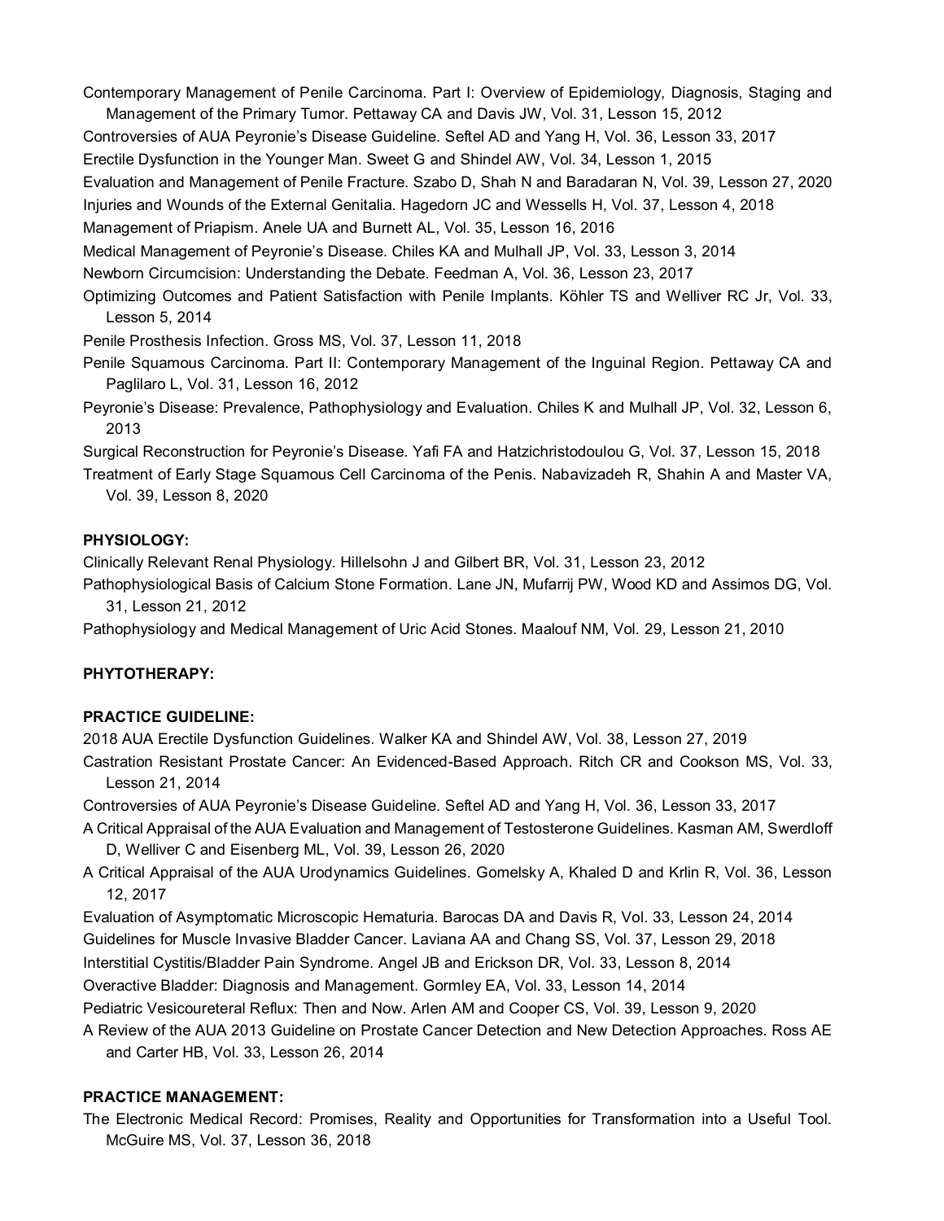Contemporary Management of Penile Carcinoma. Part I: Overview of Epidemiology, Diagnosis, Staging and Management of the Primary Tumor. Pettaway CA and Davis JW, Vol. 31, Lesson 15, 2012

Controversies of AUA Peyronie's Disease Guideline. Seftel AD and Yang H, Vol. 36, Lesson 33, 2017

Erectile Dysfunction in the Younger Man. Sweet G and Shindel AW, Vol. 34, Lesson 1, 2015

Evaluation and Management of Penile Fracture. Szabo D, Shah N and Baradaran N, Vol. 39, Lesson 27, 2020

Injuries and Wounds of the External Genitalia. Hagedorn JC and Wessells H, Vol. 37, Lesson 4, 2018

Management of Priapism. Anele UA and Burnett AL, Vol. 35, Lesson 16, 2016

Medical Management of Peyronie's Disease. Chiles KA and Mulhall JP, Vol. 33, Lesson 3, 2014

Newborn Circumcision: Understanding the Debate. Feedman A, Vol. 36, Lesson 23, 2017

Optimizing Outcomes and Patient Satisfaction with Penile Implants. Köhler TS and Welliver RC Jr, Vol. 33, Lesson 5, 2014

Penile Prosthesis Infection. Gross MS, Vol. 37, Lesson 11, 2018

Penile Squamous Carcinoma. Part II: Contemporary Management of the Inguinal Region. Pettaway CA and Paglilaro L, Vol. 31, Lesson 16, 2012

Peyronie's Disease: Prevalence, Pathophysiology and Evaluation. Chiles K and Mulhall JP, Vol. 32, Lesson 6, 2013

Surgical Reconstruction for Peyronie's Disease. Yafi FA and Hatzichristodoulou G, Vol. 37, Lesson 15, 2018

Treatment of Early Stage Squamous Cell Carcinoma of the Penis. Nabavizadeh R, Shahin A and Master VA, Vol. 39, Lesson 8, 2020

**PHYSIOLOGY:**

Clinically Relevant Renal Physiology. Hillelsohn J and Gilbert BR, Vol. 31, Lesson 23, 2012

Pathophysiological Basis of Calcium Stone Formation. Lane JN, Mufarrij PW, Wood KD and Assimos DG, Vol. 31, Lesson 21, 2012

Pathophysiology and Medical Management of Uric Acid Stones. Maalouf NM, Vol. 29, Lesson 21, 2010

**PHYTOTHERAPY:**

**PRACTICE GUIDELINE:**

2018 AUA Erectile Dysfunction Guidelines. Walker KA and Shindel AW, Vol. 38, Lesson 27, 2019

Castration Resistant Prostate Cancer: An Evidenced-Based Approach. Ritch CR and Cookson MS, Vol. 33, Lesson 21, 2014

Controversies of AUA Peyronie's Disease Guideline. Seftel AD and Yang H, Vol. 36, Lesson 33, 2017

A Critical Appraisal of the AUA Evaluation and Management of Testosterone Guidelines. Kasman AM, Swerdloff D, Welliver C and Eisenberg ML, Vol. 39, Lesson 26, 2020

A Critical Appraisal of the AUA Urodynamics Guidelines. Gomelsky A, Khaled D and Krlin R, Vol. 36, Lesson 12, 2017

Evaluation of Asymptomatic Microscopic Hematuria. Barocas DA and Davis R, Vol. 33, Lesson 24, 2014

Guidelines for Muscle Invasive Bladder Cancer. Laviana AA and Chang SS, Vol. 37, Lesson 29, 2018

Interstitial Cystitis/Bladder Pain Syndrome. Angel JB and Erickson DR, Vol. 33, Lesson 8, 2014

Overactive Bladder: Diagnosis and Management. Gormley EA, Vol. 33, Lesson 14, 2014

Pediatric Vesicoureteral Reflux: Then and Now. Arlen AM and Cooper CS, Vol. 39, Lesson 9, 2020

A Review of the AUA 2013 Guideline on Prostate Cancer Detection and New Detection Approaches. Ross AE and Carter HB, Vol. 33, Lesson 26, 2014

**PRACTICE MANAGEMENT:**

The Electronic Medical Record: Promises, Reality and Opportunities for Transformation into a Useful Tool. McGuire MS, Vol. 37, Lesson 36, 2018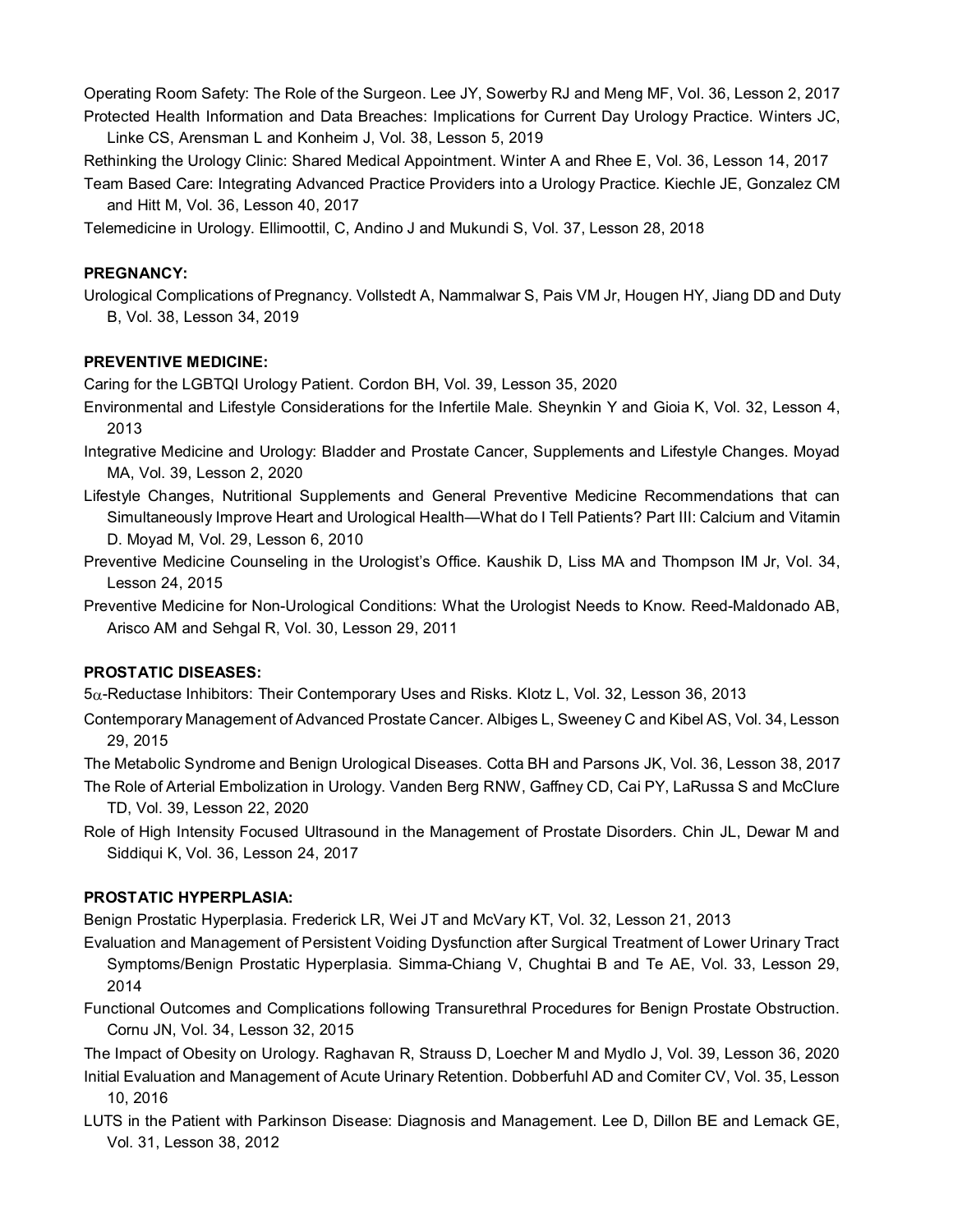Operating Room Safety: The Role of the Surgeon. Lee JY, Sowerby RJ and Meng MF, Vol. 36, Lesson 2, 2017

Protected Health Information and Data Breaches: Implications for Current Day Urology Practice. Winters JC, Linke CS, Arensman L and Konheim J, Vol. 38, Lesson 5, 2019

Rethinking the Urology Clinic: Shared Medical Appointment. Winter A and Rhee E, Vol. 36, Lesson 14, 2017

Team Based Care: Integrating Advanced Practice Providers into a Urology Practice. Kiechle JE, Gonzalez CM and Hitt M, Vol. 36, Lesson 40, 2017

Telemedicine in Urology. Ellimoottil, C, Andino J and Mukundi S, Vol. 37, Lesson 28, 2018

**PREGNANCY:**

Urological Complications of Pregnancy. Vollstedt A, Nammalwar S, Pais VM Jr, Hougen HY, Jiang DD and Duty B, Vol. 38, Lesson 34, 2019

**PREVENTIVE MEDICINE:**

Caring for the LGBTQI Urology Patient. Cordon BH, Vol. 39, Lesson 35, 2020

Environmental and Lifestyle Considerations for the Infertile Male. Sheynkin Y and Gioia K, Vol. 32, Lesson 4, 2013

Integrative Medicine and Urology: Bladder and Prostate Cancer, Supplements and Lifestyle Changes. Moyad MA, Vol. 39, Lesson 2, 2020

Lifestyle Changes, Nutritional Supplements and General Preventive Medicine Recommendations that can Simultaneously Improve Heart and Urological Health—What do I Tell Patients? Part III: Calcium and Vitamin D. Moyad M, Vol. 29, Lesson 6, 2010

Preventive Medicine Counseling in the Urologist's Office. Kaushik D, Liss MA and Thompson IM Jr, Vol. 34, Lesson 24, 2015

Preventive Medicine for Non-Urological Conditions: What the Urologist Needs to Know. Reed-Maldonado AB, Arisco AM and Sehgal R, Vol. 30, Lesson 29, 2011

**PROSTATIC DISEASES:**

5$\alpha$-Reductase Inhibitors: Their Contemporary Uses and Risks. Klotz L, Vol. 32, Lesson 36, 2013

Contemporary Management of Advanced Prostate Cancer. Albiges L, Sweeney C and Kibel AS, Vol. 34, Lesson 29, 2015

The Metabolic Syndrome and Benign Urological Diseases. Cotta BH and Parsons JK, Vol. 36, Lesson 38, 2017

The Role of Arterial Embolization in Urology. Vanden Berg RNW, Gaffney CD, Cai PY, LaRussa S and McClure TD, Vol. 39, Lesson 22, 2020

Role of High Intensity Focused Ultrasound in the Management of Prostate Disorders. Chin JL, Dewar M and Siddiqui K, Vol. 36, Lesson 24, 2017

**PROSTATIC HYPERPLASIA:**

Benign Prostatic Hyperplasia. Frederick LR, Wei JT and McVary KT, Vol. 32, Lesson 21, 2013

Evaluation and Management of Persistent Voiding Dysfunction after Surgical Treatment of Lower Urinary Tract Symptoms/Benign Prostatic Hyperplasia. Simma-Chiang V, Chughtai B and Te AE, Vol. 33, Lesson 29, 2014

Functional Outcomes and Complications following Transurethral Procedures for Benign Prostate Obstruction. Cornu JN, Vol. 34, Lesson 32, 2015

The Impact of Obesity on Urology. Raghavan R, Strauss D, Loecher M and Mydlo J, Vol. 39, Lesson 36, 2020

Initial Evaluation and Management of Acute Urinary Retention. Dobberfuhl AD and Comiter CV, Vol. 35, Lesson 10, 2016

LUTS in the Patient with Parkinson Disease: Diagnosis and Management. Lee D, Dillon BE and Lemack GE, Vol. 31, Lesson 38, 2012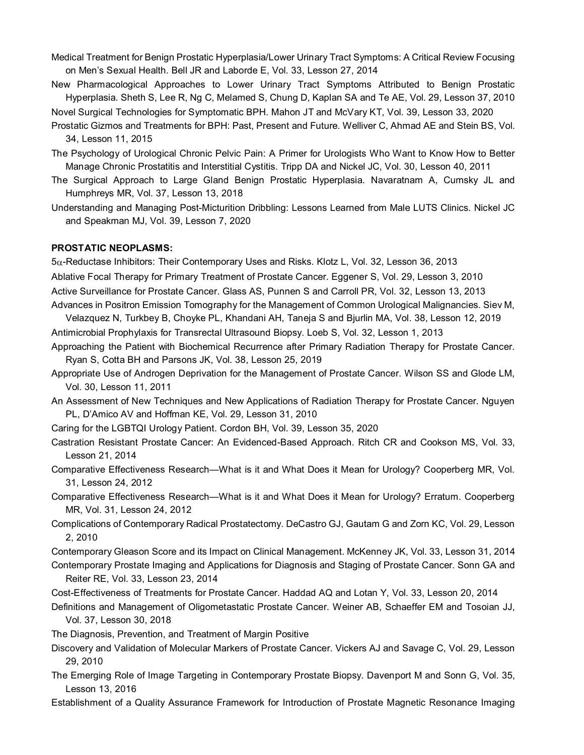Medical Treatment for Benign Prostatic Hyperplasia/Lower Urinary Tract Symptoms: A Critical Review Focusing on Men's Sexual Health. Bell JR and Laborde E, Vol. 33, Lesson 27, 2014

New Pharmacological Approaches to Lower Urinary Tract Symptoms Attributed to Benign Prostatic Hyperplasia. Sheth S, Lee R, Ng C, Melamed S, Chung D, Kaplan SA and Te AE, Vol. 29, Lesson 37, 2010

Novel Surgical Technologies for Symptomatic BPH. Mahon JT and McVary KT, Vol. 39, Lesson 33, 2020

Prostatic Gizmos and Treatments for BPH: Past, Present and Future. Welliver C, Ahmad AE and Stein BS, Vol. 34, Lesson 11, 2015

The Psychology of Urological Chronic Pelvic Pain: A Primer for Urologists Who Want to Know How to Better Manage Chronic Prostatitis and Interstitial Cystitis. Tripp DA and Nickel JC, Vol. 30, Lesson 40, 2011

The Surgical Approach to Large Gland Benign Prostatic Hyperplasia. Navaratnam A, Cumsky JL and Humphreys MR, Vol. 37, Lesson 13, 2018

Understanding and Managing Post-Micturition Dribbling: Lessons Learned from Male LUTS Clinics. Nickel JC and Speakman MJ, Vol. 39, Lesson 7, 2020

**PROSTATIC NEOPLASMS:**

$5\alpha$-Reductase Inhibitors: Their Contemporary Uses and Risks. Klotz L, Vol. 32, Lesson 36, 2013

Ablative Focal Therapy for Primary Treatment of Prostate Cancer. Eggener S, Vol. 29, Lesson 3, 2010

Active Surveillance for Prostate Cancer. Glass AS, Punnen S and Carroll PR, Vol. 32, Lesson 13, 2013

Advances in Positron Emission Tomography for the Management of Common Urological Malignancies. Siev M, Velazquez N, Turkbey B, Choyke PL, Khandani AH, Taneja S and Bjurlin MA, Vol. 38, Lesson 12, 2019

Antimicrobial Prophylaxis for Transrectal Ultrasound Biopsy. Loeb S, Vol. 32, Lesson 1, 2013

Approaching the Patient with Biochemical Recurrence after Primary Radiation Therapy for Prostate Cancer. Ryan S, Cotta BH and Parsons JK, Vol. 38, Lesson 25, 2019

Appropriate Use of Androgen Deprivation for the Management of Prostate Cancer. Wilson SS and Glode LM, Vol. 30, Lesson 11, 2011

An Assessment of New Techniques and New Applications of Radiation Therapy for Prostate Cancer. Nguyen PL, D'Amico AV and Hoffman KE, Vol. 29, Lesson 31, 2010

Caring for the LGBTQI Urology Patient. Cordon BH, Vol. 39, Lesson 35, 2020

Castration Resistant Prostate Cancer: An Evidenced-Based Approach. Ritch CR and Cookson MS, Vol. 33, Lesson 21, 2014

Comparative Effectiveness Research—What is it and What Does it Mean for Urology? Cooperberg MR, Vol. 31, Lesson 24, 2012

Comparative Effectiveness Research—What is it and What Does it Mean for Urology? Erratum. Cooperberg MR, Vol. 31, Lesson 24, 2012

Complications of Contemporary Radical Prostatectomy. DeCastro GJ, Gautam G and Zorn KC, Vol. 29, Lesson 2, 2010

Contemporary Gleason Score and its Impact on Clinical Management. McKenney JK, Vol. 33, Lesson 31, 2014

Contemporary Prostate Imaging and Applications for Diagnosis and Staging of Prostate Cancer. Sonn GA and Reiter RE, Vol. 33, Lesson 23, 2014

Cost-Effectiveness of Treatments for Prostate Cancer. Haddad AQ and Lotan Y, Vol. 33, Lesson 20, 2014

Definitions and Management of Oligometastatic Prostate Cancer. Weiner AB, Schaeffer EM and Tosoian JJ, Vol. 37, Lesson 30, 2018

The Diagnosis, Prevention, and Treatment of Margin Positive

Discovery and Validation of Molecular Markers of Prostate Cancer. Vickers AJ and Savage C, Vol. 29, Lesson 29, 2010

The Emerging Role of Image Targeting in Contemporary Prostate Biopsy. Davenport M and Sonn G, Vol. 35, Lesson 13, 2016

Establishment of a Quality Assurance Framework for Introduction of Prostate Magnetic Resonance Imaging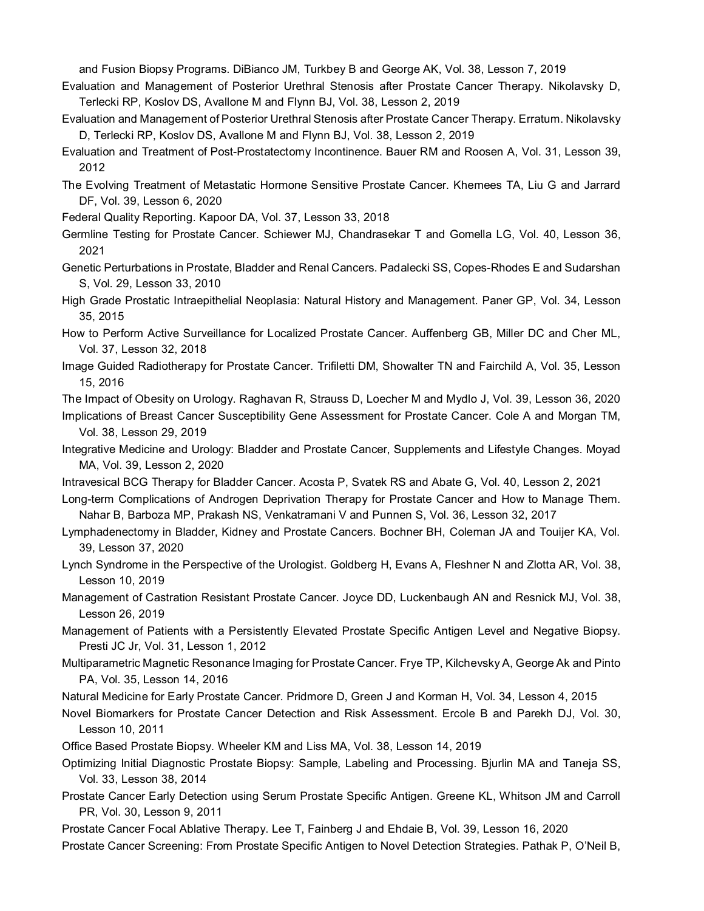and Fusion Biopsy Programs. DiBianco JM, Turkbey B and George AK, Vol. 38, Lesson 7, 2019

Evaluation and Management of Posterior Urethral Stenosis after Prostate Cancer Therapy. Nikolavsky D, Terlecki RP, Koslov DS, Avallone M and Flynn BJ, Vol. 38, Lesson 2, 2019

Evaluation and Management of Posterior Urethral Stenosis after Prostate Cancer Therapy. Erratum. Nikolavsky D, Terlecki RP, Koslov DS, Avallone M and Flynn BJ, Vol. 38, Lesson 2, 2019

Evaluation and Treatment of Post-Prostatectomy Incontinence. Bauer RM and Roosen A, Vol. 31, Lesson 39, 2012

The Evolving Treatment of Metastatic Hormone Sensitive Prostate Cancer. Khemees TA, Liu G and Jarrard DF, Vol. 39, Lesson 6, 2020

Federal Quality Reporting. Kapoor DA, Vol. 37, Lesson 33, 2018

Germline Testing for Prostate Cancer. Schiewer MJ, Chandrasekar T and Gomella LG, Vol. 40, Lesson 36, 2021

Genetic Perturbations in Prostate, Bladder and Renal Cancers. Padalecki SS, Copes-Rhodes E and Sudarshan S, Vol. 29, Lesson 33, 2010

High Grade Prostatic Intraepithelial Neoplasia: Natural History and Management. Paner GP, Vol. 34, Lesson 35, 2015

How to Perform Active Surveillance for Localized Prostate Cancer. Auffenberg GB, Miller DC and Cher ML, Vol. 37, Lesson 32, 2018

Image Guided Radiotherapy for Prostate Cancer. Trifiletti DM, Showalter TN and Fairchild A, Vol. 35, Lesson 15, 2016

The Impact of Obesity on Urology. Raghavan R, Strauss D, Loecher M and Mydlo J, Vol. 39, Lesson 36, 2020

Implications of Breast Cancer Susceptibility Gene Assessment for Prostate Cancer. Cole A and Morgan TM, Vol. 38, Lesson 29, 2019

Integrative Medicine and Urology: Bladder and Prostate Cancer, Supplements and Lifestyle Changes. Moyad MA, Vol. 39, Lesson 2, 2020

Intravesical BCG Therapy for Bladder Cancer. Acosta P, Svatek RS and Abate G, Vol. 40, Lesson 2, 2021

Long-term Complications of Androgen Deprivation Therapy for Prostate Cancer and How to Manage Them. Nahar B, Barboza MP, Prakash NS, Venkatramani V and Punnen S, Vol. 36, Lesson 32, 2017

Lymphadenectomy in Bladder, Kidney and Prostate Cancers. Bochner BH, Coleman JA and Touijer KA, Vol. 39, Lesson 37, 2020

Lynch Syndrome in the Perspective of the Urologist. Goldberg H, Evans A, Fleshner N and Zlotta AR, Vol. 38, Lesson 10, 2019

Management of Castration Resistant Prostate Cancer. Joyce DD, Luckenbaugh AN and Resnick MJ, Vol. 38, Lesson 26, 2019

Management of Patients with a Persistently Elevated Prostate Specific Antigen Level and Negative Biopsy. Presti JC Jr, Vol. 31, Lesson 1, 2012

Multiparametric Magnetic Resonance Imaging for Prostate Cancer. Frye TP, Kilchevsky A, George Ak and Pinto PA, Vol. 35, Lesson 14, 2016

Natural Medicine for Early Prostate Cancer. Pridmore D, Green J and Korman H, Vol. 34, Lesson 4, 2015

Novel Biomarkers for Prostate Cancer Detection and Risk Assessment. Ercole B and Parekh DJ, Vol. 30, Lesson 10, 2011

Office Based Prostate Biopsy. Wheeler KM and Liss MA, Vol. 38, Lesson 14, 2019

Optimizing Initial Diagnostic Prostate Biopsy: Sample, Labeling and Processing. Bjurlin MA and Taneja SS, Vol. 33, Lesson 38, 2014

Prostate Cancer Early Detection using Serum Prostate Specific Antigen. Greene KL, Whitson JM and Carroll PR, Vol. 30, Lesson 9, 2011

Prostate Cancer Focal Ablative Therapy. Lee T, Fainberg J and Ehdaie B, Vol. 39, Lesson 16, 2020

Prostate Cancer Screening: From Prostate Specific Antigen to Novel Detection Strategies. Pathak P, O'Neil B,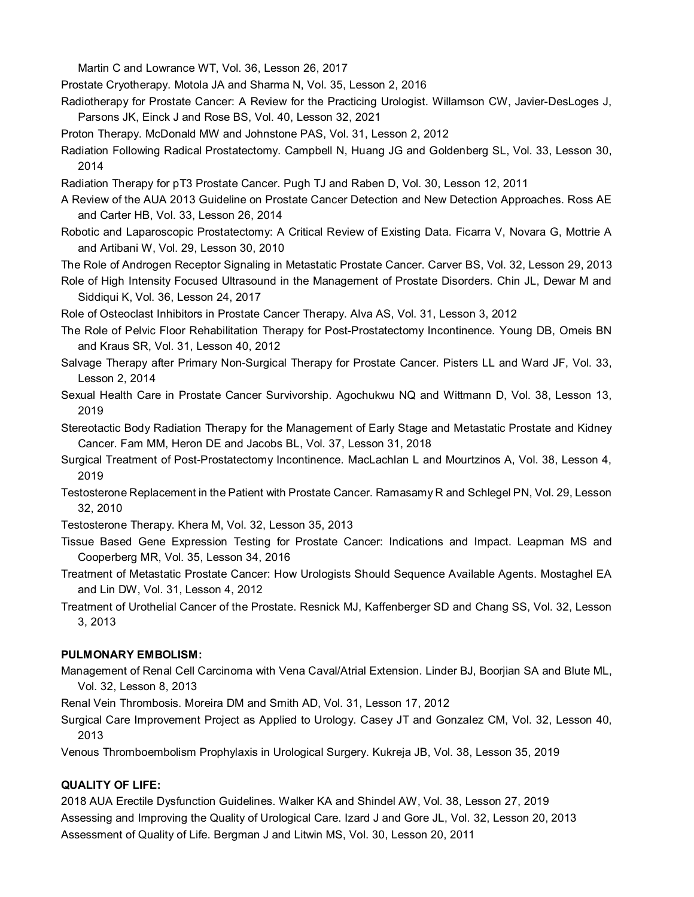Martin C and Lowrance WT, Vol. 36, Lesson 26, 2017

Prostate Cryotherapy. Motola JA and Sharma N, Vol. 35, Lesson 2, 2016

Radiotherapy for Prostate Cancer: A Review for the Practicing Urologist. Willamson CW, Javier-DesLoges J, Parsons JK, Einck J and Rose BS, Vol. 40, Lesson 32, 2021

Proton Therapy. McDonald MW and Johnstone PAS, Vol. 31, Lesson 2, 2012

Radiation Following Radical Prostatectomy. Campbell N, Huang JG and Goldenberg SL, Vol. 33, Lesson 30, 2014

Radiation Therapy for pT3 Prostate Cancer. Pugh TJ and Raben D, Vol. 30, Lesson 12, 2011

A Review of the AUA 2013 Guideline on Prostate Cancer Detection and New Detection Approaches. Ross AE and Carter HB, Vol. 33, Lesson 26, 2014

Robotic and Laparoscopic Prostatectomy: A Critical Review of Existing Data. Ficarra V, Novara G, Mottrie A and Artibani W, Vol. 29, Lesson 30, 2010

The Role of Androgen Receptor Signaling in Metastatic Prostate Cancer. Carver BS, Vol. 32, Lesson 29, 2013

Role of High Intensity Focused Ultrasound in the Management of Prostate Disorders. Chin JL, Dewar M and Siddiqui K, Vol. 36, Lesson 24, 2017

Role of Osteoclast Inhibitors in Prostate Cancer Therapy. Alva AS, Vol. 31, Lesson 3, 2012

The Role of Pelvic Floor Rehabilitation Therapy for Post-Prostatectomy Incontinence. Young DB, Omeis BN and Kraus SR, Vol. 31, Lesson 40, 2012

Salvage Therapy after Primary Non-Surgical Therapy for Prostate Cancer. Pisters LL and Ward JF, Vol. 33, Lesson 2, 2014

Sexual Health Care in Prostate Cancer Survivorship. Agochukwu NQ and Wittmann D, Vol. 38, Lesson 13, 2019

Stereotactic Body Radiation Therapy for the Management of Early Stage and Metastatic Prostate and Kidney Cancer. Fam MM, Heron DE and Jacobs BL, Vol. 37, Lesson 31, 2018

Surgical Treatment of Post-Prostatectomy Incontinence. MacLachlan L and Mourtzinos A, Vol. 38, Lesson 4, 2019

Testosterone Replacement in the Patient with Prostate Cancer. Ramasamy R and Schlegel PN, Vol. 29, Lesson 32, 2010

Testosterone Therapy. Khera M, Vol. 32, Lesson 35, 2013

Tissue Based Gene Expression Testing for Prostate Cancer: Indications and Impact. Leapman MS and Cooperberg MR, Vol. 35, Lesson 34, 2016

Treatment of Metastatic Prostate Cancer: How Urologists Should Sequence Available Agents. Mostaghel EA and Lin DW, Vol. 31, Lesson 4, 2012

Treatment of Urothelial Cancer of the Prostate. Resnick MJ, Kaffenberger SD and Chang SS, Vol. 32, Lesson 3, 2013

**PULMONARY EMBOLISM:**

Management of Renal Cell Carcinoma with Vena Caval/Atrial Extension. Linder BJ, Boorjian SA and Blute ML, Vol. 32, Lesson 8, 2013

Renal Vein Thrombosis. Moreira DM and Smith AD, Vol. 31, Lesson 17, 2012

Surgical Care Improvement Project as Applied to Urology. Casey JT and Gonzalez CM, Vol. 32, Lesson 40, 2013

Venous Thromboembolism Prophylaxis in Urological Surgery. Kukreja JB, Vol. 38, Lesson 35, 2019

**QUALITY OF LIFE:**

2018 AUA Erectile Dysfunction Guidelines. Walker KA and Shindel AW, Vol. 38, Lesson 27, 2019

Assessing and Improving the Quality of Urological Care. Izard J and Gore JL, Vol. 32, Lesson 20, 2013

Assessment of Quality of Life. Bergman J and Litwin MS, Vol. 30, Lesson 20, 2011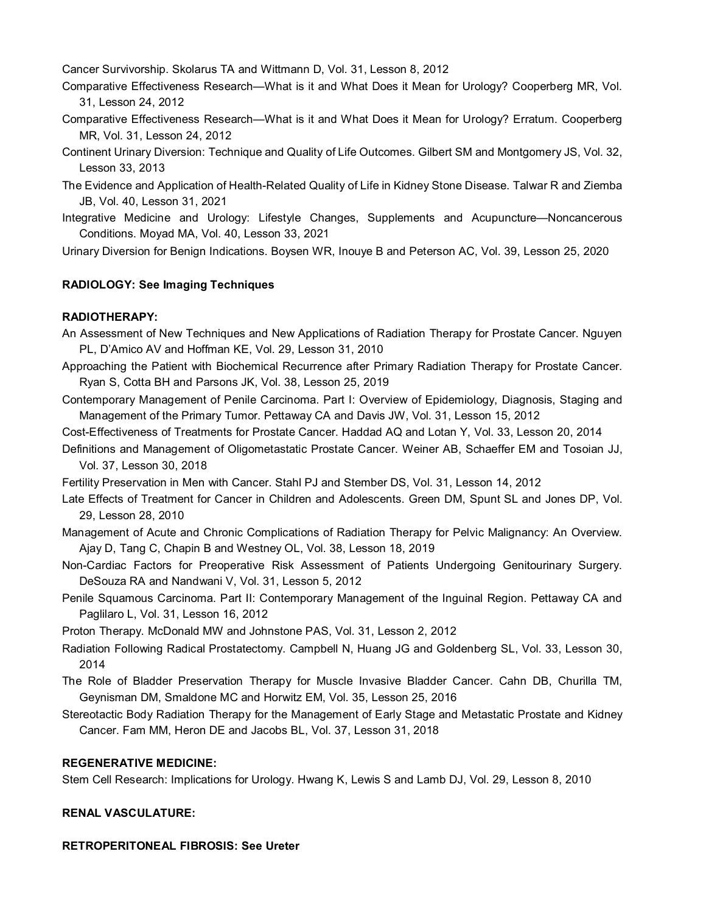Cancer Survivorship. Skolarus TA and Wittmann D, Vol. 31, Lesson 8, 2012

Comparative Effectiveness Research—What is it and What Does it Mean for Urology? Cooperberg MR, Vol. 31, Lesson 24, 2012

Comparative Effectiveness Research—What is it and What Does it Mean for Urology? Erratum. Cooperberg MR, Vol. 31, Lesson 24, 2012

Continent Urinary Diversion: Technique and Quality of Life Outcomes. Gilbert SM and Montgomery JS, Vol. 32, Lesson 33, 2013

The Evidence and Application of Health-Related Quality of Life in Kidney Stone Disease. Talwar R and Ziemba JB, Vol. 40, Lesson 31, 2021

Integrative Medicine and Urology: Lifestyle Changes, Supplements and Acupuncture—Noncancerous Conditions. Moyad MA, Vol. 40, Lesson 33, 2021

Urinary Diversion for Benign Indications. Boysen WR, Inouye B and Peterson AC, Vol. 39, Lesson 25, 2020

**RADIOLOGY: See Imaging Techniques**

**RADIOTHERAPY:**

An Assessment of New Techniques and New Applications of Radiation Therapy for Prostate Cancer. Nguyen PL, D'Amico AV and Hoffman KE, Vol. 29, Lesson 31, 2010

Approaching the Patient with Biochemical Recurrence after Primary Radiation Therapy for Prostate Cancer. Ryan S, Cotta BH and Parsons JK, Vol. 38, Lesson 25, 2019

Contemporary Management of Penile Carcinoma. Part I: Overview of Epidemiology, Diagnosis, Staging and Management of the Primary Tumor. Pettaway CA and Davis JW, Vol. 31, Lesson 15, 2012

Cost-Effectiveness of Treatments for Prostate Cancer. Haddad AQ and Lotan Y, Vol. 33, Lesson 20, 2014

Definitions and Management of Oligometastatic Prostate Cancer. Weiner AB, Schaeffer EM and Tosoian JJ, Vol. 37, Lesson 30, 2018

Fertility Preservation in Men with Cancer. Stahl PJ and Stember DS, Vol. 31, Lesson 14, 2012

Late Effects of Treatment for Cancer in Children and Adolescents. Green DM, Spunt SL and Jones DP, Vol. 29, Lesson 28, 2010

Management of Acute and Chronic Complications of Radiation Therapy for Pelvic Malignancy: An Overview. Ajay D, Tang C, Chapin B and Westney OL, Vol. 38, Lesson 18, 2019

Non-Cardiac Factors for Preoperative Risk Assessment of Patients Undergoing Genitourinary Surgery. DeSouza RA and Nandwani V, Vol. 31, Lesson 5, 2012

Penile Squamous Carcinoma. Part II: Contemporary Management of the Inguinal Region. Pettaway CA and Pagliaro L, Vol. 31, Lesson 16, 2012

Proton Therapy. McDonald MW and Johnstone PAS, Vol. 31, Lesson 2, 2012

Radiation Following Radical Prostatectomy. Campbell N, Huang JG and Goldenberg SL, Vol. 33, Lesson 30, 2014

The Role of Bladder Preservation Therapy for Muscle Invasive Bladder Cancer. Cahn DB, Churilla TM, Geynisman DM, Smaldone MC and Horwitz EM, Vol. 35, Lesson 25, 2016

Stereotactic Body Radiation Therapy for the Management of Early Stage and Metastatic Prostate and Kidney Cancer. Fam MM, Heron DE and Jacobs BL, Vol. 37, Lesson 31, 2018

**REGENERATIVE MEDICINE:**

Stem Cell Research: Implications for Urology. Hwang K, Lewis S and Lamb DJ, Vol. 29, Lesson 8, 2010

**RENAL VASCULATURE:**

**RETROPERITONEAL FIBROSIS: See Ureter**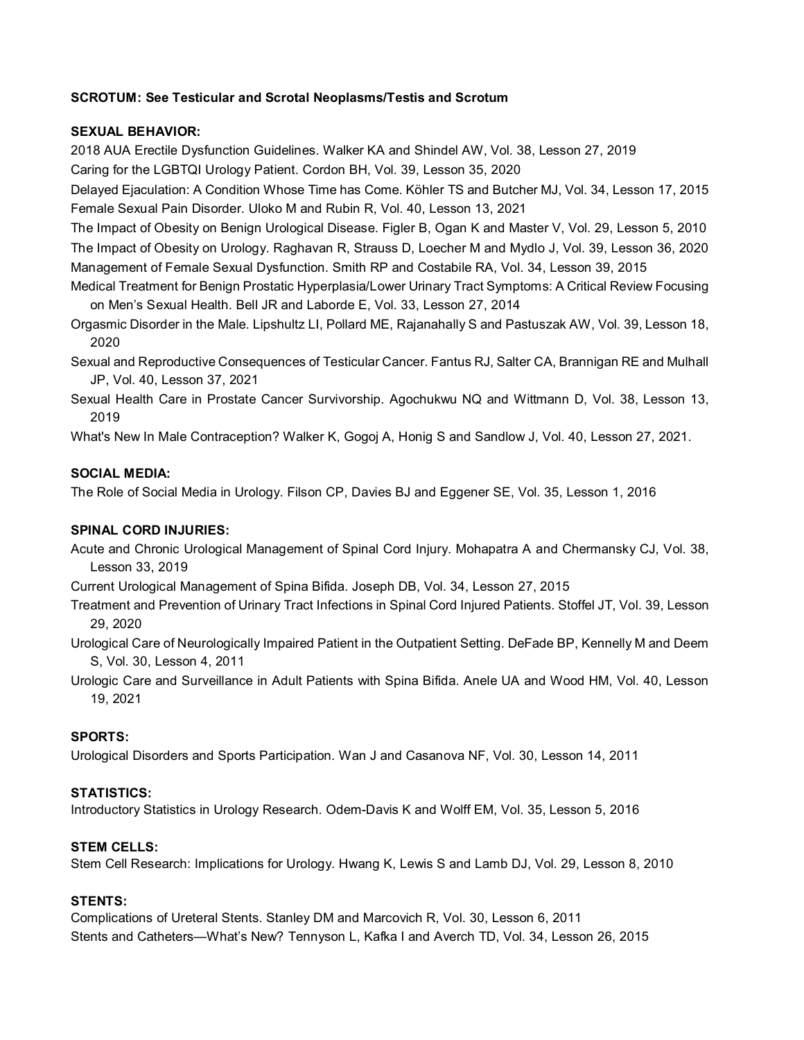**SCROTUM: See Testicular and Scrotal Neoplasms/Testis and Scrotum**

**SEXUAL BEHAVIOR:**

2018 AUA Erectile Dysfunction Guidelines. Walker KA and Shindel AW, Vol. 38, Lesson 27, 2019

Caring for the LGBTQI Urology Patient. Cordon BH, Vol. 39, Lesson 35, 2020

Delayed Ejaculation: A Condition Whose Time has Come. Köhler TS and Butcher MJ, Vol. 34, Lesson 17, 2015

Female Sexual Pain Disorder. Uloko M and Rubin R, Vol. 40, Lesson 13, 2021

The Impact of Obesity on Benign Urological Disease. Figler B, Ogan K and Master V, Vol. 29, Lesson 5, 2010

The Impact of Obesity on Urology. Raghavan R, Strauss D, Loecher M and Mydlo J, Vol. 39, Lesson 36, 2020

Management of Female Sexual Dysfunction. Smith RP and Costabile RA, Vol. 34, Lesson 39, 2015

Medical Treatment for Benign Prostatic Hyperplasia/Lower Urinary Tract Symptoms: A Critical Review Focusing on Men's Sexual Health. Bell JR and Laborde E, Vol. 33, Lesson 27, 2014

Orgasmic Disorder in the Male. Lipshultz LI, Pollard ME, Rajanahally S and Pastuszak AW, Vol. 39, Lesson 18, 2020

Sexual and Reproductive Consequences of Testicular Cancer. Fantus RJ, Salter CA, Brannigan RE and Mulhall JP, Vol. 40, Lesson 37, 2021

Sexual Health Care in Prostate Cancer Survivorship. Agochukwu NQ and Wittmann D, Vol. 38, Lesson 13, 2019

What's New In Male Contraception? Walker K, Gogoj A, Honig S and Sandlow J, Vol. 40, Lesson 27, 2021.

**SOCIAL MEDIA:**

The Role of Social Media in Urology. Filson CP, Davies BJ and Eggener SE, Vol. 35, Lesson 1, 2016

**SPINAL CORD INJURIES:**

Acute and Chronic Urological Management of Spinal Cord Injury. Mohapatra A and Chermansky CJ, Vol. 38, Lesson 33, 2019

Current Urological Management of Spina Bifida. Joseph DB, Vol. 34, Lesson 27, 2015

Treatment and Prevention of Urinary Tract Infections in Spinal Cord Injured Patients. Stoffel JT, Vol. 39, Lesson 29, 2020

Urological Care of Neurologically Impaired Patient in the Outpatient Setting. DeFade BP, Kennelly M and Deem S, Vol. 30, Lesson 4, 2011

Urologic Care and Surveillance in Adult Patients with Spina Bifida. Anele UA and Wood HM, Vol. 40, Lesson 19, 2021

**SPORTS:**

Urological Disorders and Sports Participation. Wan J and Casanova NF, Vol. 30, Lesson 14, 2011

**STATISTICS:**

Introductory Statistics in Urology Research. Odem-Davis K and Wolff EM, Vol. 35, Lesson 5, 2016

**STEM CELLS:**

Stem Cell Research: Implications for Urology. Hwang K, Lewis S and Lamb DJ, Vol. 29, Lesson 8, 2010

**STENTS:**

Complications of Ureteral Stents. Stanley DM and Marcovich R, Vol. 30, Lesson 6, 2011

Stents and Catheters—What's New? Tennyson L, Kafka I and Averch TD, Vol. 34, Lesson 26, 2015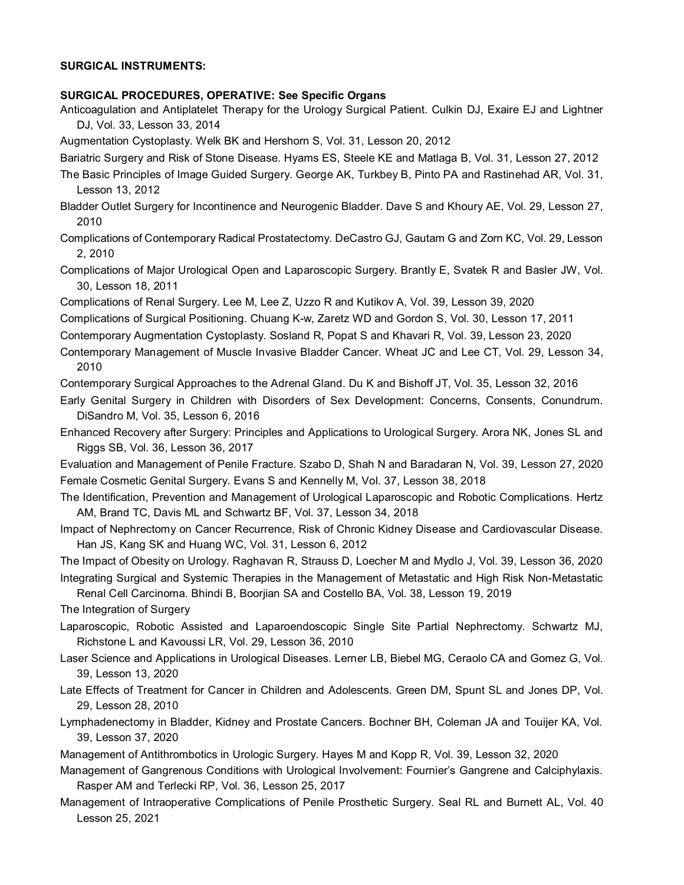**SURGICAL INSTRUMENTS:**

**SURGICAL PROCEDURES, OPERATIVE: See Specific Organs**

Anticoagulation and Antiplatelet Therapy for the Urology Surgical Patient. Culkin DJ, Exaire EJ and Lightner DJ, Vol. 33, Lesson 33, 2014

Augmentation Cystoplasty. Welk BK and Hershorn S, Vol. 31, Lesson 20, 2012

Bariatric Surgery and Risk of Stone Disease. Hyams ES, Steele KE and Matlaga B, Vol. 31, Lesson 27, 2012

The Basic Principles of Image Guided Surgery. George AK, Turkbey B, Pinto PA and Rastinehad AR, Vol. 31, Lesson 13, 2012

Bladder Outlet Surgery for Incontinence and Neurogenic Bladder. Dave S and Khoury AE, Vol. 29, Lesson 27, 2010

Complications of Contemporary Radical Prostatectomy. DeCastro GJ, Gautam G and Zorn KC, Vol. 29, Lesson 2, 2010

Complications of Major Urological Open and Laparoscopic Surgery. Brantly E, Svatek R and Basler JW, Vol. 30, Lesson 18, 2011

Complications of Renal Surgery. Lee M, Lee Z, Uzzo R and Kutikov A, Vol. 39, Lesson 39, 2020

Complications of Surgical Positioning. Chuang K-w, Zaretz WD and Gordon S, Vol. 30, Lesson 17, 2011

Contemporary Augmentation Cystoplasty. Sosland R, Popat S and Khavari R, Vol. 39, Lesson 23, 2020

Contemporary Management of Muscle Invasive Bladder Cancer. Wheat JC and Lee CT, Vol. 29, Lesson 34, 2010

Contemporary Surgical Approaches to the Adrenal Gland. Du K and Bishoff JT, Vol. 35, Lesson 32, 2016

Early Genital Surgery in Children with Disorders of Sex Development: Concerns, Consents, Conundrum. DiSandro M, Vol. 35, Lesson 6, 2016

Enhanced Recovery after Surgery: Principles and Applications to Urological Surgery. Arora NK, Jones SL and Riggs SB, Vol. 36, Lesson 36, 2017

Evaluation and Management of Penile Fracture. Szabo D, Shah N and Baradaran N, Vol. 39, Lesson 27, 2020

Female Cosmetic Genital Surgery. Evans S and Kennelly M, Vol. 37, Lesson 38, 2018

The Identification, Prevention and Management of Urological Laparoscopic and Robotic Complications. Hertz AM, Brand TC, Davis ML and Schwartz BF, Vol. 37, Lesson 34, 2018

Impact of Nephrectomy on Cancer Recurrence, Risk of Chronic Kidney Disease and Cardiovascular Disease. Han JS, Kang SK and Huang WC, Vol. 31, Lesson 6, 2012

The Impact of Obesity on Urology. Raghavan R, Strauss D, Loecher M and Mydlo J, Vol. 39, Lesson 36, 2020

Integrating Surgical and Systemic Therapies in the Management of Metastatic and High Risk Non-Metastatic Renal Cell Carcinoma. Bhindi B, Boorjian SA and Costello BA, Vol. 38, Lesson 19, 2019

The Integration of Surgery

Laparoscopic, Robotic Assisted and Laparoendoscopic Single Site Partial Nephrectomy. Schwartz MJ, Richstone L and Kavoussi LR, Vol. 29, Lesson 36, 2010

Laser Science and Applications in Urological Diseases. Lerner LB, Biebel MG, Ceraolo CA and Gomez G, Vol. 39, Lesson 13, 2020

Late Effects of Treatment for Cancer in Children and Adolescents. Green DM, Spunt SL and Jones DP, Vol. 29, Lesson 28, 2010

Lymphadenectomy in Bladder, Kidney and Prostate Cancers. Bochner BH, Coleman JA and Touijer KA, Vol. 39, Lesson 37, 2020

Management of Antithrombotics in Urologic Surgery. Hayes M and Kopp R, Vol. 39, Lesson 32, 2020

Management of Gangrenous Conditions with Urological Involvement: Fournier's Gangrene and Calciphylaxis. Rasper AM and Terlecki RP, Vol. 36, Lesson 25, 2017

Management of Intraoperative Complications of Penile Prosthetic Surgery. Seal RL and Burnett AL, Vol. 40 Lesson 25, 2021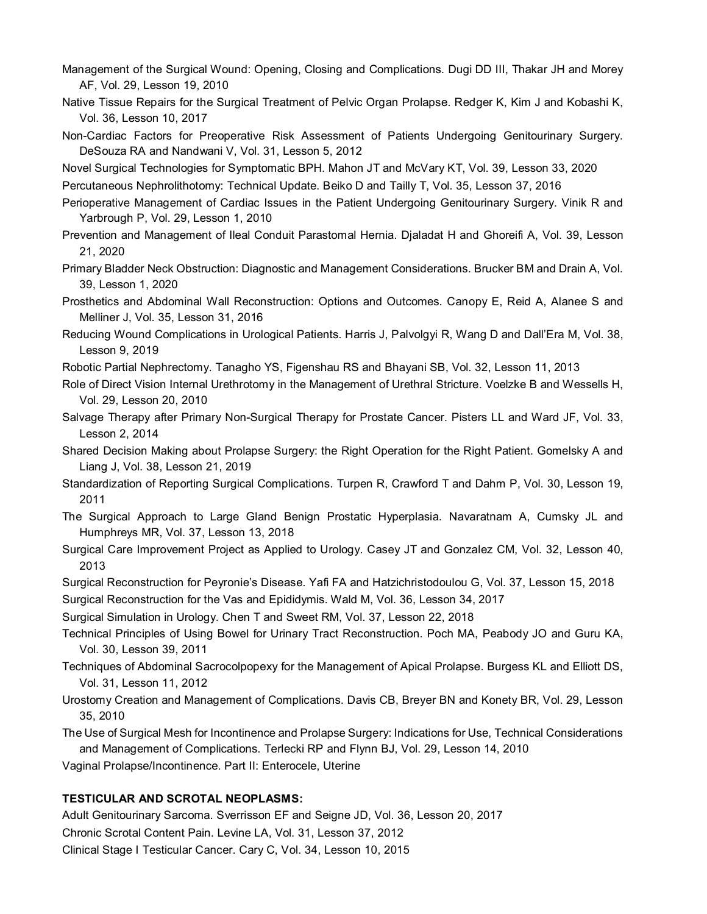Management of the Surgical Wound: Opening, Closing and Complications. Dugi DD III, Thakar JH and Morey AF, Vol. 29, Lesson 19, 2010

Native Tissue Repairs for the Surgical Treatment of Pelvic Organ Prolapse. Redger K, Kim J and Kobashi K, Vol. 36, Lesson 10, 2017

Non-Cardiac Factors for Preoperative Risk Assessment of Patients Undergoing Genitourinary Surgery. DeSouza RA and Nandwani V, Vol. 31, Lesson 5, 2012

Novel Surgical Technologies for Symptomatic BPH. Mahon JT and McVary KT, Vol. 39, Lesson 33, 2020

Percutaneous Nephrolithotomy: Technical Update. Beiko D and Tailly T, Vol. 35, Lesson 37, 2016

Perioperative Management of Cardiac Issues in the Patient Undergoing Genitourinary Surgery. Vinik R and Yarbrough P, Vol. 29, Lesson 1, 2010

Prevention and Management of Ileal Conduit Parastomal Hernia. Djaladat H and Ghoreifi A, Vol. 39, Lesson 21, 2020

Primary Bladder Neck Obstruction: Diagnostic and Management Considerations. Brucker BM and Drain A, Vol. 39, Lesson 1, 2020

Prosthetics and Abdominal Wall Reconstruction: Options and Outcomes. Canopy E, Reid A, Alanee S and Melliner J, Vol. 35, Lesson 31, 2016

Reducing Wound Complications in Urological Patients. Harris J, Palvolgyi R, Wang D and Dall'Era M, Vol. 38, Lesson 9, 2019

Robotic Partial Nephrectomy. Tanagho YS, Figenshau RS and Bhayani SB, Vol. 32, Lesson 11, 2013

Role of Direct Vision Internal Urethrotomy in the Management of Urethral Stricture. Voelzke B and Wessells H, Vol. 29, Lesson 20, 2010

Salvage Therapy after Primary Non-Surgical Therapy for Prostate Cancer. Pisters LL and Ward JF, Vol. 33, Lesson 2, 2014

Shared Decision Making about Prolapse Surgery: the Right Operation for the Right Patient. Gomelsky A and Liang J, Vol. 38, Lesson 21, 2019

Standardization of Reporting Surgical Complications. Turpen R, Crawford T and Dahm P, Vol. 30, Lesson 19, 2011

The Surgical Approach to Large Gland Benign Prostatic Hyperplasia. Navaratnam A, Cumsky JL and Humphreys MR, Vol. 37, Lesson 13, 2018

Surgical Care Improvement Project as Applied to Urology. Casey JT and Gonzalez CM, Vol. 32, Lesson 40, 2013

Surgical Reconstruction for Peyronie's Disease. Yafi FA and Hatzichristodoulou G, Vol. 37, Lesson 15, 2018

Surgical Reconstruction for the Vas and Epididymis. Wald M, Vol. 36, Lesson 34, 2017

Surgical Simulation in Urology. Chen T and Sweet RM, Vol. 37, Lesson 22, 2018

Technical Principles of Using Bowel for Urinary Tract Reconstruction. Poch MA, Peabody JO and Guru KA, Vol. 30, Lesson 39, 2011

Techniques of Abdominal Sacrocolpopexy for the Management of Apical Prolapse. Burgess KL and Elliott DS, Vol. 31, Lesson 11, 2012

Urostomy Creation and Management of Complications. Davis CB, Breyer BN and Konety BR, Vol. 29, Lesson 35, 2010

The Use of Surgical Mesh for Incontinence and Prolapse Surgery: Indications for Use, Technical Considerations and Management of Complications. Terlecki RP and Flynn BJ, Vol. 29, Lesson 14, 2010

Vaginal Prolapse/Incontinence. Part II: Enterocele, Uterine

**TESTICULAR AND SCROTAL NEOPLASMS:**

Adult Genitourinary Sarcoma. Sverrisson EF and Seigne JD, Vol. 36, Lesson 20, 2017

Chronic Scrotal Content Pain. Levine LA, Vol. 31, Lesson 37, 2012

Clinical Stage I Testicular Cancer. Cary C, Vol. 34, Lesson 10, 2015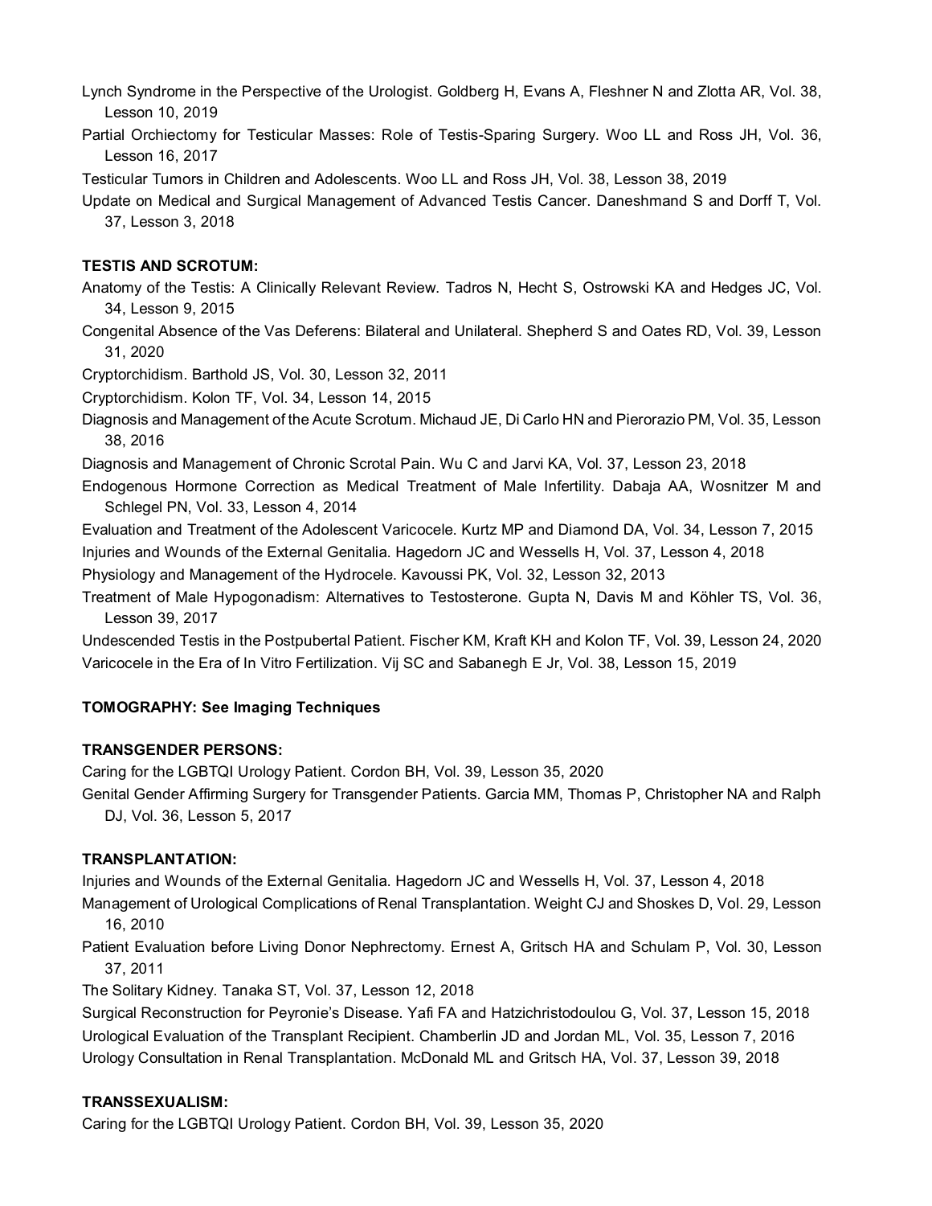Lynch Syndrome in the Perspective of the Urologist. Goldberg H, Evans A, Fleshner N and Zlotta AR, Vol. 38, Lesson 10, 2019

Partial Orchiectomy for Testicular Masses: Role of Testis-Sparing Surgery. Woo LL and Ross JH, Vol. 36, Lesson 16, 2017

Testicular Tumors in Children and Adolescents. Woo LL and Ross JH, Vol. 38, Lesson 38, 2019

Update on Medical and Surgical Management of Advanced Testis Cancer. Daneshmand S and Dorff T, Vol. 37, Lesson 3, 2018

**TESTIS AND SCROTUM:**

Anatomy of the Testis: A Clinically Relevant Review. Tadros N, Hecht S, Ostrowski KA and Hedges JC, Vol. 34, Lesson 9, 2015

Congenital Absence of the Vas Deferens: Bilateral and Unilateral. Shepherd S and Oates RD, Vol. 39, Lesson 31, 2020

Cryptorchidism. Barthold JS, Vol. 30, Lesson 32, 2011

Cryptorchidism. Kolon TF, Vol. 34, Lesson 14, 2015

Diagnosis and Management of the Acute Scrotum. Michaud JE, Di Carlo HN and Pierorazio PM, Vol. 35, Lesson 38, 2016

Diagnosis and Management of Chronic Scrotal Pain. Wu C and Jarvi KA, Vol. 37, Lesson 23, 2018

Endogenous Hormone Correction as Medical Treatment of Male Infertility. Dabaja AA, Wosnitzer M and Schlegel PN, Vol. 33, Lesson 4, 2014

Evaluation and Treatment of the Adolescent Varicocele. Kurtz MP and Diamond DA, Vol. 34, Lesson 7, 2015

Injuries and Wounds of the External Genitalia. Hagedorn JC and Wessells H, Vol. 37, Lesson 4, 2018

Physiology and Management of the Hydrocele. Kavoussi PK, Vol. 32, Lesson 32, 2013

Treatment of Male Hypogonadism: Alternatives to Testosterone. Gupta N, Davis M and Köhler TS, Vol. 36, Lesson 39, 2017

Undescended Testis in the Postpubertal Patient. Fischer KM, Kraft KH and Kolon TF, Vol. 39, Lesson 24, 2020

Varicocele in the Era of In Vitro Fertilization. Vij SC and Sabanegh E Jr, Vol. 38, Lesson 15, 2019

**TOMOGRAPHY: See Imaging Techniques**

**TRANSGENDER PERSONS:**

Caring for the LGBTQI Urology Patient. Cordon BH, Vol. 39, Lesson 35, 2020

Genital Gender Affirming Surgery for Transgender Patients. Garcia MM, Thomas P, Christopher NA and Ralph DJ, Vol. 36, Lesson 5, 2017

**TRANSPLANTATION:**

Injuries and Wounds of the External Genitalia. Hagedorn JC and Wessells H, Vol. 37, Lesson 4, 2018

Management of Urological Complications of Renal Transplantation. Weight CJ and Shoskes D, Vol. 29, Lesson 16, 2010

Patient Evaluation before Living Donor Nephrectomy. Ernest A, Gritsch HA and Schulam P, Vol. 30, Lesson 37, 2011

The Solitary Kidney. Tanaka ST, Vol. 37, Lesson 12, 2018

Surgical Reconstruction for Peyronie's Disease. Yafi FA and Hatzichristodoulou G, Vol. 37, Lesson 15, 2018

Urological Evaluation of the Transplant Recipient. Chamberlin JD and Jordan ML, Vol. 35, Lesson 7, 2016

Urology Consultation in Renal Transplantation. McDonald ML and Gritsch HA, Vol. 37, Lesson 39, 2018

**TRANSSEXUALISM:**

Caring for the LGBTQI Urology Patient. Cordon BH, Vol. 39, Lesson 35, 2020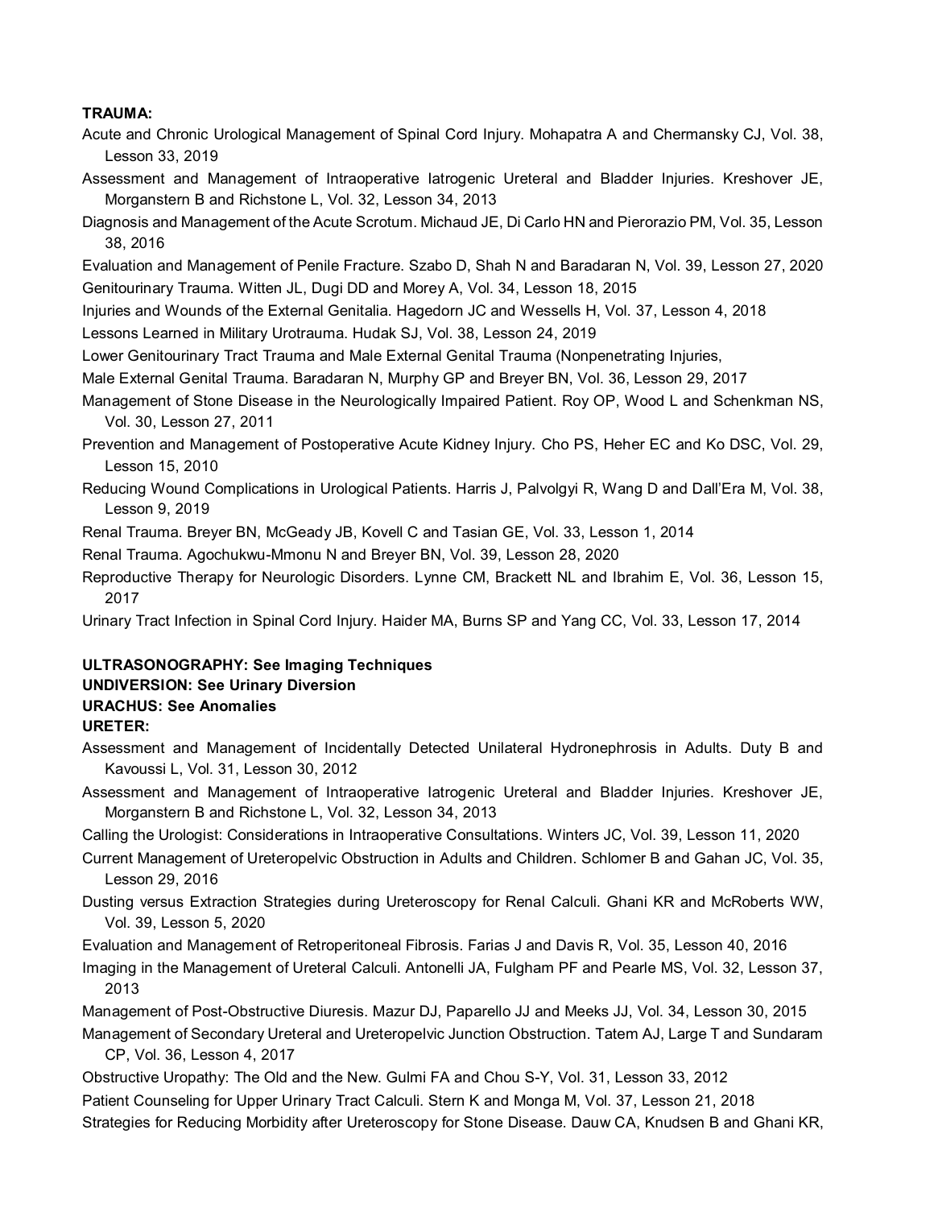**TRAUMA:**

Acute and Chronic Urological Management of Spinal Cord Injury. Mohapatra A and Chermansky CJ, Vol. 38, Lesson 33, 2019

Assessment and Management of Intraoperative Iatrogenic Ureteral and Bladder Injuries. Kreshover JE, Morganstern B and Richstone L, Vol. 32, Lesson 34, 2013

Diagnosis and Management of the Acute Scrotum. Michaud JE, Di Carlo HN and Pierorazio PM, Vol. 35, Lesson 38, 2016

Evaluation and Management of Penile Fracture. Szabo D, Shah N and Baradaran N, Vol. 39, Lesson 27, 2020

Genitourinary Trauma. Witten JL, Dugi DD and Morey A, Vol. 34, Lesson 18, 2015

Injuries and Wounds of the External Genitalia. Hagedorn JC and Wessells H, Vol. 37, Lesson 4, 2018

Lessons Learned in Military Urotrauma. Hudak SJ, Vol. 38, Lesson 24, 2019

Lower Genitourinary Tract Trauma and Male External Genital Trauma (Nonpenetrating Injuries,

Male External Genital Trauma. Baradaran N, Murphy GP and Breyer BN, Vol. 36, Lesson 29, 2017

Management of Stone Disease in the Neurologically Impaired Patient. Roy OP, Wood L and Schenkman NS, Vol. 30, Lesson 27, 2011

Prevention and Management of Postoperative Acute Kidney Injury. Cho PS, Heher EC and Ko DSC, Vol. 29, Lesson 15, 2010

Reducing Wound Complications in Urological Patients. Harris J, Palvolgyi R, Wang D and Dall'Era M, Vol. 38, Lesson 9, 2019

Renal Trauma. Breyer BN, McGeady JB, Kovell C and Tasian GE, Vol. 33, Lesson 1, 2014

Renal Trauma. Agochukwu-Mmonu N and Breyer BN, Vol. 39, Lesson 28, 2020

Reproductive Therapy for Neurologic Disorders. Lynne CM, Brackett NL and Ibrahim E, Vol. 36, Lesson 15, 2017

Urinary Tract Infection in Spinal Cord Injury. Haider MA, Burns SP and Yang CC, Vol. 33, Lesson 17, 2014

**ULTRASONOGRAPHY: See Imaging Techniques**

**UNDIVERSION: See Urinary Diversion**

**URACHUS: See Anomalies**

**URETER:**

Assessment and Management of Incidentally Detected Unilateral Hydronephrosis in Adults. Duty B and Kavoussi L, Vol. 31, Lesson 30, 2012

Assessment and Management of Intraoperative Iatrogenic Ureteral and Bladder Injuries. Kreshover JE, Morganstern B and Richstone L, Vol. 32, Lesson 34, 2013

Calling the Urologist: Considerations in Intraoperative Consultations. Winters JC, Vol. 39, Lesson 11, 2020

Current Management of Ureteropelvic Obstruction in Adults and Children. Schlomer B and Gahan JC, Vol. 35, Lesson 29, 2016

Dusting versus Extraction Strategies during Ureteroscopy for Renal Calculi. Ghani KR and McRoberts WW, Vol. 39, Lesson 5, 2020

Evaluation and Management of Retroperitoneal Fibrosis. Farias J and Davis R, Vol. 35, Lesson 40, 2016

Imaging in the Management of Ureteral Calculi. Antonelli JA, Fulgham PF and Pearle MS, Vol. 32, Lesson 37, 2013

Management of Post-Obstructive Diuresis. Mazur DJ, Paparello JJ and Meeks JJ, Vol. 34, Lesson 30, 2015

Management of Secondary Ureteral and Ureteropelvic Junction Obstruction. Tatem AJ, Large T and Sundaram CP, Vol. 36, Lesson 4, 2017

Obstructive Uropathy: The Old and the New. Gulmi FA and Chou S-Y, Vol. 31, Lesson 33, 2012

Patient Counseling for Upper Urinary Tract Calculi. Stern K and Monga M, Vol. 37, Lesson 21, 2018

Strategies for Reducing Morbidity after Ureteroscopy for Stone Disease. Dauw CA, Knudsen B and Ghani KR,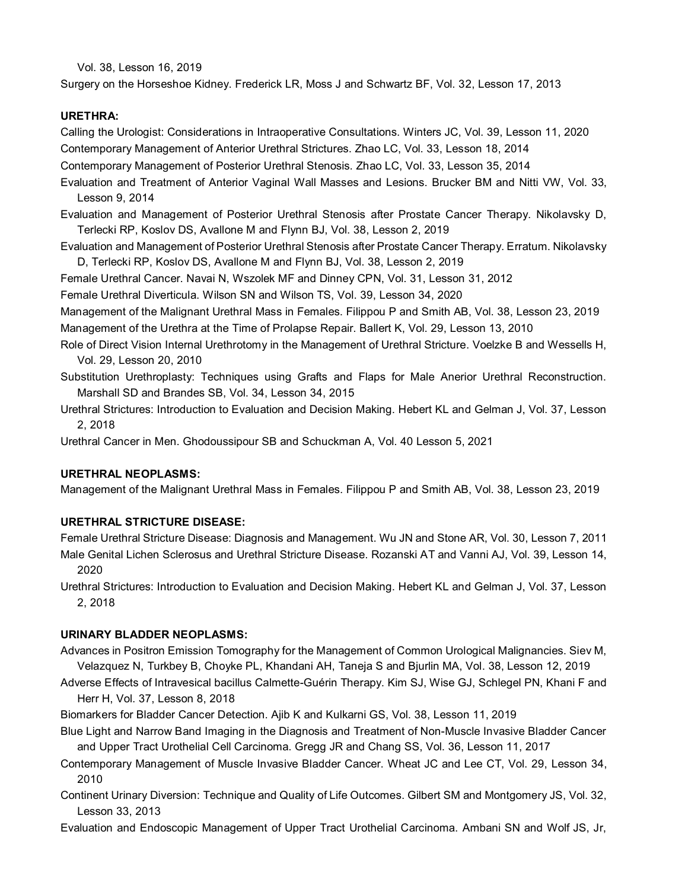Vol. 38, Lesson 16, 2019

Surgery on the Horseshoe Kidney. Frederick LR, Moss J and Schwartz BF, Vol. 32, Lesson 17, 2013

**URETHRA:**

Calling the Urologist: Considerations in Intraoperative Consultations. Winters JC, Vol. 39, Lesson 11, 2020

Contemporary Management of Anterior Urethral Strictures. Zhao LC, Vol. 33, Lesson 18, 2014

Contemporary Management of Posterior Urethral Stenosis. Zhao LC, Vol. 33, Lesson 35, 2014

Evaluation and Treatment of Anterior Vaginal Wall Masses and Lesions. Brucker BM and Nitti VW, Vol. 33, Lesson 9, 2014

Evaluation and Management of Posterior Urethral Stenosis after Prostate Cancer Therapy. Nikolavsky D, Terlecki RP, Koslov DS, Avallone M and Flynn BJ, Vol. 38, Lesson 2, 2019

Evaluation and Management of Posterior Urethral Stenosis after Prostate Cancer Therapy. Erratum. Nikolavsky D, Terlecki RP, Koslov DS, Avallone M and Flynn BJ, Vol. 38, Lesson 2, 2019

Female Urethral Cancer. Navai N, Wszolek MF and Dinney CPN, Vol. 31, Lesson 31, 2012

Female Urethral Diverticula. Wilson SN and Wilson TS, Vol. 39, Lesson 34, 2020

Management of the Malignant Urethral Mass in Females. Filippou P and Smith AB, Vol. 38, Lesson 23, 2019

Management of the Urethra at the Time of Prolapse Repair. Ballert K, Vol. 29, Lesson 13, 2010

Role of Direct Vision Internal Urethrotomy in the Management of Urethral Stricture. Voelzke B and Wessells H, Vol. 29, Lesson 20, 2010

Substitution Urethroplasty: Techniques using Grafts and Flaps for Male Anerior Urethral Reconstruction. Marshall SD and Brandes SB, Vol. 34, Lesson 34, 2015

Urethral Strictures: Introduction to Evaluation and Decision Making. Hebert KL and Gelman J, Vol. 37, Lesson 2, 2018

Urethral Cancer in Men. Ghodoussipour SB and Schuckman A, Vol. 40 Lesson 5, 2021

**URETHRAL NEOPLASMS:**

Management of the Malignant Urethral Mass in Females. Filippou P and Smith AB, Vol. 38, Lesson 23, 2019

**URETHRAL STRICTURE DISEASE:**

Female Urethral Stricture Disease: Diagnosis and Management. Wu JN and Stone AR, Vol. 30, Lesson 7, 2011

Male Genital Lichen Sclerosus and Urethral Stricture Disease. Rozanski AT and Vanni AJ, Vol. 39, Lesson 14, 2020

Urethral Strictures: Introduction to Evaluation and Decision Making. Hebert KL and Gelman J, Vol. 37, Lesson 2, 2018

**URINARY BLADDER NEOPLASMS:**

Advances in Positron Emission Tomography for the Management of Common Urological Malignancies. Siev M, Velazquez N, Turkbey B, Choyke PL, Khandani AH, Taneja S and Bjurlin MA, Vol. 38, Lesson 12, 2019

Adverse Effects of Intravesical bacillus Calmette-Guérin Therapy. Kim SJ, Wise GJ, Schlegel PN, Khani F and Herr H, Vol. 37, Lesson 8, 2018

Biomarkers for Bladder Cancer Detection. Ajib K and Kulkarni GS, Vol. 38, Lesson 11, 2019

Blue Light and Narrow Band Imaging in the Diagnosis and Treatment of Non-Muscle Invasive Bladder Cancer and Upper Tract Urothelial Cell Carcinoma. Gregg JR and Chang SS, Vol. 36, Lesson 11, 2017

Contemporary Management of Muscle Invasive Bladder Cancer. Wheat JC and Lee CT, Vol. 29, Lesson 34, 2010

Continent Urinary Diversion: Technique and Quality of Life Outcomes. Gilbert SM and Montgomery JS, Vol. 32, Lesson 33, 2013

Evaluation and Endoscopic Management of Upper Tract Urothelial Carcinoma. Ambani SN and Wolf JS, Jr,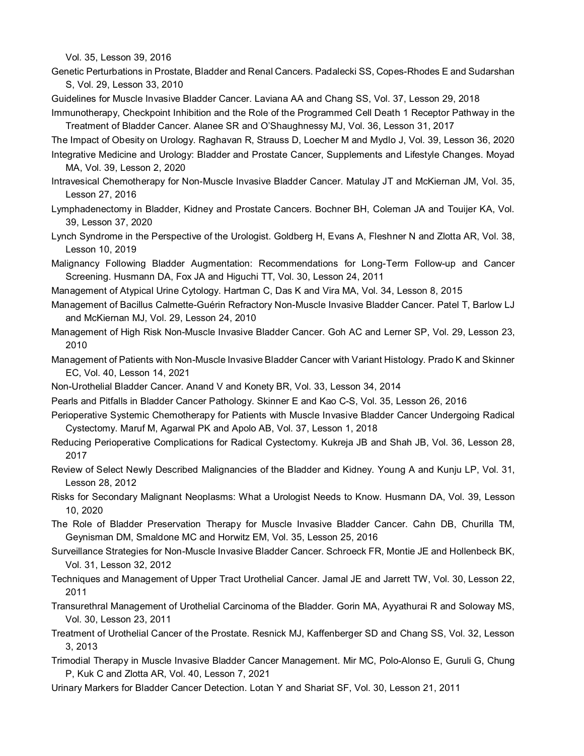Vol. 35, Lesson 39, 2016

Genetic Perturbations in Prostate, Bladder and Renal Cancers. Padalecki SS, Copes-Rhodes E and Sudarshan S, Vol. 29, Lesson 33, 2010

Guidelines for Muscle Invasive Bladder Cancer. Laviana AA and Chang SS, Vol. 37, Lesson 29, 2018

Immunotherapy, Checkpoint Inhibition and the Role of the Programmed Cell Death 1 Receptor Pathway in the Treatment of Bladder Cancer. Alanee SR and O'Shaughnessy MJ, Vol. 36, Lesson 31, 2017

The Impact of Obesity on Urology. Raghavan R, Strauss D, Loecher M and Mydlo J, Vol. 39, Lesson 36, 2020

Integrative Medicine and Urology: Bladder and Prostate Cancer, Supplements and Lifestyle Changes. Moyad MA, Vol. 39, Lesson 2, 2020

Intravesical Chemotherapy for Non-Muscle Invasive Bladder Cancer. Matulay JT and McKiernan JM, Vol. 35, Lesson 27, 2016

Lymphadenectomy in Bladder, Kidney and Prostate Cancers. Bochner BH, Coleman JA and Touijer KA, Vol. 39, Lesson 37, 2020

Lynch Syndrome in the Perspective of the Urologist. Goldberg H, Evans A, Fleshner N and Zlotta AR, Vol. 38, Lesson 10, 2019

Malignancy Following Bladder Augmentation: Recommendations for Long-Term Follow-up and Cancer Screening. Husmann DA, Fox JA and Higuchi TT, Vol. 30, Lesson 24, 2011

Management of Atypical Urine Cytology. Hartman C, Das K and Vira MA, Vol. 34, Lesson 8, 2015

Management of Bacillus Calmette-Guérin Refractory Non-Muscle Invasive Bladder Cancer. Patel T, Barlow LJ and McKiernan MJ, Vol. 29, Lesson 24, 2010

Management of High Risk Non-Muscle Invasive Bladder Cancer. Goh AC and Lerner SP, Vol. 29, Lesson 23, 2010

Management of Patients with Non-Muscle Invasive Bladder Cancer with Variant Histology. Prado K and Skinner EC, Vol. 40, Lesson 14, 2021

Non-Urothelial Bladder Cancer. Anand V and Konety BR, Vol. 33, Lesson 34, 2014

Pearls and Pitfalls in Bladder Cancer Pathology. Skinner E and Kao C-S, Vol. 35, Lesson 26, 2016

Perioperative Systemic Chemotherapy for Patients with Muscle Invasive Bladder Cancer Undergoing Radical Cystectomy. Maruf M, Agarwal PK and Apolo AB, Vol. 37, Lesson 1, 2018

Reducing Perioperative Complications for Radical Cystectomy. Kukreja JB and Shah JB, Vol. 36, Lesson 28, 2017

Review of Select Newly Described Malignancies of the Bladder and Kidney. Young A and Kunju LP, Vol. 31, Lesson 28, 2012

Risks for Secondary Malignant Neoplasms: What a Urologist Needs to Know. Husmann DA, Vol. 39, Lesson 10, 2020

The Role of Bladder Preservation Therapy for Muscle Invasive Bladder Cancer. Cahn DB, Churilla TM, Geynisman DM, Smaldone MC and Horwitz EM, Vol. 35, Lesson 25, 2016

Surveillance Strategies for Non-Muscle Invasive Bladder Cancer. Schroeck FR, Montie JE and Hollenbeck BK, Vol. 31, Lesson 32, 2012

Techniques and Management of Upper Tract Urothelial Cancer. Jamal JE and Jarrett TW, Vol. 30, Lesson 22, 2011

Transurethral Management of Urothelial Carcinoma of the Bladder. Gorin MA, Ayyathurai R and Soloway MS, Vol. 30, Lesson 23, 2011

Treatment of Urothelial Cancer of the Prostate. Resnick MJ, Kaffenberger SD and Chang SS, Vol. 32, Lesson 3, 2013

Trimodial Therapy in Muscle Invasive Bladder Cancer Management. Mir MC, Polo-Alonso E, Guruli G, Chung P, Kuk C and Zlotta AR, Vol. 40, Lesson 7, 2021

Urinary Markers for Bladder Cancer Detection. Lotan Y and Shariat SF, Vol. 30, Lesson 21, 2011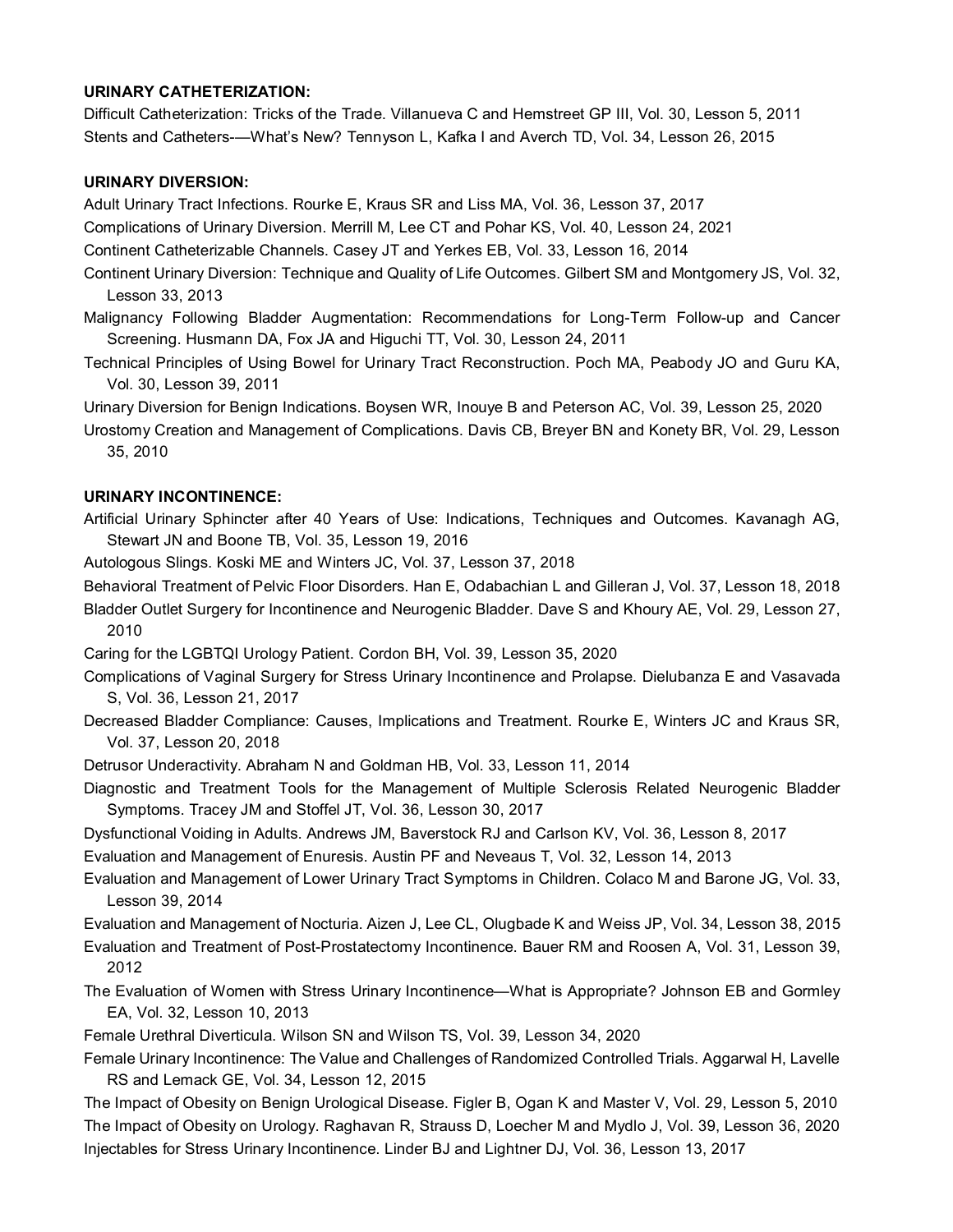**URINARY CATHETERIZATION:**

Difficult Catheterization: Tricks of the Trade. Villanueva C and Hemstreet GP III, Vol. 30, Lesson 5, 2011

Stents and Catheters-—What's New? Tennyson L, Kafka I and Averch TD, Vol. 34, Lesson 26, 2015

**URINARY DIVERSION:**

Adult Urinary Tract Infections. Rourke E, Kraus SR and Liss MA, Vol. 36, Lesson 37, 2017

Complications of Urinary Diversion. Merrill M, Lee CT and Pohar KS, Vol. 40, Lesson 24, 2021

Continent Catheterizable Channels. Casey JT and Yerkes EB, Vol. 33, Lesson 16, 2014

Continent Urinary Diversion: Technique and Quality of Life Outcomes. Gilbert SM and Montgomery JS, Vol. 32, Lesson 33, 2013

Malignancy Following Bladder Augmentation: Recommendations for Long-Term Follow-up and Cancer Screening. Husmann DA, Fox JA and Higuchi TT, Vol. 30, Lesson 24, 2011

Technical Principles of Using Bowel for Urinary Tract Reconstruction. Poch MA, Peabody JO and Guru KA, Vol. 30, Lesson 39, 2011

Urinary Diversion for Benign Indications. Boysen WR, Inouye B and Peterson AC, Vol. 39, Lesson 25, 2020

Urostomy Creation and Management of Complications. Davis CB, Breyer BN and Konety BR, Vol. 29, Lesson 35, 2010

**URINARY INCONTINENCE:**

Artificial Urinary Sphincter after 40 Years of Use: Indications, Techniques and Outcomes. Kavanagh AG, Stewart JN and Boone TB, Vol. 35, Lesson 19, 2016

Autologous Slings. Koski ME and Winters JC, Vol. 37, Lesson 37, 2018

Behavioral Treatment of Pelvic Floor Disorders. Han E, Odabachian L and Gilleran J, Vol. 37, Lesson 18, 2018

Bladder Outlet Surgery for Incontinence and Neurogenic Bladder. Dave S and Khoury AE, Vol. 29, Lesson 27, 2010

Caring for the LGBTQI Urology Patient. Cordon BH, Vol. 39, Lesson 35, 2020

Complications of Vaginal Surgery for Stress Urinary Incontinence and Prolapse. Dielubanza E and Vasavada S, Vol. 36, Lesson 21, 2017

Decreased Bladder Compliance: Causes, Implications and Treatment. Rourke E, Winters JC and Kraus SR, Vol. 37, Lesson 20, 2018

Detrusor Underactivity. Abraham N and Goldman HB, Vol. 33, Lesson 11, 2014

Diagnostic and Treatment Tools for the Management of Multiple Sclerosis Related Neurogenic Bladder Symptoms. Tracey JM and Stoffel JT, Vol. 36, Lesson 30, 2017

Dysfunctional Voiding in Adults. Andrews JM, Baverstock RJ and Carlson KV, Vol. 36, Lesson 8, 2017

Evaluation and Management of Enuresis. Austin PF and Neveaus T, Vol. 32, Lesson 14, 2013

Evaluation and Management of Lower Urinary Tract Symptoms in Children. Colaco M and Barone JG, Vol. 33, Lesson 39, 2014

Evaluation and Management of Nocturia. Aizen J, Lee CL, Olugbade K and Weiss JP, Vol. 34, Lesson 38, 2015

Evaluation and Treatment of Post-Prostatectomy Incontinence. Bauer RM and Roosen A, Vol. 31, Lesson 39, 2012

The Evaluation of Women with Stress Urinary Incontinence—What is Appropriate? Johnson EB and Gormley EA, Vol. 32, Lesson 10, 2013

Female Urethral Diverticula. Wilson SN and Wilson TS, Vol. 39, Lesson 34, 2020

Female Urinary Incontinence: The Value and Challenges of Randomized Controlled Trials. Aggarwal H, Lavelle RS and Lemack GE, Vol. 34, Lesson 12, 2015

The Impact of Obesity on Benign Urological Disease. Figler B, Ogan K and Master V, Vol. 29, Lesson 5, 2010

The Impact of Obesity on Urology. Raghavan R, Strauss D, Loecher M and Mydlo J, Vol. 39, Lesson 36, 2020

Injectables for Stress Urinary Incontinence. Linder BJ and Lightner DJ, Vol. 36, Lesson 13, 2017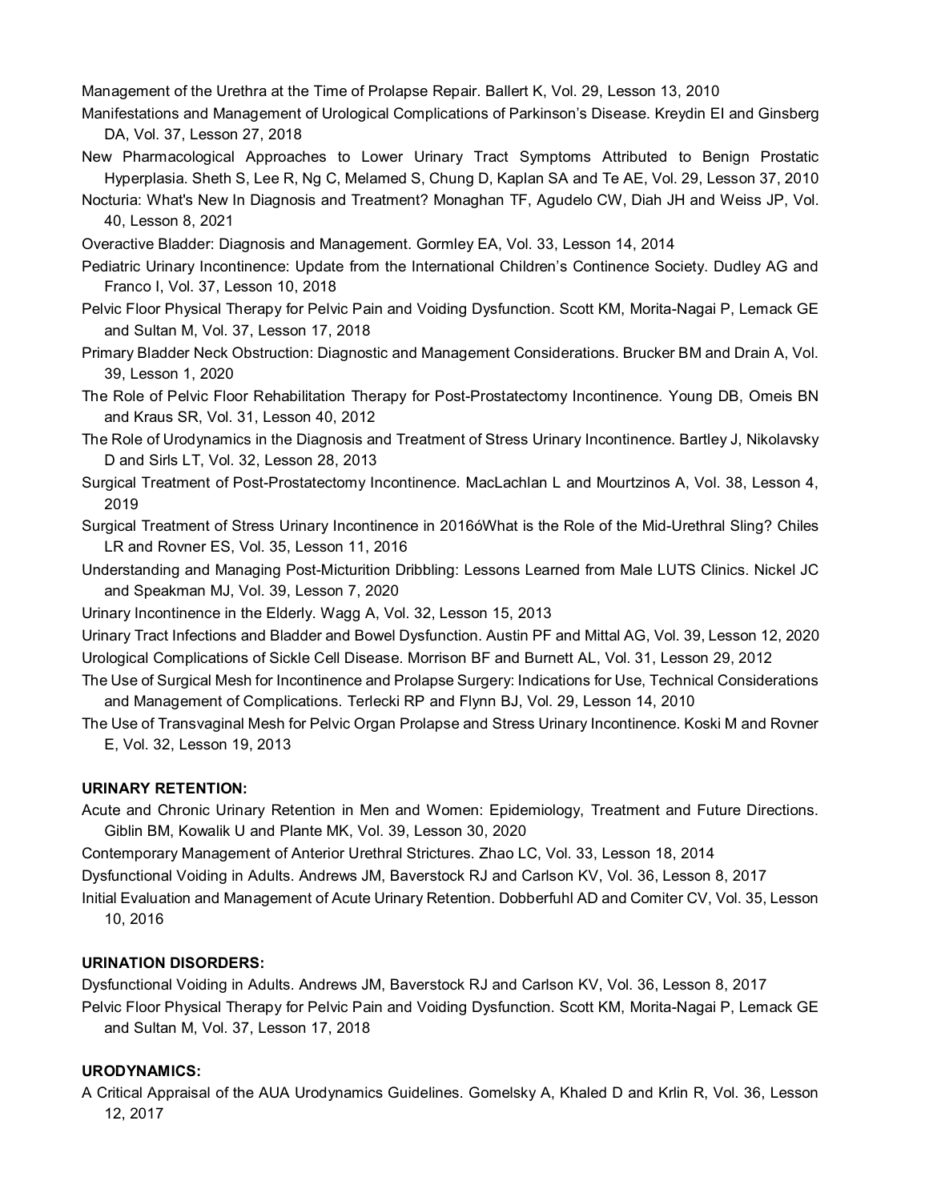Management of the Urethra at the Time of Prolapse Repair. Ballert K, Vol. 29, Lesson 13, 2010

Manifestations and Management of Urological Complications of Parkinson's Disease. Kreydin EI and Ginsberg DA, Vol. 37, Lesson 27, 2018

New Pharmacological Approaches to Lower Urinary Tract Symptoms Attributed to Benign Prostatic Hyperplasia. Sheth S, Lee R, Ng C, Melamed S, Chung D, Kaplan SA and Te AE, Vol. 29, Lesson 37, 2010

Nocturia: What's New In Diagnosis and Treatment? Monaghan TF, Agudelo CW, Diah JH and Weiss JP, Vol. 40, Lesson 8, 2021

Overactive Bladder: Diagnosis and Management. Gormley EA, Vol. 33, Lesson 14, 2014

Pediatric Urinary Incontinence: Update from the International Children's Continence Society. Dudley AG and Franco I, Vol. 37, Lesson 10, 2018

Pelvic Floor Physical Therapy for Pelvic Pain and Voiding Dysfunction. Scott KM, Morita-Nagai P, Lemack GE and Sultan M, Vol. 37, Lesson 17, 2018

Primary Bladder Neck Obstruction: Diagnostic and Management Considerations. Brucker BM and Drain A, Vol. 39, Lesson 1, 2020

The Role of Pelvic Floor Rehabilitation Therapy for Post-Prostatectomy Incontinence. Young DB, Omeis BN and Kraus SR, Vol. 31, Lesson 40, 2012

The Role of Urodynamics in the Diagnosis and Treatment of Stress Urinary Incontinence. Bartley J, Nikolavsky D and Sirls LT, Vol. 32, Lesson 28, 2013

Surgical Treatment of Post-Prostatectomy Incontinence. MacLachlan L and Mourtzinos A, Vol. 38, Lesson 4, 2019

Surgical Treatment of Stress Urinary Incontinence in 2016óWhat is the Role of the Mid-Urethral Sling? Chiles LR and Rovner ES, Vol. 35, Lesson 11, 2016

Understanding and Managing Post-Micturition Dribbling: Lessons Learned from Male LUTS Clinics. Nickel JC and Speakman MJ, Vol. 39, Lesson 7, 2020

Urinary Incontinence in the Elderly. Wagg A, Vol. 32, Lesson 15, 2013

Urinary Tract Infections and Bladder and Bowel Dysfunction. Austin PF and Mittal AG, Vol. 39, Lesson 12, 2020

Urological Complications of Sickle Cell Disease. Morrison BF and Burnett AL, Vol. 31, Lesson 29, 2012

The Use of Surgical Mesh for Incontinence and Prolapse Surgery: Indications for Use, Technical Considerations and Management of Complications. Terlecki RP and Flynn BJ, Vol. 29, Lesson 14, 2010

The Use of Transvaginal Mesh for Pelvic Organ Prolapse and Stress Urinary Incontinence. Koski M and Rovner E, Vol. 32, Lesson 19, 2013

**URINARY RETENTION:**

Acute and Chronic Urinary Retention in Men and Women: Epidemiology, Treatment and Future Directions. Giblin BM, Kowalik U and Plante MK, Vol. 39, Lesson 30, 2020

Contemporary Management of Anterior Urethral Strictures. Zhao LC, Vol. 33, Lesson 18, 2014

Dysfunctional Voiding in Adults. Andrews JM, Baverstock RJ and Carlson KV, Vol. 36, Lesson 8, 2017

Initial Evaluation and Management of Acute Urinary Retention. Dobberfuhl AD and Comiter CV, Vol. 35, Lesson 10, 2016

**URINATION DISORDERS:**

Dysfunctional Voiding in Adults. Andrews JM, Baverstock RJ and Carlson KV, Vol. 36, Lesson 8, 2017

Pelvic Floor Physical Therapy for Pelvic Pain and Voiding Dysfunction. Scott KM, Morita-Nagai P, Lemack GE and Sultan M, Vol. 37, Lesson 17, 2018

**URODYNAMICS:**

A Critical Appraisal of the AUA Urodynamics Guidelines. Gomelsky A, Khaled D and Krlin R, Vol. 36, Lesson 12, 2017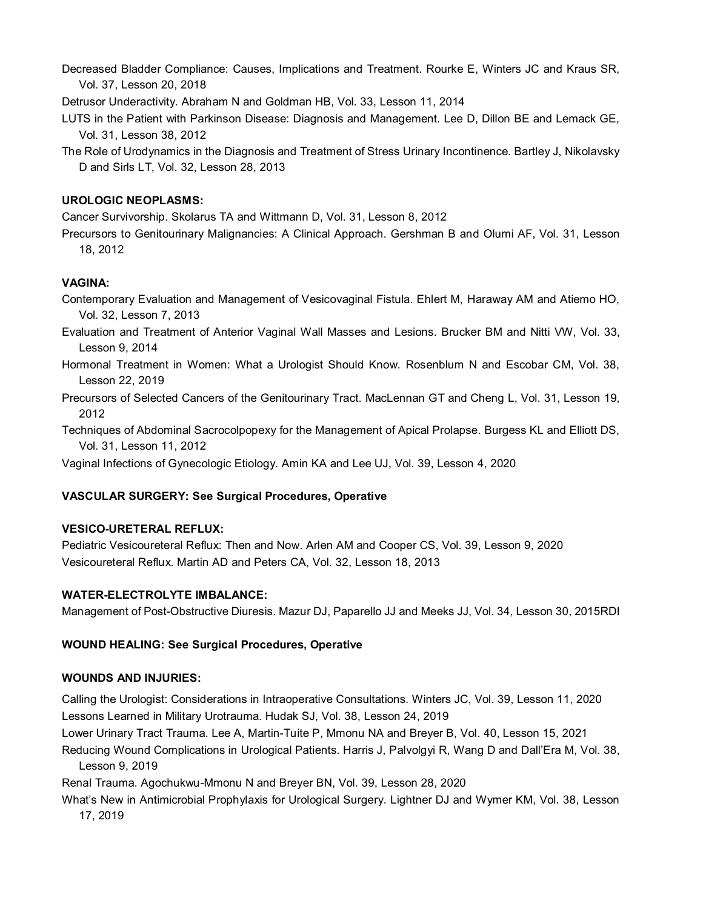Decreased Bladder Compliance: Causes, Implications and Treatment. Rourke E, Winters JC and Kraus SR, Vol. 37, Lesson 20, 2018

Detrusor Underactivity. Abraham N and Goldman HB, Vol. 33, Lesson 11, 2014

LUTS in the Patient with Parkinson Disease: Diagnosis and Management. Lee D, Dillon BE and Lemack GE, Vol. 31, Lesson 38, 2012

The Role of Urodynamics in the Diagnosis and Treatment of Stress Urinary Incontinence. Bartley J, Nikolavsky D and Sirls LT, Vol. 32, Lesson 28, 2013

**UROLOGIC NEOPLASMS:**

Cancer Survivorship. Skolarus TA and Wittmann D, Vol. 31, Lesson 8, 2012

Precursors to Genitourinary Malignancies: A Clinical Approach. Gershman B and Olumi AF, Vol. 31, Lesson 18, 2012

**VAGINA:**

Contemporary Evaluation and Management of Vesicovaginal Fistula. Ehlert M, Haraway AM and Atiemo HO, Vol. 32, Lesson 7, 2013

Evaluation and Treatment of Anterior Vaginal Wall Masses and Lesions. Brucker BM and Nitti VW, Vol. 33, Lesson 9, 2014

Hormonal Treatment in Women: What a Urologist Should Know. Rosenblum N and Escobar CM, Vol. 38, Lesson 22, 2019

Precursors of Selected Cancers of the Genitourinary Tract. MacLennan GT and Cheng L, Vol. 31, Lesson 19, 2012

Techniques of Abdominal Sacrocolpopexy for the Management of Apical Prolapse. Burgess KL and Elliott DS, Vol. 31, Lesson 11, 2012

Vaginal Infections of Gynecologic Etiology. Amin KA and Lee UJ, Vol. 39, Lesson 4, 2020

**VASCULAR SURGERY: See Surgical Procedures, Operative**

**VESICO-URETERAL REFLUX:**

Pediatric Vesicoureteral Reflux: Then and Now. Arlen AM and Cooper CS, Vol. 39, Lesson 9, 2020

Vesicoureteral Reflux. Martin AD and Peters CA, Vol. 32, Lesson 18, 2013

**WATER-ELECTROLYTE IMBALANCE:**

Management of Post-Obstructive Diuresis. Mazur DJ, Paparello JJ and Meeks JJ, Vol. 34, Lesson 30, 2015RDI

**WOUND HEALING: See Surgical Procedures, Operative**

**WOUNDS AND INJURIES:**

Calling the Urologist: Considerations in Intraoperative Consultations. Winters JC, Vol. 39, Lesson 11, 2020

Lessons Learned in Military Urotrauma. Hudak SJ, Vol. 38, Lesson 24, 2019

Lower Urinary Tract Trauma. Lee A, Martin-Tuite P, Mmonu NA and Breyer B, Vol. 40, Lesson 15, 2021

Reducing Wound Complications in Urological Patients. Harris J, Palvolgyi R, Wang D and Dall'Era M, Vol. 38, Lesson 9, 2019

Renal Trauma. Agochukwu-Mmonu N and Breyer BN, Vol. 39, Lesson 28, 2020

What's New in Antimicrobial Prophylaxis for Urological Surgery. Lightner DJ and Wymer KM, Vol. 38, Lesson 17, 2019